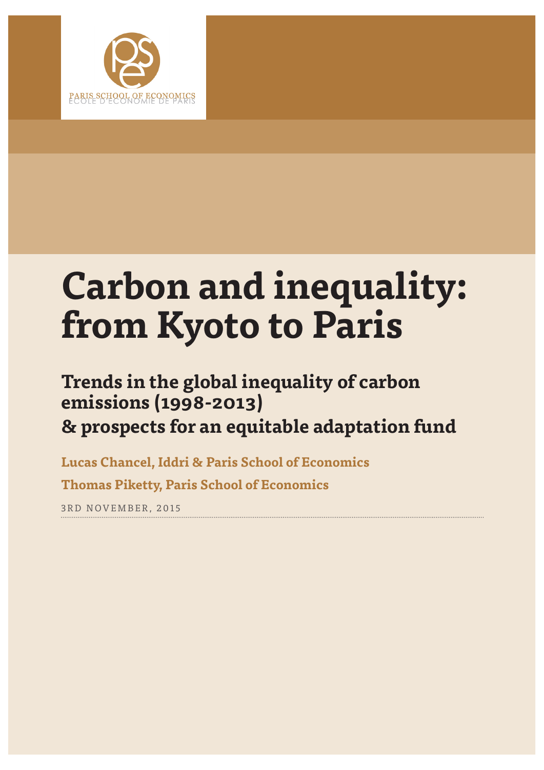PARIS SCHOOL OF ECONOMICS
ÉCOLE D'ÉCONOMIE DE PARIS

# Carbon and inequality: from Kyoto to Paris

## Trends in the global inequality of carbon emissions (1998-2013) & prospects for an equitable adaptation fund

**Lucas Chancel, Iddri & Paris School of Economics**

**Thomas Piketty, Paris School of Economics**

3RD NOVEMBER, 2015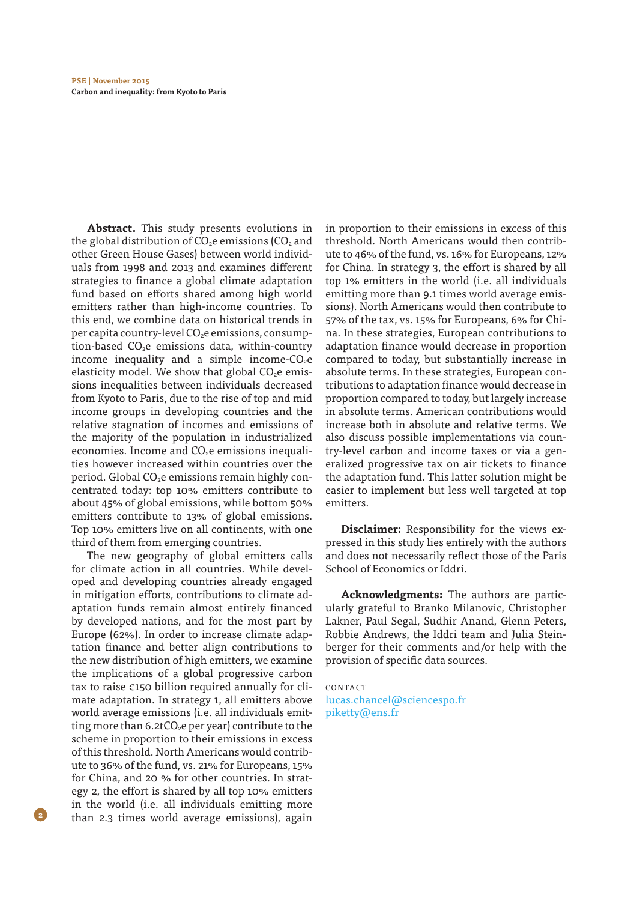**Abstract.** This study presents evolutions in the global distribution of $CO_2e$ emissions ($CO_2$ and other Green House Gases) between world individuals from 1998 and 2013 and examines different strategies to finance a global climate adaptation fund based on efforts shared among high world emitters rather than high-income countries. To this end, we combine data on historical trends in per capita country-level $CO_2e$ emissions, consumption-based $CO_2e$ emissions data, within-country income inequality and a simple income-$CO_2e$ elasticity model. We show that global $CO_2e$ emissions inequalities between individuals decreased from Kyoto to Paris, due to the rise of top and mid income groups in developing countries and the relative stagnation of incomes and emissions of the majority of the population in industrialized economies. Income and $CO_2e$ emissions inequalities however increased within countries over the period. Global $CO_2e$ emissions remain highly concentrated today: top 10% emitters contribute to about 45% of global emissions, while bottom 50% emitters contribute to 13% of global emissions. Top 10% emitters live on all continents, with one third of them from emerging countries.

The new geography of global emitters calls for climate action in all countries. While developed and developing countries already engaged in mitigation efforts, contributions to climate adaptation funds remain almost entirely financed by developed nations, and for the most part by Europe (62%). In order to increase climate adaptation finance and better align contributions to the new distribution of high emitters, we examine the implications of a global progressive carbon tax to raise €150 billion required annually for climate adaptation. In strategy 1, all emitters above world average emissions (i.e. all individuals emitting more than 6.2t$CO_2e$ per year) contribute to the scheme in proportion to their emissions in excess of this threshold. North Americans would contribute to 36% of the fund, vs. 21% for Europeans, 15% for China, and 20 % for other countries. In strategy 2, the effort is shared by all top 10% emitters in the world (i.e. all individuals emitting more than 2.3 times world average emissions), again in proportion to their emissions in excess of this threshold. North Americans would then contribute to 46% of the fund, vs. 16% for Europeans, 12% for China. In strategy 3, the effort is shared by all top 1% emitters in the world (i.e. all individuals emitting more than 9.1 times world average emissions). North Americans would then contribute to 57% of the tax, vs. 15% for Europeans, 6% for China. In these strategies, European contributions to adaptation finance would decrease in proportion compared to today, but substantially increase in absolute terms. In these strategies, European contributions to adaptation finance would decrease in proportion compared to today, but largely increase in absolute terms. American contributions would increase both in absolute and relative terms. We also discuss possible implementations via country-level carbon and income taxes or via a generalized progressive tax on air tickets to finance the adaptation fund. This latter solution might be easier to implement but less well targeted at top emitters.

**Disclaimer:** Responsibility for the views expressed in this study lies entirely with the authors and does not necessarily reflect those of the Paris School of Economics or Iddri.

**Acknowledgments:** The authors are particularly grateful to Branko Milanovic, Christopher Lakner, Paul Segal, Sudhir Anand, Glenn Peters, Robbie Andrews, the Iddri team and Julia Steinberger for their comments and/or help with the provision of specific data sources.

CONTACT
lucas.chancel@sciencespo.fr
piketty@ens.fr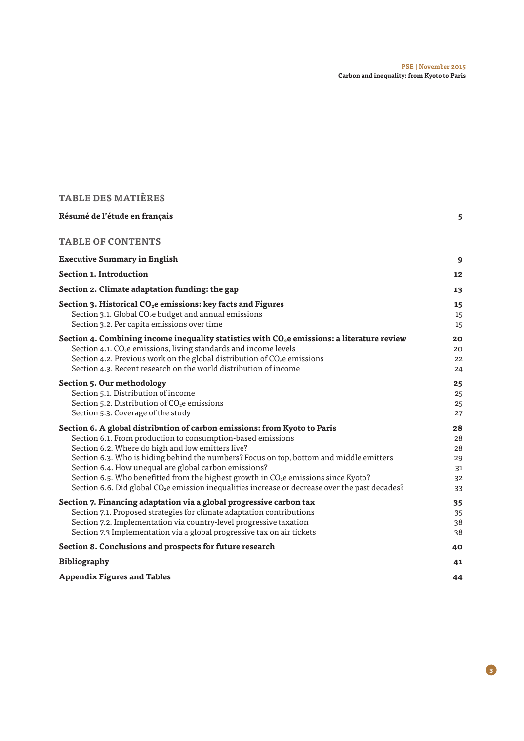## TABLE DES MATIÈRES

| | |
|---|---|
| **Résumé de l'étude en français** | **5** |

## TABLE OF CONTENTS

| | |
|---|---|
| **Executive Summary in English** | **9** |
| **Section 1. Introduction** | **12** |
| **Section 2. Climate adaptation funding: the gap** | **13** |
| **Section 3. Historical $CO_2e$ emissions: key facts and Figures** | **15** |
| Section 3.1. Global $CO_2e$ budget and annual emissions | 15 |
| Section 3.2. Per capita emissions over time | 15 |
| **Section 4. Combining income inequality statistics with $CO_2e$ emissions: a literature review** | **20** |
| Section 4.1. $CO_2e$ emissions, living standards and income levels | 20 |
| Section 4.2. Previous work on the global distribution of $CO_2e$ emissions | 22 |
| Section 4.3. Recent research on the world distribution of income | 24 |
| **Section 5. Our methodology** | **25** |
| Section 5.1. Distribution of income | 25 |
| Section 5.2. Distribution of $CO_2e$ emissions | 25 |
| Section 5.3. Coverage of the study | 27 |
| **Section 6. A global distribution of carbon emissions: from Kyoto to Paris** | **28** |
| Section 6.1. From production to consumption-based emissions | 28 |
| Section 6.2. Where do high and low emitters live? | 28 |
| Section 6.3. Who is hiding behind the numbers? Focus on top, bottom and middle emitters | 29 |
| Section 6.4. How unequal are global carbon emissions? | 31 |
| Section 6.5. Who benefitted from the highest growth in $CO_2e$ emissions since Kyoto? | 32 |
| Section 6.6. Did global $CO_2e$ emission inequalities increase or decrease over the past decades? | 33 |
| **Section 7. Financing adaptation via a global progressive carbon tax** | **35** |
| Section 7.1. Proposed strategies for climate adaptation contributions | 35 |
| Section 7.2. Implementation via country-level progressive taxation | 38 |
| Section 7.3 Implementation via a global progressive tax on air tickets | 38 |
| **Section 8. Conclusions and prospects for future research** | **40** |
| **Bibliography** | **41** |
| **Appendix Figures and Tables** | **44** |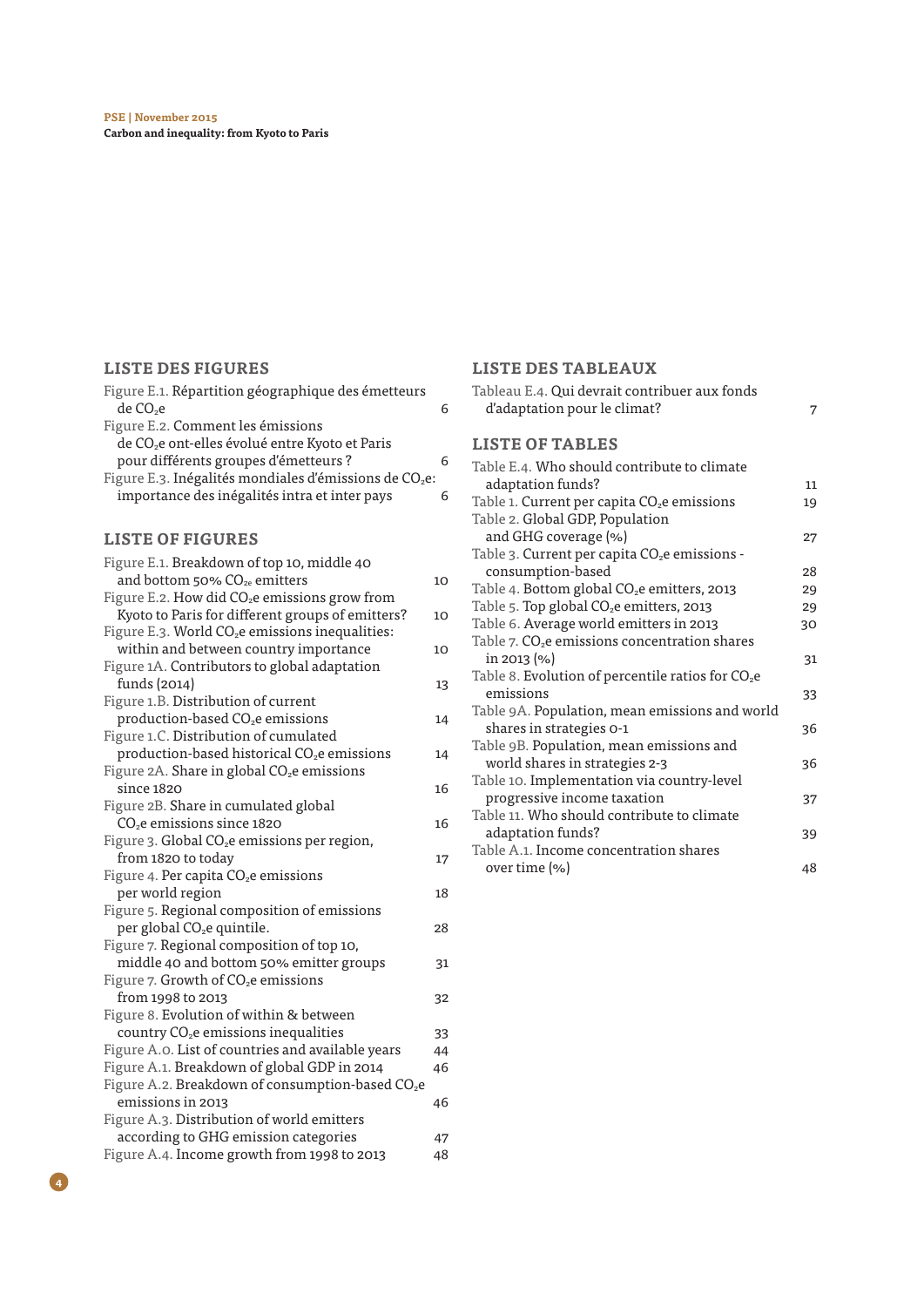## LISTE DES FIGURES

Figure E.1. Répartition géographique des émetteurs de $CO_2e$ 6
Figure E.2. Comment les émissions de $CO_2e$ ont-elles évolué entre Kyoto et Paris pour différents groupes d'émetteurs ? 6
Figure E.3. Inégalités mondiales d'émissions de $CO_2e$: importance des inégalités intra et inter pays 6

## LISTE OF FIGURES

Figure E.1. Breakdown of top 10, middle 40 and bottom 50% $CO_{2e}$ emitters 10
Figure E.2. How did $CO_2e$ emissions grow from Kyoto to Paris for different groups of emitters? 10
Figure E.3. World $CO_2e$ emissions inequalities: within and between country importance 10
Figure 1A. Contributors to global adaptation funds (2014) 13
Figure 1.B. Distribution of current production-based $CO_2e$ emissions 14
Figure 1.C. Distribution of cumulated production-based historical $CO_2e$ emissions 14
Figure 2A. Share in global $CO_2e$ emissions since 1820 16
Figure 2B. Share in cumulated global $CO_2e$ emissions since 1820 16
Figure 3. Global $CO_2e$ emissions per region, from 1820 to today 17
Figure 4. Per capita $CO_2e$ emissions per world region 18
Figure 5. Regional composition of emissions per global $CO_2e$ quintile. 28
Figure 7. Regional composition of top 10, middle 40 and bottom 50% emitter groups 31
Figure 7. Growth of $CO_2e$ emissions from 1998 to 2013 32
Figure 8. Evolution of within & between country $CO_2e$ emissions inequalities 33
Figure A.0. List of countries and available years 44
Figure A.1. Breakdown of global GDP in 2014 46
Figure A.2. Breakdown of consumption-based $CO_2e$ emissions in 2013 46
Figure A.3. Distribution of world emitters according to GHG emission categories 47
Figure A.4. Income growth from 1998 to 2013 48

## LISTE DES TABLEAUX

Tableau E.4. Qui devrait contribuer aux fonds d'adaptation pour le climat? 7

## LISTE OF TABLES

Table E.4. Who should contribute to climate adaptation funds? 11
Table 1. Current per capita $CO_2e$ emissions 19
Table 2. Global GDP, Population and GHG coverage (%) 27
Table 3. Current per capita $CO_2e$ emissions - consumption-based 28
Table 4. Bottom global $CO_2e$ emitters, 2013 29
Table 5. Top global $CO_2e$ emitters, 2013 29
Table 6. Average world emitters in 2013 30
Table 7. $CO_2e$ emissions concentration shares in 2013 (%) 31
Table 8. Evolution of percentile ratios for $CO_2e$ emissions 33
Table 9A. Population, mean emissions and world shares in strategies 0-1 36
Table 9B. Population, mean emissions and world shares in strategies 2-3 36
Table 10. Implementation via country-level progressive income taxation 37
Table 11. Who should contribute to climate adaptation funds? 39
Table A.1. Income concentration shares over time (%) 48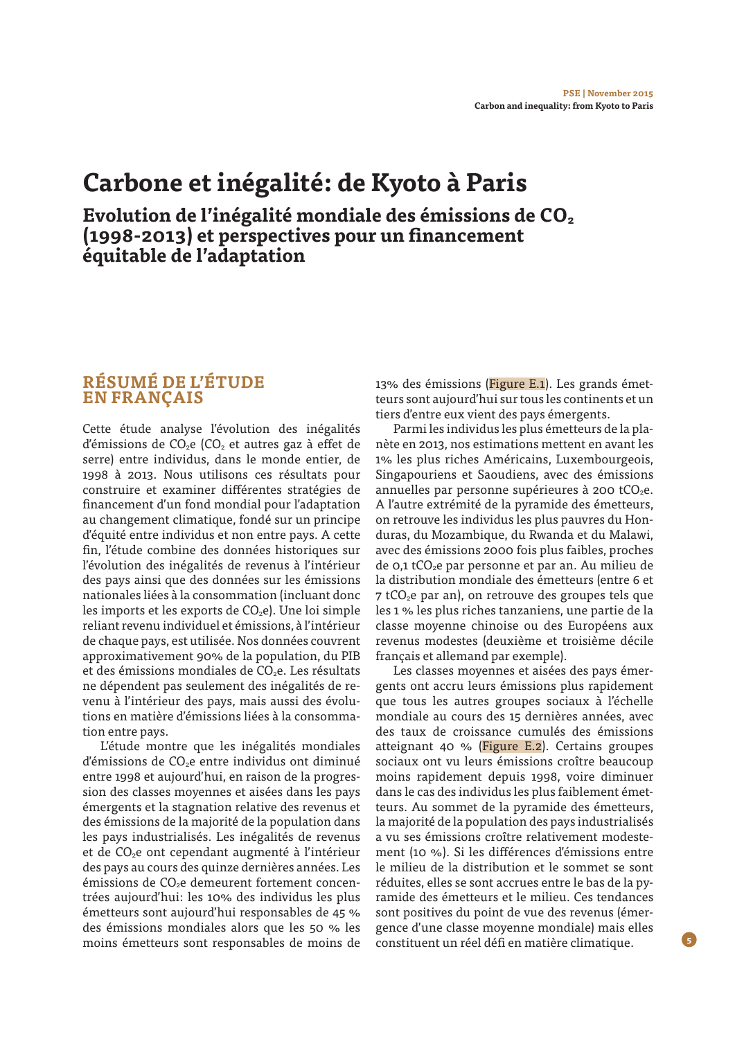# Carbone et inégalité: de Kyoto à Paris

## Evolution de l'inégalité mondiale des émissions de $CO_2$ (1998-2013) et perspectives pour un financement équitable de l'adaptation

## RÉSUMÉ DE L'ÉTUDE EN FRANÇAIS

Cette étude analyse l'évolution des inégalités d'émissions de $CO_2e$ ($CO_2$ et autres gaz à effet de serre) entre individus, dans le monde entier, de 1998 à 2013. Nous utilisons ces résultats pour construire et examiner différentes stratégies de financement d'un fond mondial pour l'adaptation au changement climatique, fondé sur un principe d'équité entre individus et non entre pays. A cette fin, l'étude combine des données historiques sur l'évolution des inégalités de revenus à l'intérieur des pays ainsi que des données sur les émissions nationales liées à la consommation (incluant donc les imports et les exports de $CO_2e$). Une loi simple reliant revenu individuel et émissions, à l'intérieur de chaque pays, est utilisée. Nos données couvrent approximativement 90% de la population, du PIB et des émissions mondiales de $CO_2e$. Les résultats ne dépendent pas seulement des inégalités de revenu à l'intérieur des pays, mais aussi des évolutions en matière d'émissions liées à la consommation entre pays.

L'étude montre que les inégalités mondiales d'émissions de $CO_2e$ entre individus ont diminué entre 1998 et aujourd'hui, en raison de la progression des classes moyennes et aisées dans les pays émergents et la stagnation relative des revenus et des émissions de la majorité de la population dans les pays industrialisés. Les inégalités de revenus et de $CO_2e$ ont cependant augmenté à l'intérieur des pays au cours des quinze dernières années. Les émissions de $CO_2e$ demeurent fortement concentrées aujourd'hui: les 10% des individus les plus émetteurs sont aujourd'hui responsables de 45 % des émissions mondiales alors que les 50 % les moins émetteurs sont responsables de moins de 13% des émissions (Figure E.1). Les grands émetteurs sont aujourd'hui sur tous les continents et un tiers d'entre eux vient des pays émergents.

Parmi les individus les plus émetteurs de la planète en 2013, nos estimations mettent en avant les 1% les plus riches Américains, Luxembourgeois, Singapouriens et Saoudiens, avec des émissions annuelles par personne supérieures à 200 $tCO_2e$. A l'autre extrémité de la pyramide des émetteurs, on retrouve les individus les plus pauvres du Honduras, du Mozambique, du Rwanda et du Malawi, avec des émissions 2000 fois plus faibles, proches de 0,1 $tCO_2e$ par personne et par an. Au milieu de la distribution mondiale des émetteurs (entre 6 et 7 $tCO_2e$ par an), on retrouve des groupes tels que les 1 % les plus riches tanzaniens, une partie de la classe moyenne chinoise ou des Européens aux revenus modestes (deuxième et troisième décile français et allemand par exemple).

Les classes moyennes et aisées des pays émergents ont accru leurs émissions plus rapidement que tous les autres groupes sociaux à l'échelle mondiale au cours des 15 dernières années, avec des taux de croissance cumulés des émissions atteignant 40 % (Figure E.2). Certains groupes sociaux ont vu leurs émissions croître beaucoup moins rapidement depuis 1998, voire diminuer dans le cas des individus les plus faiblement émetteurs. Au sommet de la pyramide des émetteurs, la majorité de la population des pays industrialisés a vu ses émissions croître relativement modestement (10 %). Si les différences d'émissions entre le milieu de la distribution et le sommet se sont réduites, elles se sont accrues entre le bas de la pyramide des émetteurs et le milieu. Ces tendances sont positives du point de vue des revenus (émergence d'une classe moyenne mondiale) mais elles constituent un réel défi en matière climatique.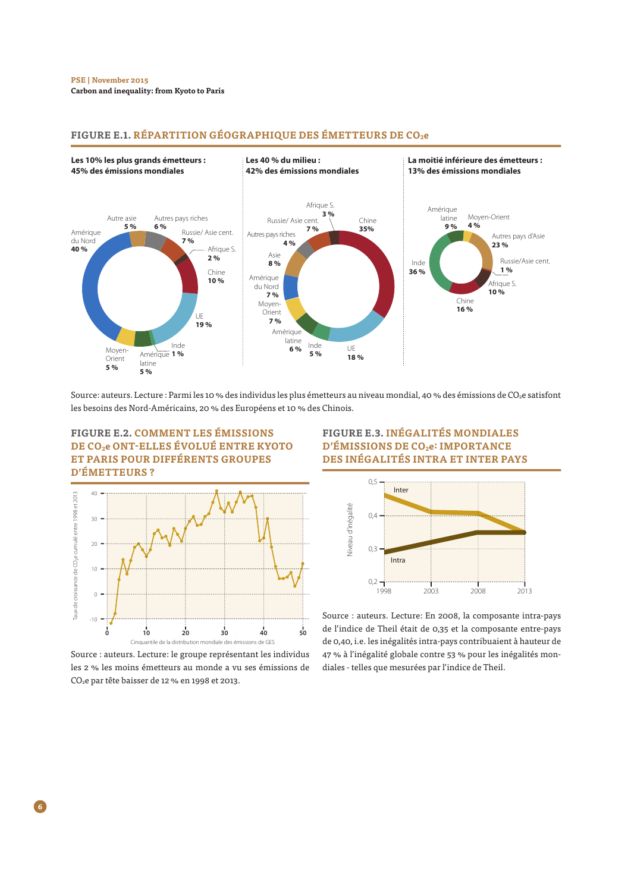## FIGURE E.1. RÉPARTITION GÉOGRAPHIQUE DES ÉMETTEURS DE $CO_2$e

**Les 10% les plus grands émetteurs : 45% des émissions mondiales**

Autre asie 5 %
Autres pays riches 6 %
Russie/ Asie cent. 7 %
Afrique S. 2 %
Chine 10 %
UE 19 %
Inde 1 %
Amérique latine 5 %
Moyen-Orient 5 %
Amérique du Nord 40 %

**Les 40 % du milieu : 42% des émissions mondiales**

Afrique S. 3 %
Russie/ Asie cent. 7 %
Chine 35%
Autres pays riches 4 %
Asie 8 %
Amérique du Nord 7 %
Moyen-Orient 7 %
Amérique latine 6 %
Inde 5 %
UE 18 %

**La moitié inférieure des émetteurs : 13% des émissions mondiales**

Amérique latine 9 %
Moyen-Orient 4 %
Autres pays d'Asie 23 %
Russie/Asie cent. 1 %
Afrique S. 10 %
Chine 16 %
Inde 36 %

Source: auteurs. Lecture : Parmi les 10 % des individus les plus émetteurs au niveau mondial, 40 % des émissions de $CO_2$e satisfont les besoins des Nord-Américains, 20 % des Européens et 10 % des Chinois.

## FIGURE E.2. COMMENT LES ÉMISSIONS DE $CO_2$e ONT-ELLES ÉVOLUÉ ENTRE KYOTO ET PARIS POUR DIFFÉRENTS GROUPES D'ÉMETTEURS ?

Taux de croissance de $CO_2$e cumulé entre 1998 et 2013

40
30
20
10
0
-10

0 10 20 30 40 50

Cinquantile de la distribution mondiale des émissions de GES

Source : auteurs. Lecture: le groupe représentant les individus les 2 % les moins émetteurs au monde a vu ses émissions de $CO_2$e par tête baisser de 12 % en 1998 et 2013.

## FIGURE E.3. INÉGALITÉS MONDIALES D'ÉMISSIONS DE $CO_2$e: IMPORTANCE DES INÉGALITÉS INTRA ET INTER PAYS

Niveau d'inégalité

0,5
0,4
0,3
0,2

Inter
Intra

1998 2003 2008 2013

Source : auteurs. Lecture: En 2008, la composante intra-pays de l'indice de Theil était de 0,35 et la composante entre-pays de 0,40, i.e. les inégalités intra-pays contribuaient à hauteur de 47 % à l'inégalité globale contre 53 % pour les inégalités mondiales - telles que mesurées par l'indice de Theil.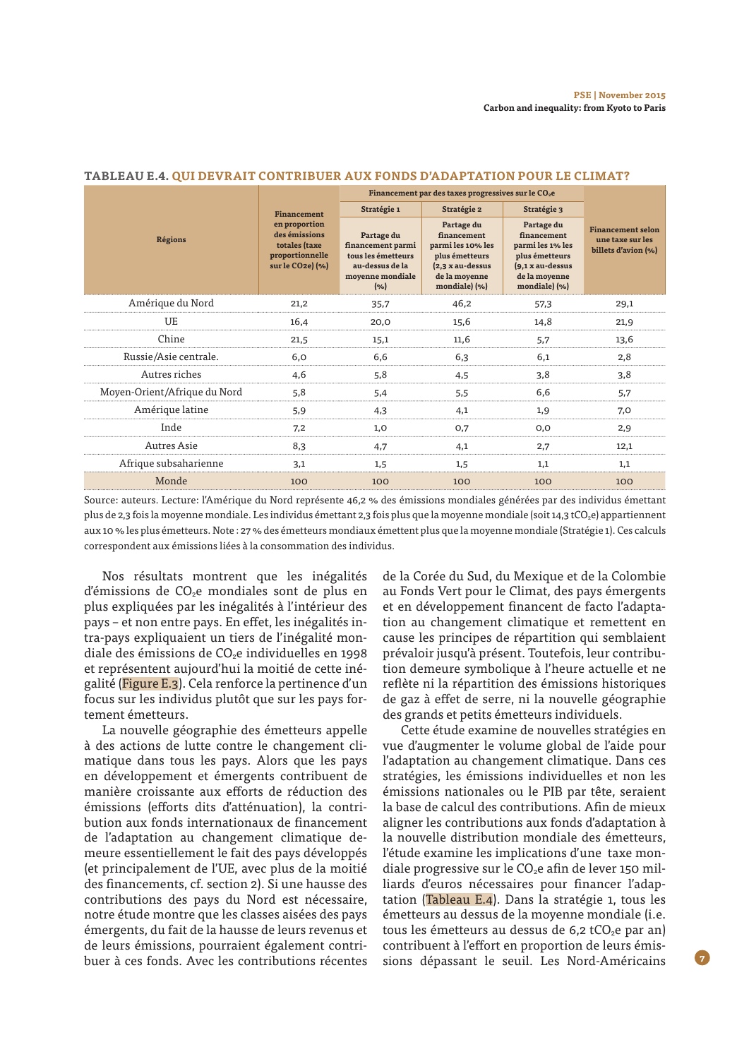**TABLEAU E.4. QUI DEVRAIT CONTRIBUER AUX FONDS D'ADAPTATION POUR LE CLIMAT?**

| Régions | Financement en proportion des émissions totales (taxe proportionnelle sur le CO2e) (%) | Financement par des taxes progressives sur le $CO_2e$ | | | Financement selon une taxe sur les billets d'avion (%) |
|---|---|---|---|---|---|
| | | Stratégie 1 | Stratégie 2 | Stratégie 3 | |
| | | Partage du financement parmi tous les émetteurs au-dessus de la moyenne mondiale (%) | Partage du financement parmi les 10% les plus émetteurs (2,3 x au-dessus de la moyenne mondiale) (%) | Partage du financement parmi les 1% les plus émetteurs (9,1 x au-dessus de la moyenne mondiale) (%) | |
| Amérique du Nord | 21,2 | 35,7 | 46,2 | 57,3 | 29,1 |
| UE | 16,4 | 20,0 | 15,6 | 14,8 | 21,9 |
| Chine | 21,5 | 15,1 | 11,6 | 5,7 | 13,6 |
| Russie/Asie centrale. | 6,0 | 6,6 | 6,3 | 6,1 | 2,8 |
| Autres riches | 4,6 | 5,8 | 4,5 | 3,8 | 3,8 |
| Moyen-Orient/Afrique du Nord | 5,8 | 5,4 | 5,5 | 6,6 | 5,7 |
| Amérique latine | 5,9 | 4,3 | 4,1 | 1,9 | 7,0 |
| Inde | 7,2 | 1,0 | 0,7 | 0,0 | 2,9 |
| Autres Asie | 8,3 | 4,7 | 4,1 | 2,7 | 12,1 |
| Afrique subsaharienne | 3,1 | 1,5 | 1,5 | 1,1 | 1,1 |
| Monde | 100 | 100 | 100 | 100 | 100 |

Source: auteurs. Lecture: l'Amérique du Nord représente 46,2 % des émissions mondiales générées par des individus émettant plus de 2,3 fois la moyenne mondiale. Les individus émettant 2,3 fois plus que la moyenne mondiale (soit 14,3 $tCO_2e$) appartiennent aux 10 % les plus émetteurs. Note : 27 % des émetteurs mondiaux émettent plus que la moyenne mondiale (Stratégie 1). Ces calculs correspondent aux émissions liées à la consommation des individus.

Nos résultats montrent que les inégalités d'émissions de $CO_2e$ mondiales sont de plus en plus expliquées par les inégalités à l'intérieur des pays – et non entre pays. En effet, les inégalités intra-pays expliquaient un tiers de l'inégalité mondiale des émissions de $CO_2e$ individuelles en 1998 et représentent aujourd'hui la moitié de cette inégalité (Figure E.3). Cela renforce la pertinence d'un focus sur les individus plutôt que sur les pays fortement émetteurs.

La nouvelle géographie des émetteurs appelle à des actions de lutte contre le changement climatique dans tous les pays. Alors que les pays en développement et émergents contribuent de manière croissante aux efforts de réduction des émissions (efforts dits d'atténuation), la contribution aux fonds internationaux de financement de l'adaptation au changement climatique demeure essentiellement le fait des pays développés (et principalement de l'UE, avec plus de la moitié des financements, cf. section 2). Si une hausse des contributions des pays du Nord est nécessaire, notre étude montre que les classes aisées des pays émergents, du fait de la hausse de leurs revenus et de leurs émissions, pourraient également contribuer à ces fonds. Avec les contributions récentes de la Corée du Sud, du Mexique et de la Colombie au Fonds Vert pour le Climat, des pays émergents et en développement financent de facto l'adaptation au changement climatique et remettent en cause les principes de répartition qui semblaient prévaloir jusqu'à présent. Toutefois, leur contribution demeure symbolique à l'heure actuelle et ne reflète ni la répartition des émissions historiques de gaz à effet de serre, ni la nouvelle géographie des grands et petits émetteurs individuels.

Cette étude examine de nouvelles stratégies en vue d'augmenter le volume global de l'aide pour l'adaptation au changement climatique. Dans ces stratégies, les émissions individuelles et non les émissions nationales ou le PIB par tête, seraient la base de calcul des contributions. Afin de mieux aligner les contributions aux fonds d'adaptation à la nouvelle distribution mondiale des émetteurs, l'étude examine les implications d'une taxe mondiale progressive sur le $CO_2e$ afin de lever 150 milliards d'euros nécessaires pour financer l'adaptation (Tableau E.4). Dans la stratégie 1, tous les émetteurs au dessus de la moyenne mondiale (i.e. tous les émetteurs au dessus de 6,2 $tCO_2e$ par an) contribuent à l'effort en proportion de leurs émissions dépassant le seuil. Les Nord-Américains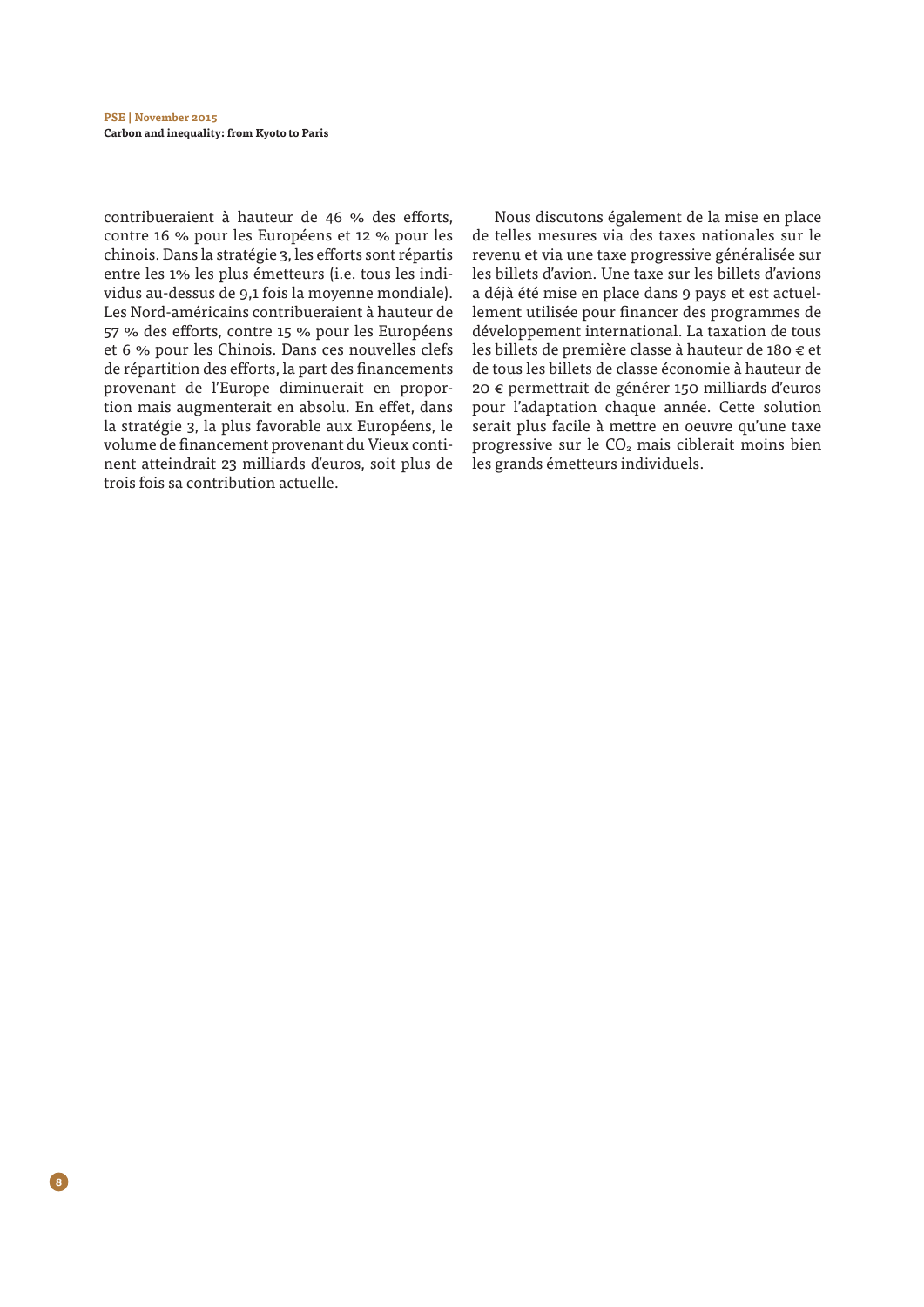contribueraient à hauteur de 46 % des efforts, contre 16 % pour les Européens et 12 % pour les chinois. Dans la stratégie 3, les efforts sont répartis entre les 1% les plus émetteurs (i.e. tous les individus au-dessus de 9,1 fois la moyenne mondiale). Les Nord-américains contribueraient à hauteur de 57 % des efforts, contre 15 % pour les Européens et 6 % pour les Chinois. Dans ces nouvelles clefs de répartition des efforts, la part des financements provenant de l'Europe diminuerait en proportion mais augmenterait en absolu. En effet, dans la stratégie 3, la plus favorable aux Européens, le volume de financement provenant du Vieux continent atteindrait 23 milliards d'euros, soit plus de trois fois sa contribution actuelle.

Nous discutons également de la mise en place de telles mesures via des taxes nationales sur le revenu et via une taxe progressive généralisée sur les billets d'avion. Une taxe sur les billets d'avions a déjà été mise en place dans 9 pays et est actuellement utilisée pour financer des programmes de développement international. La taxation de tous les billets de première classe à hauteur de 180 € et de tous les billets de classe économie à hauteur de 20 € permettrait de générer 150 milliards d'euros pour l'adaptation chaque année. Cette solution serait plus facile à mettre en oeuvre qu'une taxe progressive sur le $CO_2$ mais ciblerait moins bien les grands émetteurs individuels.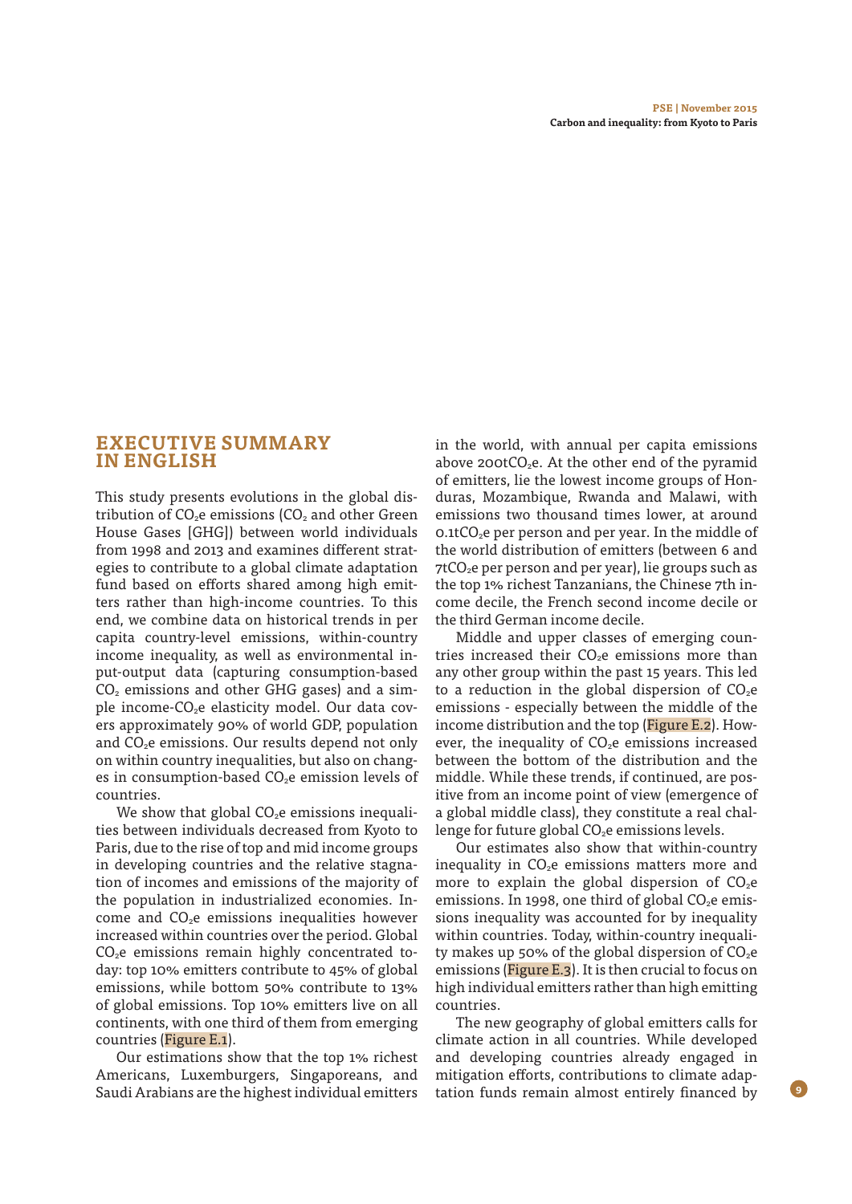## EXECUTIVE SUMMARY IN ENGLISH

This study presents evolutions in the global distribution of $CO_2$e emissions ($CO_2$ and other Green House Gases [GHG]) between world individuals from 1998 and 2013 and examines different strategies to contribute to a global climate adaptation fund based on efforts shared among high emitters rather than high-income countries. To this end, we combine data on historical trends in per capita country-level emissions, within-country income inequality, as well as environmental input-output data (capturing consumption-based $CO_2$ emissions and other GHG gases) and a simple income-$CO_2$e elasticity model. Our data covers approximately 90% of world GDP, population and $CO_2$e emissions. Our results depend not only on within country inequalities, but also on changes in consumption-based $CO_2$e emission levels of countries.

We show that global $CO_2$e emissions inequalities between individuals decreased from Kyoto to Paris, due to the rise of top and mid income groups in developing countries and the relative stagnation of incomes and emissions of the majority of the population in industrialized economies. Income and $CO_2$e emissions inequalities however increased within countries over the period. Global $CO_2$e emissions remain highly concentrated today: top 10% emitters contribute to 45% of global emissions, while bottom 50% contribute to 13% of global emissions. Top 10% emitters live on all continents, with one third of them from emerging countries (Figure E.1).

Our estimations show that the top 1% richest Americans, Luxemburgers, Singaporeans, and Saudi Arabians are the highest individual emitters in the world, with annual per capita emissions above 200t$CO_2$e. At the other end of the pyramid of emitters, lie the lowest income groups of Honduras, Mozambique, Rwanda and Malawi, with emissions two thousand times lower, at around 0.1t$CO_2$e per person and per year. In the middle of the world distribution of emitters (between 6 and 7t$CO_2$e per person and per year), lie groups such as the top 1% richest Tanzanians, the Chinese 7th income decile, the French second income decile or the third German income decile.

Middle and upper classes of emerging countries increased their $CO_2$e emissions more than any other group within the past 15 years. This led to a reduction in the global dispersion of $CO_2$e emissions - especially between the middle of the income distribution and the top (Figure E.2). However, the inequality of $CO_2$e emissions increased between the bottom of the distribution and the middle. While these trends, if continued, are positive from an income point of view (emergence of a global middle class), they constitute a real challenge for future global $CO_2$e emissions levels.

Our estimates also show that within-country inequality in $CO_2$e emissions matters more and more to explain the global dispersion of $CO_2$e emissions. In 1998, one third of global $CO_2$e emissions inequality was accounted for by inequality within countries. Today, within-country inequality makes up 50% of the global dispersion of $CO_2$e emissions (Figure E.3). It is then crucial to focus on high individual emitters rather than high emitting countries.

The new geography of global emitters calls for climate action in all countries. While developed and developing countries already engaged in mitigation efforts, contributions to climate adaptation funds remain almost entirely financed by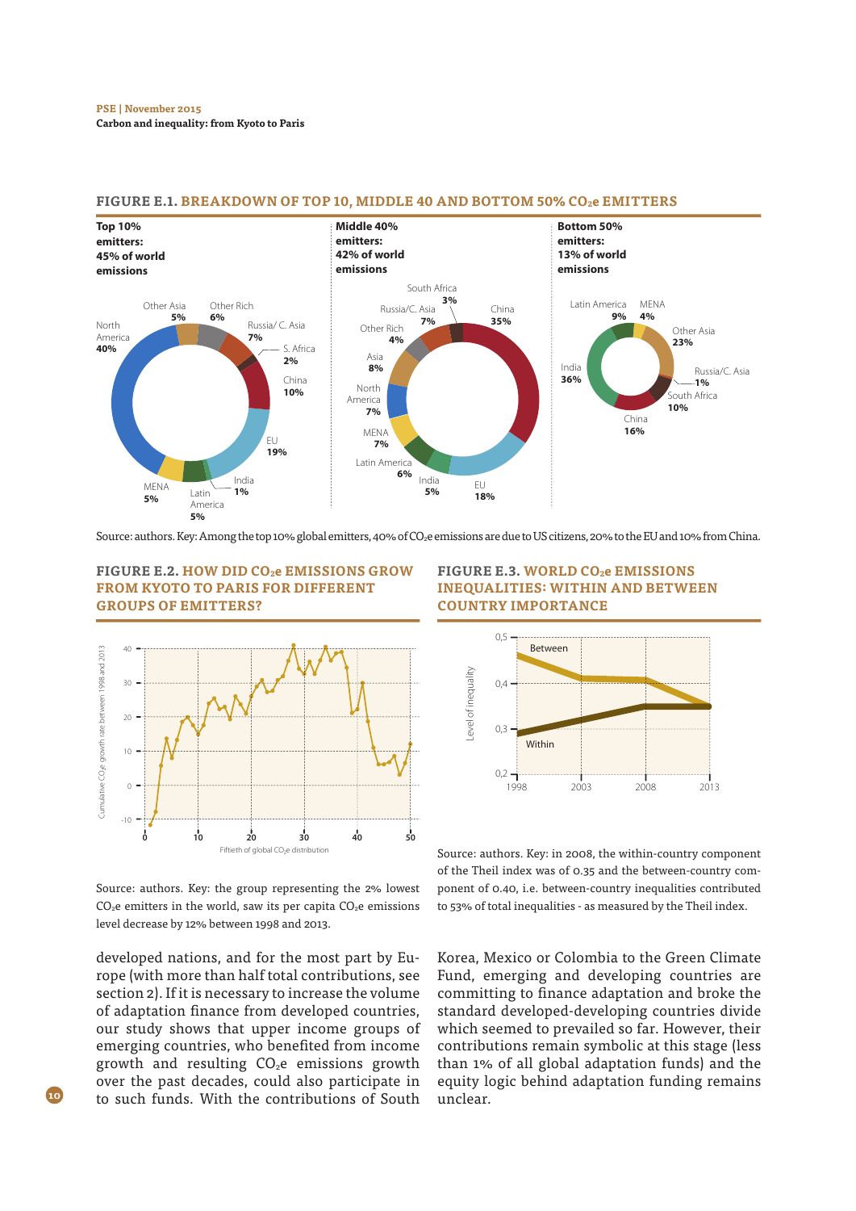### FIGURE E.1. BREAKDOWN OF TOP 10, MIDDLE 40 AND BOTTOM 50% $CO_2e$ EMITTERS

**Top 10% emitters: 45% of world emissions**

North America 40%
Other Asia 5%
Other Rich 6%
Russia/ C. Asia 7%
S. Africa 2%
China 10%
EU 19%
India 1%
Latin America 5%
MENA 5%

**Middle 40% emitters: 42% of world emissions**

South Africa 3%
Russia/C. Asia 7%
China 35%
Other Rich 4%
Asia 8%
North America 7%
MENA 7%
Latin America 6%
India 5%
EU 18%

**Bottom 50% emitters: 13% of world emissions**

Latin America 9%
MENA 4%
Other Asia 23%
India 36%
Russia/C. Asia 1%
South Africa 10%
China 16%

Source: authors. Key: Among the top 10% global emitters, 40% of $CO_2e$ emissions are due to US citizens, 20% to the EU and 10% from China.

### FIGURE E.2. HOW DID $CO_2e$ EMISSIONS GROW FROM KYOTO TO PARIS FOR DIFFERENT GROUPS OF EMITTERS?

Cumulative $CO_2e$ growth rate between 1998 and 2013
40
30
20
10
0
-10
0 10 20 30 40 50
Fiftieth of global $CO_2e$ distribution

Source: authors. Key: the group representing the 2% lowest $CO_2e$ emitters in the world, saw its per capita $CO_2e$ emissions level decrease by 12% between 1998 and 2013.

### FIGURE E.3. WORLD $CO_2e$ EMISSIONS INEQUALITIES: WITHIN AND BETWEEN COUNTRY IMPORTANCE

Level of inequality
0,5
0,4
0,3
0,2
Between
Within
1998 2003 2008 2013

Source: authors. Key: in 2008, the within-country component of the Theil index was of 0.35 and the between-country component of 0.40, i.e. between-country inequalities contributed to 53% of total inequalities - as measured by the Theil index.

developed nations, and for the most part by Europe (with more than half total contributions, see section 2). If it is necessary to increase the volume of adaptation finance from developed countries, our study shows that upper income groups of emerging countries, who benefited from income growth and resulting $CO_2e$ emissions growth over the past decades, could also participate in to such funds. With the contributions of South Korea, Mexico or Colombia to the Green Climate Fund, emerging and developing countries are committing to finance adaptation and broke the standard developed-developing countries divide which seemed to prevailed so far. However, their contributions remain symbolic at this stage (less than 1% of all global adaptation funds) and the equity logic behind adaptation funding remains unclear.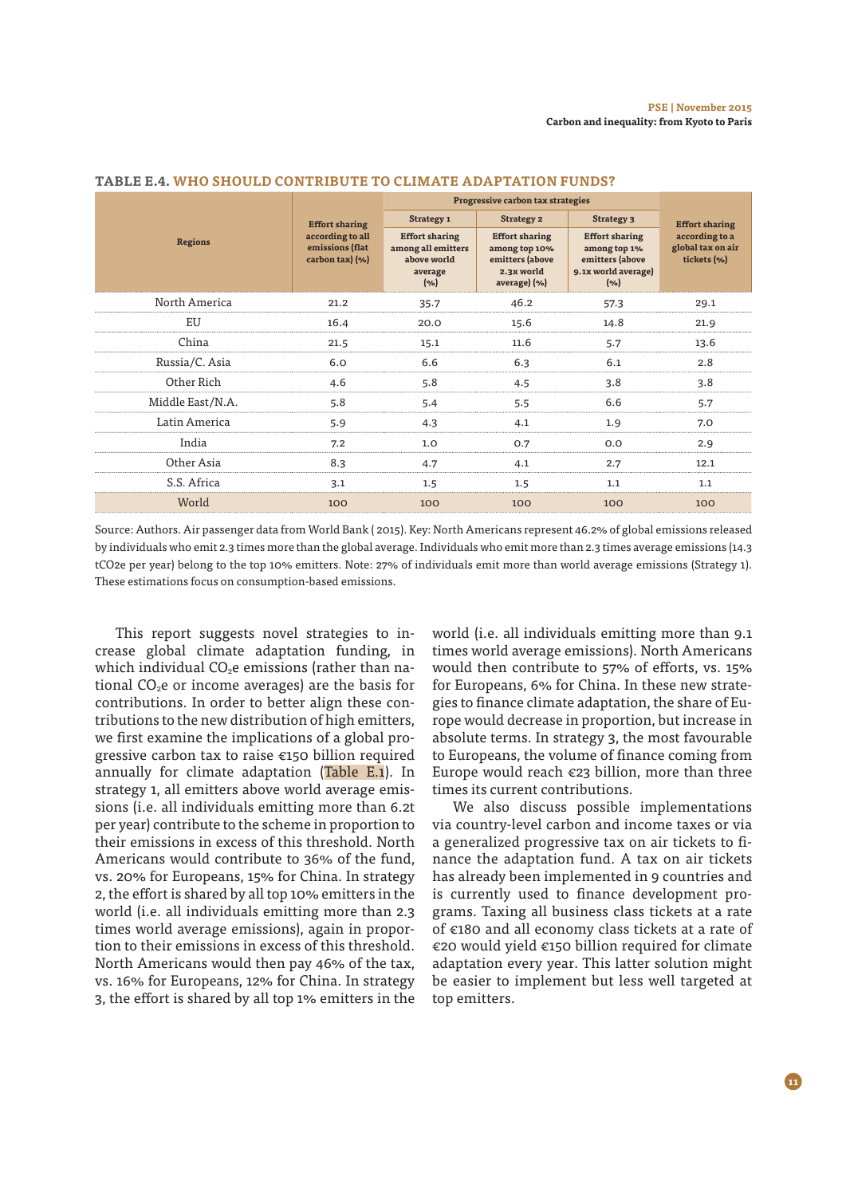**TABLE E.4. WHO SHOULD CONTRIBUTE TO CLIMATE ADAPTATION FUNDS?**

| Regions | Effort sharing according to all emissions (flat carbon tax) (%) | Progressive carbon tax strategies | | | Effort sharing according to a global tax on air tickets (%) |
|---|---|---|---|---|---|
| | | Strategy 1 | Strategy 2 | Strategy 3 | |
| | | Effort sharing among all emitters above world average (%) | Effort sharing among top 10% emitters (above 2.3x world average) (%) | Effort sharing among top 1% emitters (above 9.1x world average) (%) | |
| North America | 21.2 | 35.7 | 46.2 | 57.3 | 29.1 |
| EU | 16.4 | 20.0 | 15.6 | 14.8 | 21.9 |
| China | 21.5 | 15.1 | 11.6 | 5.7 | 13.6 |
| Russia/C. Asia | 6.0 | 6.6 | 6.3 | 6.1 | 2.8 |
| Other Rich | 4.6 | 5.8 | 4.5 | 3.8 | 3.8 |
| Middle East/N.A. | 5.8 | 5.4 | 5.5 | 6.6 | 5.7 |
| Latin America | 5.9 | 4.3 | 4.1 | 1.9 | 7.0 |
| India | 7.2 | 1.0 | 0.7 | 0.0 | 2.9 |
| Other Asia | 8.3 | 4.7 | 4.1 | 2.7 | 12.1 |
| S.S. Africa | 3.1 | 1.5 | 1.5 | 1.1 | 1.1 |
| World | 100 | 100 | 100 | 100 | 100 |

Source: Authors. Air passenger data from World Bank ( 2015). Key: North Americans represent 46.2% of global emissions released by individuals who emit 2.3 times more than the global average. Individuals who emit more than 2.3 times average emissions (14.3 tCO2e per year) belong to the top 10% emitters. Note: 27% of individuals emit more than world average emissions (Strategy 1). These estimations focus on consumption-based emissions.

This report suggests novel strategies to increase global climate adaptation funding, in which individual $CO_2e$ emissions (rather than national $CO_2e$ or income averages) are the basis for contributions. In order to better align these contributions to the new distribution of high emitters, we first examine the implications of a global progressive carbon tax to raise €150 billion required annually for climate adaptation (Table E.1). In strategy 1, all emitters above world average emissions (i.e. all individuals emitting more than 6.2t per year) contribute to the scheme in proportion to their emissions in excess of this threshold. North Americans would contribute to 36% of the fund, vs. 20% for Europeans, 15% for China. In strategy 2, the effort is shared by all top 10% emitters in the world (i.e. all individuals emitting more than 2.3 times world average emissions), again in proportion to their emissions in excess of this threshold. North Americans would then pay 46% of the tax, vs. 16% for Europeans, 12% for China. In strategy 3, the effort is shared by all top 1% emitters in the world (i.e. all individuals emitting more than 9.1 times world average emissions). North Americans would then contribute to 57% of efforts, vs. 15% for Europeans, 6% for China. In these new strategies to finance climate adaptation, the share of Europe would decrease in proportion, but increase in absolute terms. In strategy 3, the most favourable to Europeans, the volume of finance coming from Europe would reach €23 billion, more than three times its current contributions.

We also discuss possible implementations via country-level carbon and income taxes or via a generalized progressive tax on air tickets to finance the adaptation fund. A tax on air tickets has already been implemented in 9 countries and is currently used to finance development programs. Taxing all business class tickets at a rate of €180 and all economy class tickets at a rate of €20 would yield €150 billion required for climate adaptation every year. This latter solution might be easier to implement but less well targeted at top emitters.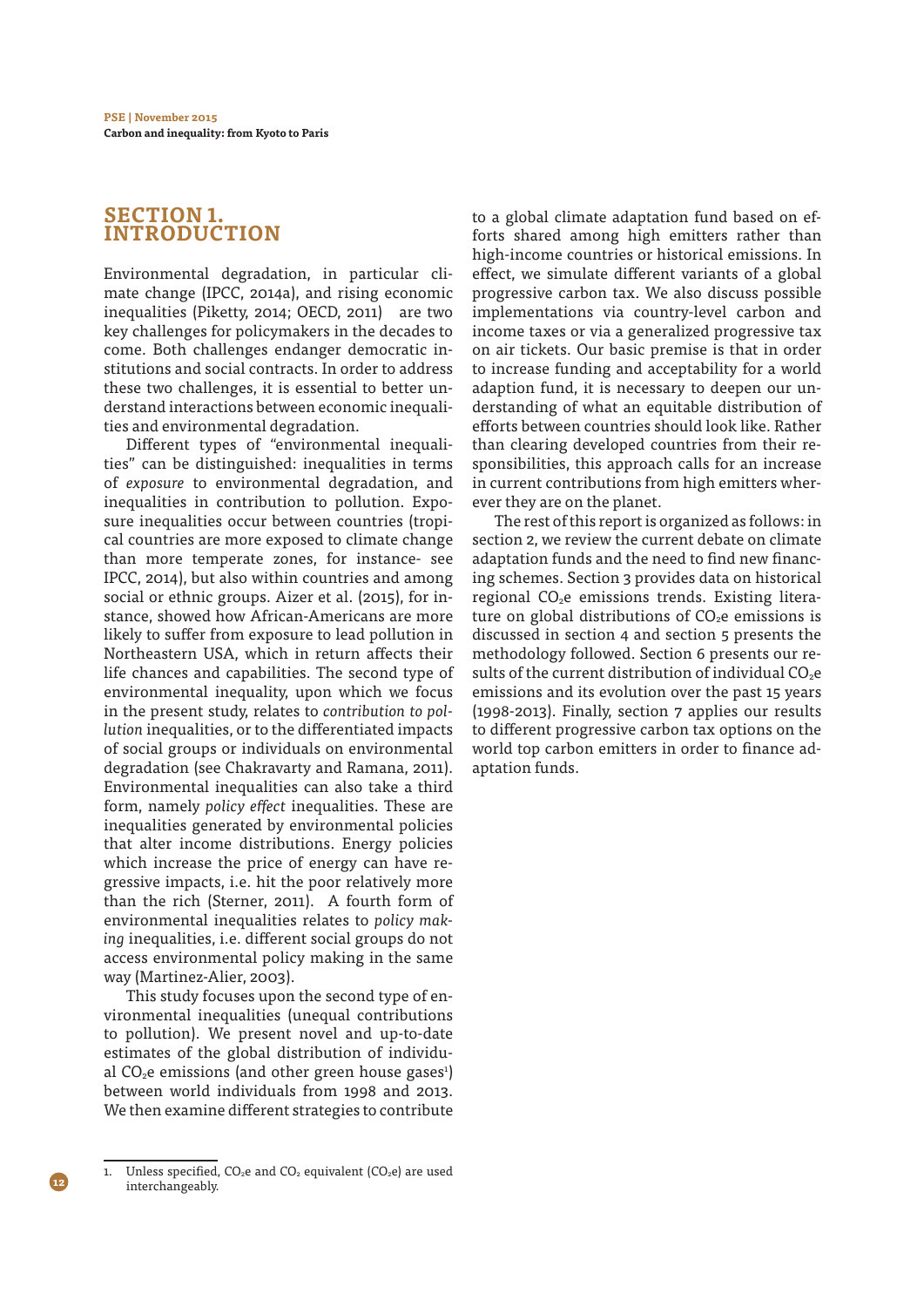## SECTION 1. INTRODUCTION

Environmental degradation, in particular climate change (IPCC, 2014a), and rising economic inequalities (Piketty, 2014; OECD, 2011) are two key challenges for policymakers in the decades to come. Both challenges endanger democratic institutions and social contracts. In order to address these two challenges, it is essential to better understand interactions between economic inequalities and environmental degradation.

Different types of "environmental inequalities" can be distinguished: inequalities in terms of *exposure* to environmental degradation, and inequalities in contribution to pollution. Exposure inequalities occur between countries (tropical countries are more exposed to climate change than more temperate zones, for instance- see IPCC, 2014), but also within countries and among social or ethnic groups. Aizer et al. (2015), for instance, showed how African-Americans are more likely to suffer from exposure to lead pollution in Northeastern USA, which in return affects their life chances and capabilities. The second type of environmental inequality, upon which we focus in the present study, relates to *contribution to pollution* inequalities, or to the differentiated impacts of social groups or individuals on environmental degradation (see Chakravarty and Ramana, 2011). Environmental inequalities can also take a third form, namely *policy effect* inequalities. These are inequalities generated by environmental policies that alter income distributions. Energy policies which increase the price of energy can have regressive impacts, i.e. hit the poor relatively more than the rich (Sterner, 2011). A fourth form of environmental inequalities relates to *policy making* inequalities, i.e. different social groups do not access environmental policy making in the same way (Martinez-Alier, 2003).

This study focuses upon the second type of environmental inequalities (unequal contributions to pollution). We present novel and up-to-date estimates of the global distribution of individual $CO_2e$ emissions (and other green house gases[1]) between world individuals from 1998 and 2013. We then examine different strategies to contribute to a global climate adaptation fund based on efforts shared among high emitters rather than high-income countries or historical emissions. In effect, we simulate different variants of a global progressive carbon tax. We also discuss possible implementations via country-level carbon and income taxes or via a generalized progressive tax on air tickets. Our basic premise is that in order to increase funding and acceptability for a world adaption fund, it is necessary to deepen our understanding of what an equitable distribution of efforts between countries should look like. Rather than clearing developed countries from their responsibilities, this approach calls for an increase in current contributions from high emitters wherever they are on the planet.

The rest of this report is organized as follows: in section 2, we review the current debate on climate adaptation funds and the need to find new financing schemes. Section 3 provides data on historical regional $CO_2e$ emissions trends. Existing literature on global distributions of $CO_2e$ emissions is discussed in section 4 and section 5 presents the methodology followed. Section 6 presents our results of the current distribution of individual $CO_2e$ emissions and its evolution over the past 15 years (1998-2013). Finally, section 7 applies our results to different progressive carbon tax options on the world top carbon emitters in order to finance adaptation funds.

---

1. Unless specified, $CO_2e$ and $CO_2$ equivalent ($CO_2e$) are used interchangeably.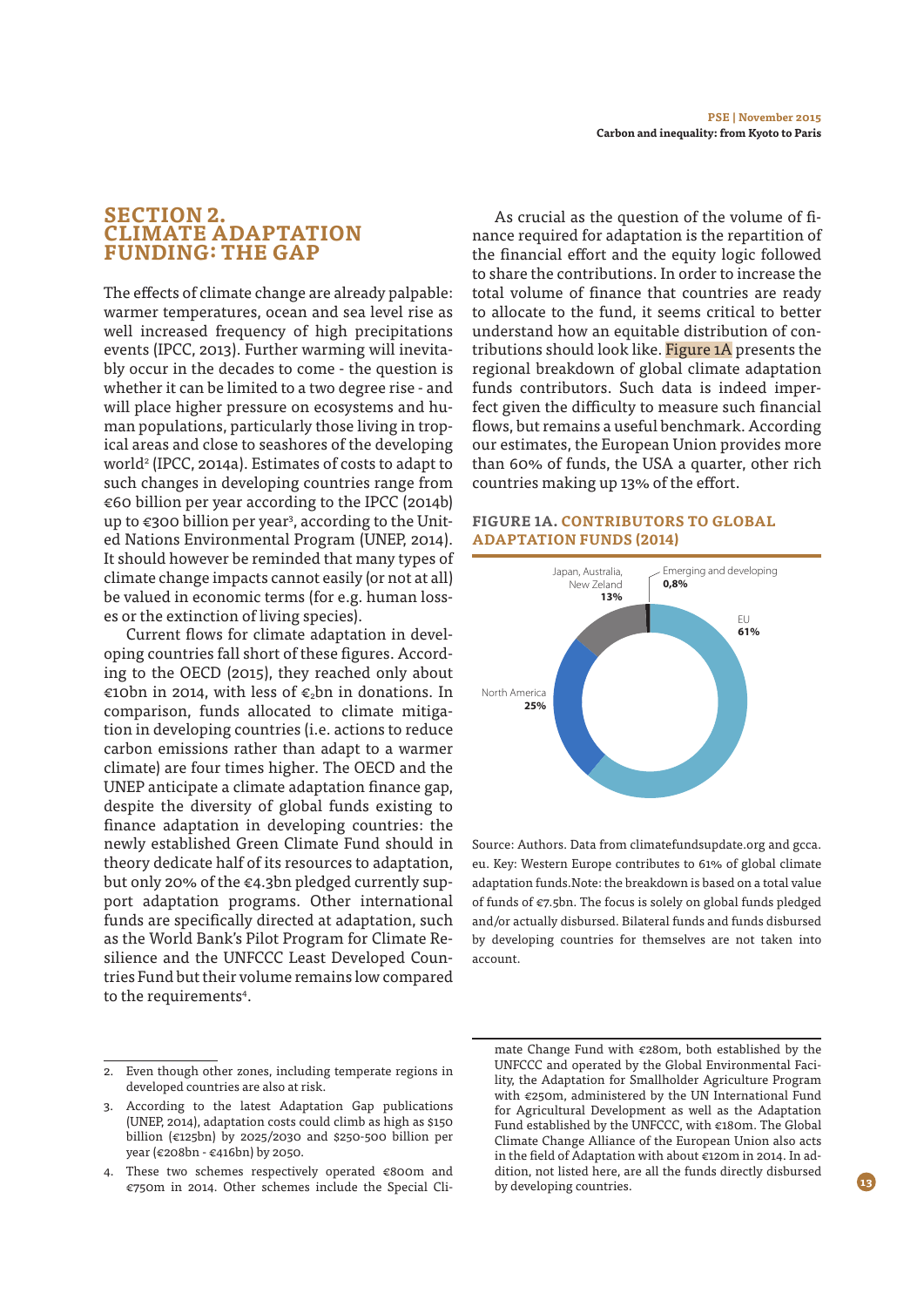## SECTION 2. CLIMATE ADAPTATION FUNDING: THE GAP

The effects of climate change are already palpable: warmer temperatures, ocean and sea level rise as well increased frequency of high precipitations events (IPCC, 2013). Further warming will inevitably occur in the decades to come - the question is whether it can be limited to a two degree rise - and will place higher pressure on ecosystems and human populations, particularly those living in tropical areas and close to seashores of the developing world[2] (IPCC, 2014a). Estimates of costs to adapt to such changes in developing countries range from €60 billion per year according to the IPCC (2014b) up to €300 billion per year[3], according to the United Nations Environmental Program (UNEP, 2014). It should however be reminded that many types of climate change impacts cannot easily (or not at all) be valued in economic terms (for e.g. human losses or the extinction of living species).

Current flows for climate adaptation in developing countries fall short of these figures. According to the OECD (2015), they reached only about €10bn in 2014, with less of €2bn in donations. In comparison, funds allocated to climate mitigation in developing countries (i.e. actions to reduce carbon emissions rather than adapt to a warmer climate) are four times higher. The OECD and the UNEP anticipate a climate adaptation finance gap, despite the diversity of global funds existing to finance adaptation in developing countries: the newly established Green Climate Fund should in theory dedicate half of its resources to adaptation, but only 20% of the €4.3bn pledged currently support adaptation programs. Other international funds are specifically directed at adaptation, such as the World Bank's Pilot Program for Climate Resilience and the UNFCCC Least Developed Countries Fund but their volume remains low compared to the requirements[4].

As crucial as the question of the volume of finance required for adaptation is the repartition of the financial effort and the equity logic followed to share the contributions. In order to increase the total volume of finance that countries are ready to allocate to the fund, it seems critical to better understand how an equitable distribution of contributions should look like. Figure 1A presents the regional breakdown of global climate adaptation funds contributors. Such data is indeed imperfect given the difficulty to measure such financial flows, but remains a useful benchmark. According our estimates, the European Union provides more than 60% of funds, the USA a quarter, other rich countries making up 13% of the effort.

**FIGURE 1A. CONTRIBUTORS TO GLOBAL ADAPTATION FUNDS (2014)**

Japan, Australia, New Zeland
**13%**
Emerging and developing
**0,8%**
EU
**61%**
North America
**25%**

Source: Authors. Data from climatefundsupdate.org and gcca.eu. Key: Western Europe contributes to 61% of global climate adaptation funds.Note: the breakdown is based on a total value of funds of €7.5bn. The focus is solely on global funds pledged and/or actually disbursed. Bilateral funds and funds disbursed by developing countries for themselves are not taken into account.

---

2. Even though other zones, including temperate regions in developed countries are also at risk.
3. According to the latest Adaptation Gap publications (UNEP, 2014), adaptation costs could climb as high as $150 billion (€125bn) by 2025/2030 and $250-500 billion per year (€208bn - €416bn) by 2050.
4. These two schemes respectively operated €800m and €750m in 2014. Other schemes include the Special Climate Change Fund with €280m, both established by the UNFCCC and operated by the Global Environmental Facility, the Adaptation for Smallholder Agriculture Program with €250m, administered by the UN International Fund for Agricultural Development as well as the Adaptation Fund established by the UNFCCC, with €180m. The Global Climate Change Alliance of the European Union also acts in the field of Adaptation with about €120m in 2014. In addition, not listed here, are all the funds directly disbursed by developing countries.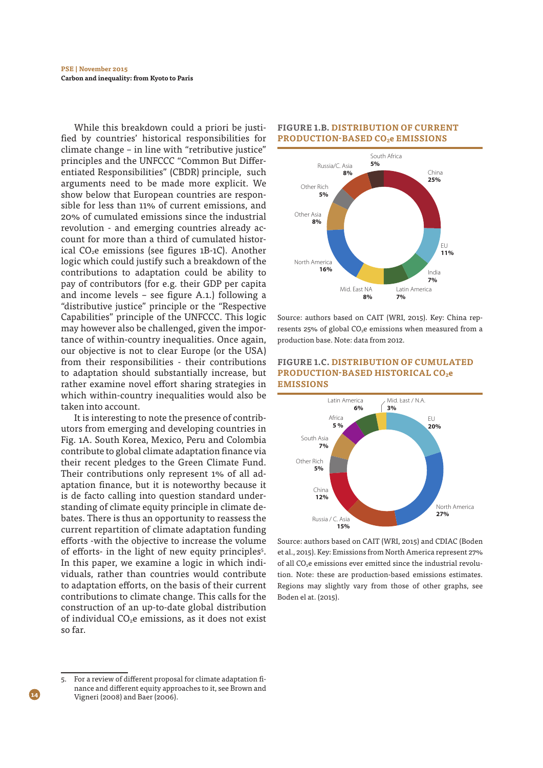While this breakdown could a priori be justified by countries' historical responsibilities for climate change – in line with "retributive justice" principles and the UNFCCC "Common But Differentiated Responsibilities" (CBDR) principle, such arguments need to be made more explicit. We show below that European countries are responsible for less than 11% of current emissions, and 20% of cumulated emissions since the industrial revolution - and emerging countries already account for more than a third of cumulated historical $CO_2e$ emissions (see figures 1B-1C). Another logic which could justify such a breakdown of the contributions to adaptation could be ability to pay of contributors (for e.g. their GDP per capita and income levels – see figure A.1.) following a "distributive justice" principle or the "Respective Capabilities" principle of the UNFCCC. This logic may however also be challenged, given the importance of within-country inequalities. Once again, our objective is not to clear Europe (or the USA) from their responsibilities - their contributions to adaptation should substantially increase, but rather examine novel effort sharing strategies in which within-country inequalities would also be taken into account.

It is interesting to note the presence of contributors from emerging and developing countries in Fig. 1A. South Korea, Mexico, Peru and Colombia contribute to global climate adaptation finance via their recent pledges to the Green Climate Fund. Their contributions only represent 1% of all adaptation finance, but it is noteworthy because it is de facto calling into question standard understanding of climate equity principle in climate debates. There is thus an opportunity to reassess the current repartition of climate adaptation funding efforts -with the objective to increase the volume of efforts- in the light of new equity principles[5]. In this paper, we examine a logic in which individuals, rather than countries would contribute to adaptation efforts, on the basis of their current contributions to climate change. This calls for the construction of an up-to-date global distribution of individual $CO_2e$ emissions, as it does not exist so far.

**FIGURE 1.B. DISTRIBUTION OF CURRENT PRODUCTION-BASED $CO_2e$ EMISSIONS**

South Africa 5%
China 25%
EU 11%
India 7%
Latin America 7%
Mid. East NA 8%
North America 16%
Other Asia 8%
Other Rich 5%
Russia/C. Asia 8%

Source: authors based on CAIT (WRI, 2015). Key: China represents 25% of global $CO_2e$ emissions when measured from a production base. Note: data from 2012.

**FIGURE 1.C. DISTRIBUTION OF CUMULATED PRODUCTION-BASED HISTORICAL $CO_2e$ EMISSIONS**

Latin America 6%
Mid. East / N.A. 3%
EU 20%
North America 27%
Russia / C. Asia 15%
China 12%
Other Rich 5%
South Asia 7%
Africa 5 %

Source: authors based on CAIT (WRI, 2015) and CDIAC (Boden et al., 2015). Key: Emissions from North America represent 27% of all $CO_2e$ emissions ever emitted since the industrial revolution. Note: these are production-based emissions estimates. Regions may slightly vary from those of other graphs, see Boden el at. (2015).

5. For a review of different proposal for climate adaptation finance and different equity approaches to it, see Brown and Vigneri (2008) and Baer (2006).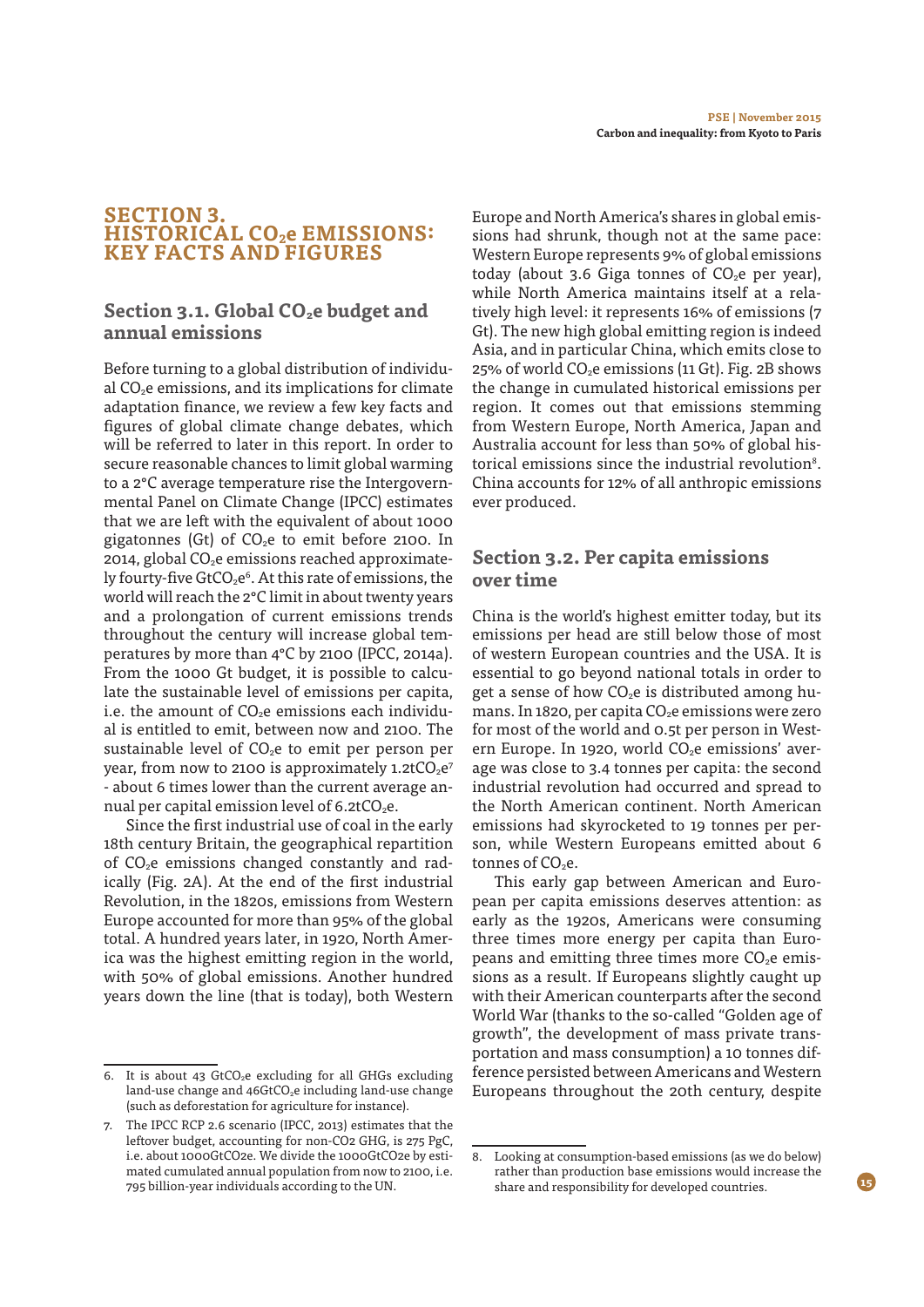# SECTION 3. HISTORICAL $CO_2e$ EMISSIONS: KEY FACTS AND FIGURES

## Section 3.1. Global $CO_2e$ budget and annual emissions

Before turning to a global distribution of individual $CO_2e$ emissions, and its implications for climate adaptation finance, we review a few key facts and figures of global climate change debates, which will be referred to later in this report. In order to secure reasonable chances to limit global warming to a 2°C average temperature rise the Intergovernmental Panel on Climate Change (IPCC) estimates that we are left with the equivalent of about 1000 gigatonnes (Gt) of $CO_2e$ to emit before 2100. In 2014, global $CO_2e$ emissions reached approximately fourty-five $GtCO_2e$[6]. At this rate of emissions, the world will reach the 2°C limit in about twenty years and a prolongation of current emissions trends throughout the century will increase global temperatures by more than 4°C by 2100 (IPCC, 2014a). From the 1000 Gt budget, it is possible to calculate the sustainable level of emissions per capita, i.e. the amount of $CO_2e$ emissions each individual is entitled to emit, between now and 2100. The sustainable level of $CO_2e$ to emit per person per year, from now to 2100 is approximately $1.2tCO_2e$[7] - about 6 times lower than the current average annual per capital emission level of $6.2tCO_2e$.

Since the first industrial use of coal in the early 18th century Britain, the geographical repartition of $CO_2e$ emissions changed constantly and radically (Fig. 2A). At the end of the first industrial Revolution, in the 1820s, emissions from Western Europe accounted for more than 95% of the global total. A hundred years later, in 1920, North America was the highest emitting region in the world, with 50% of global emissions. Another hundred years down the line (that is today), both Western Europe and North America's shares in global emissions had shrunk, though not at the same pace: Western Europe represents 9% of global emissions today (about 3.6 Giga tonnes of $CO_2e$ per year), while North America maintains itself at a relatively high level: it represents 16% of emissions (7 Gt). The new high global emitting region is indeed Asia, and in particular China, which emits close to 25% of world $CO_2e$ emissions (11 Gt). Fig. 2B shows the change in cumulated historical emissions per region. It comes out that emissions stemming from Western Europe, North America, Japan and Australia account for less than 50% of global historical emissions since the industrial revolution[8]. China accounts for 12% of all anthropic emissions ever produced.

## Section 3.2. Per capita emissions over time

China is the world's highest emitter today, but its emissions per head are still below those of most of western European countries and the USA. It is essential to go beyond national totals in order to get a sense of how $CO_2e$ is distributed among humans. In 1820, per capita $CO_2e$ emissions were zero for most of the world and 0.5t per person in Western Europe. In 1920, world $CO_2e$ emissions' average was close to 3.4 tonnes per capita: the second industrial revolution had occurred and spread to the North American continent. North American emissions had skyrocketed to 19 tonnes per person, while Western Europeans emitted about 6 tonnes of $CO_2e$.

This early gap between American and European per capita emissions deserves attention: as early as the 1920s, Americans were consuming three times more energy per capita than Europeans and emitting three times more $CO_2e$ emissions as a result. If Europeans slightly caught up with their American counterparts after the second World War (thanks to the so-called "Golden age of growth", the development of mass private transportation and mass consumption) a 10 tonnes difference persisted between Americans and Western Europeans throughout the 20th century, despite

---

6. It is about 43 $GtCO_2e$ excluding for all GHGs excluding land-use change and $46GtCO_2e$ including land-use change (such as deforestation for agriculture for instance).

7. The IPCC RCP 2.6 scenario (IPCC, 2013) estimates that the leftover budget, accounting for non-CO2 GHG, is 275 PgC, i.e. about 1000GtCO2e. We divide the 1000GtCO2e by estimated cumulated annual population from now to 2100, i.e. 795 billion-year individuals according to the UN.

8. Looking at consumption-based emissions (as we do below) rather than production base emissions would increase the share and responsibility for developed countries.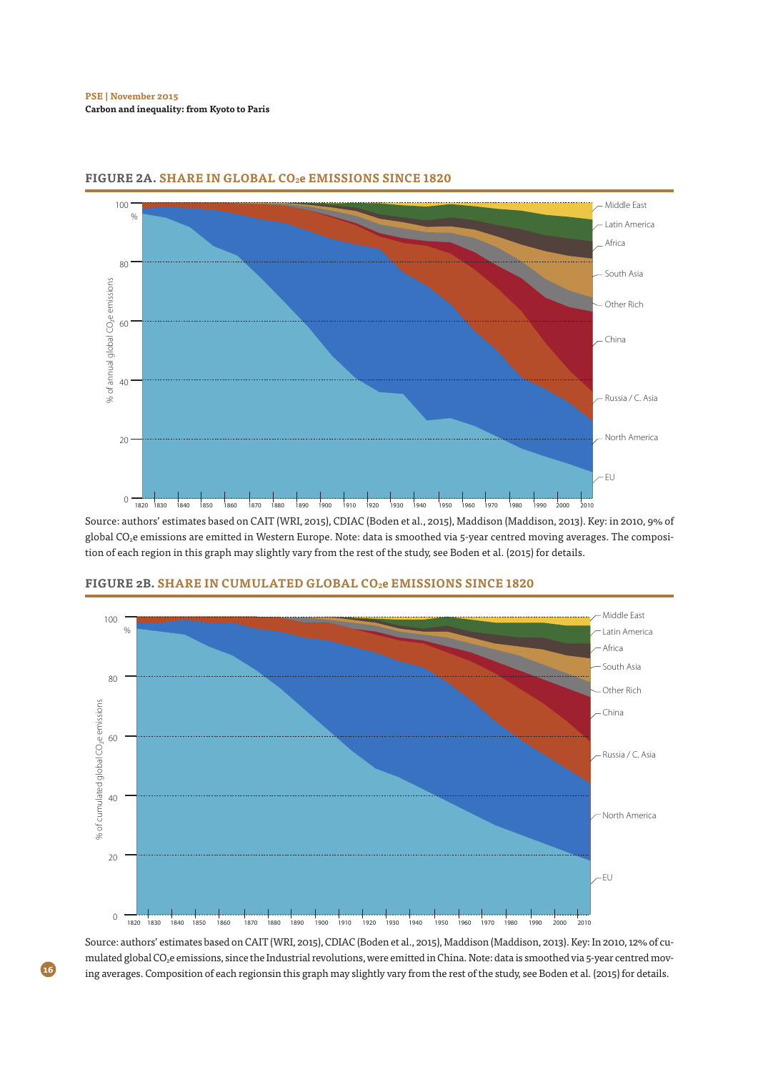## FIGURE 2A. SHARE IN GLOBAL $CO_2e$ EMISSIONS SINCE 1820

% of annual global $CO_2e$ emissions

100 %
80
60
40
20
0

1820 1830 1840 1850 1860 1870 1880 1890 1900 1910 1920 1930 1940 1950 1960 1970 1980 1990 2000 2010

Middle East
Latin America
Africa
South Asia
Other Rich
China
Russia / C. Asia
North America
EU

Source: authors' estimates based on CAIT (WRI, 2015), CDIAC (Boden et al., 2015), Maddison (Maddison, 2013). Key: in 2010, 9% of global $CO_2e$ emissions are emitted in Western Europe. Note: data is smoothed via 5-year centred moving averages. The composition of each region in this graph may slightly vary from the rest of the study, see Boden et al. (2015) for details.

## FIGURE 2B. SHARE IN CUMULATED GLOBAL $CO_2e$ EMISSIONS SINCE 1820

% of cumulated global $CO_2e$ emissions

100 %
80
60
40
20
0

1820 1830 1840 1850 1860 1870 1880 1890 1900 1910 1920 1930 1940 1950 1960 1970 1980 1990 2000 2010

Middle East
Latin America
Africa
South Asia
Other Rich
China
Russia / C. Asia
North America
EU

Source: authors' estimates based on CAIT (WRI, 2015), CDIAC (Boden et al., 2015), Maddison (Maddison, 2013). Key: In 2010, 12% of cumulated global $CO_2e$ emissions, since the Industrial revolutions, were emitted in China. Note: data is smoothed via 5-year centred moving averages. Composition of each regionsin this graph may slightly vary from the rest of the study, see Boden et al. (2015) for details.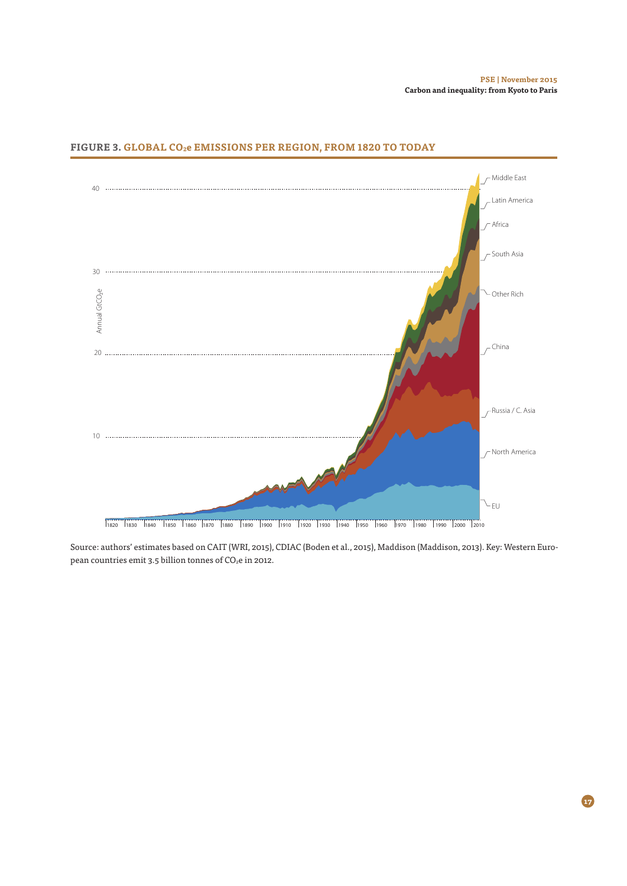## FIGURE 3. GLOBAL $CO_2e$ EMISSIONS PER REGION, FROM 1820 TO TODAY

Annual $GtCO_2e$

40
30
20
10

1820 1830 1840 1850 1860 1870 1880 1890 1900 1910 1920 1930 1940 1950 1960 1970 1980 1990 2000 2010

Middle East
Latin America
Africa
South Asia
Other Rich
China
Russia / C. Asia
North America
EU

Source: authors' estimates based on CAIT (WRI, 2015), CDIAC (Boden et al., 2015), Maddison (Maddison, 2013). Key: Western European countries emit 3.5 billion tonnes of $CO_2e$ in 2012.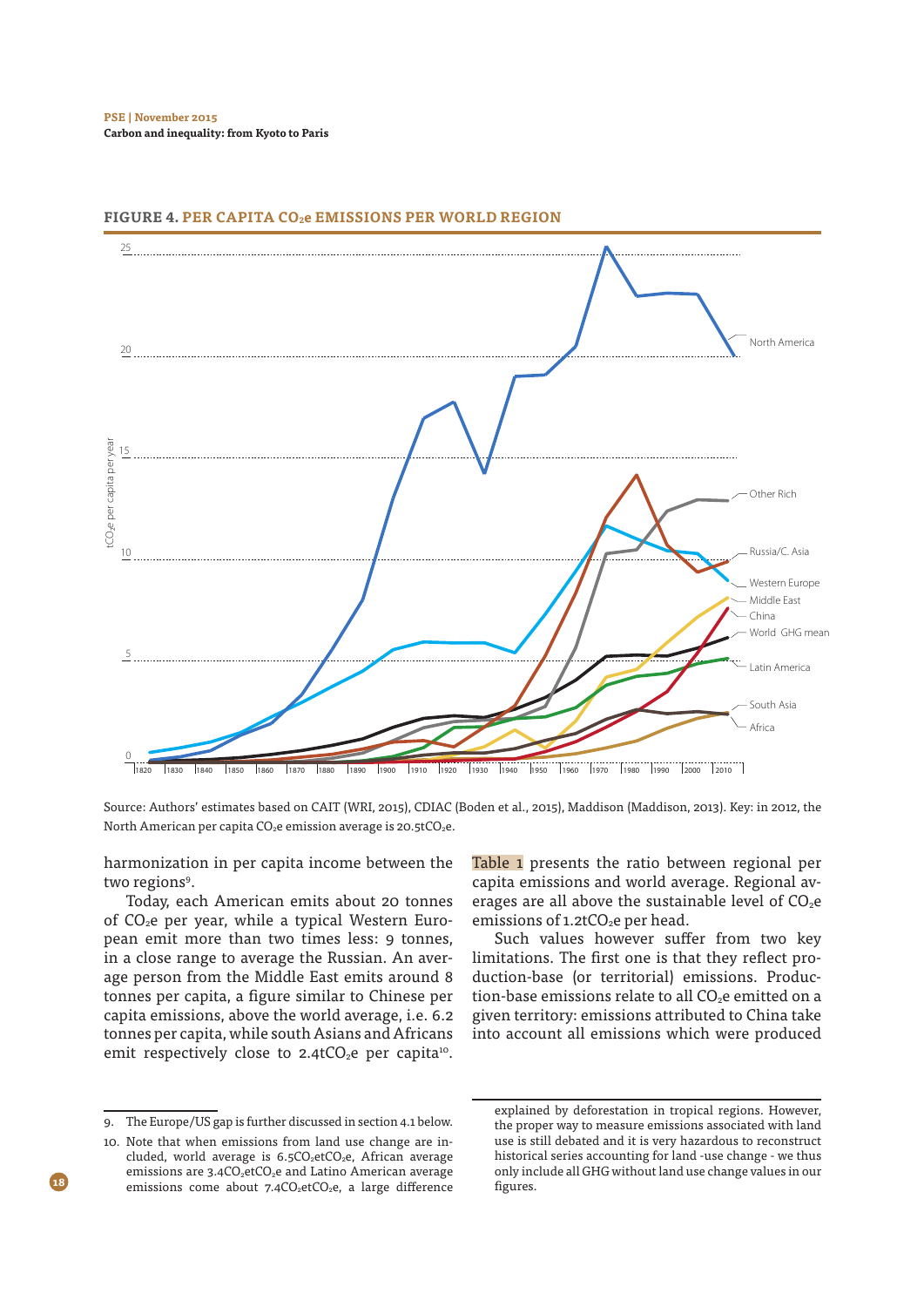**FIGURE 4. PER CAPITA $CO_2e$ EMISSIONS PER WORLD REGION**

25
20
15
10
5
0

tCO2e per capita per year

1820 1830 1840 1850 1860 1870 1880 1890 1900 1910 1920 1930 1940 1950 1960 1970 1980 1990 2000 2010

North America
Other Rich
Russia/C. Asia
Western Europe
Middle East
China
World GHG mean
Latin America
South Asia
Africa

Source: Authors' estimates based on CAIT (WRI, 2015), CDIAC (Boden et al., 2015), Maddison (Maddison, 2013). Key: in 2012, the North American per capita $CO_2e$ emission average is 20.5t$CO_2e$.

harmonization in per capita income between the two regions[9].

Today, each American emits about 20 tonnes of $CO_2e$ per year, while a typical Western European emit more than two times less: 9 tonnes, in a close range to average the Russian. An average person from the Middle East emits around 8 tonnes per capita, a figure similar to Chinese per capita emissions, above the world average, i.e. 6.2 tonnes per capita, while south Asians and Africans emit respectively close to 2.4t$CO_2e$ per capita[10].

Table 1 presents the ratio between regional per capita emissions and world average. Regional averages are all above the sustainable level of $CO_2e$ emissions of 1.2t$CO_2e$ per head.

Such values however suffer from two key limitations. The first one is that they reflect production-base (or territorial) emissions. Production-base emissions relate to all $CO_2e$ emitted on a given territory: emissions attributed to China take into account all emissions which were produced

9. The Europe/US gap is further discussed in section 4.1 below.

10. Note that when emissions from land use change are included, world average is 6.5$CO_2e$t$CO_2e$, African average emissions are 3.4$CO_2e$t$CO_2e$ and Latino American average emissions come about 7.4$CO_2e$t$CO_2e$, a large difference explained by deforestation in tropical regions. However, the proper way to measure emissions associated with land use is still debated and it is very hazardous to reconstruct historical series accounting for land -use change - we thus only include all GHG without land use change values in our figures.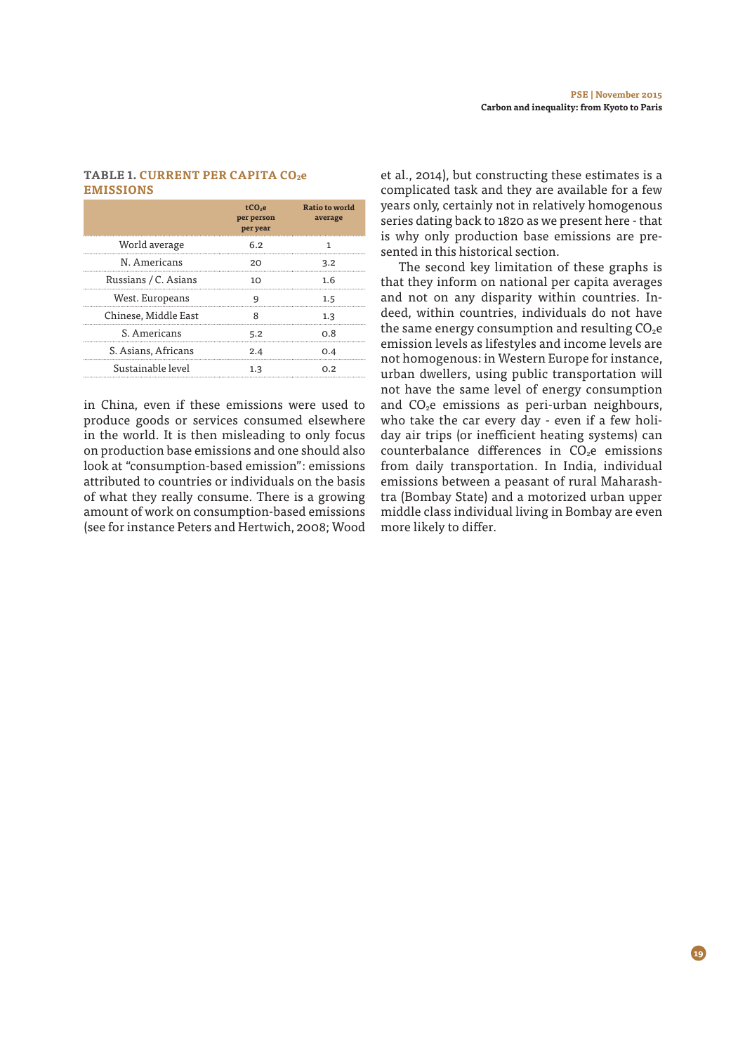**TABLE 1. CURRENT PER CAPITA $CO_2e$ EMISSIONS**

| | $tCO_2e$ per person per year | Ratio to world average |
|---|---|---|
| World average | 6.2 | 1 |
| N. Americans | 20 | 3.2 |
| Russians / C. Asians | 10 | 1.6 |
| West. Europeans | 9 | 1.5 |
| Chinese, Middle East | 8 | 1.3 |
| S. Americans | 5.2 | 0.8 |
| S. Asians, Africans | 2.4 | 0.4 |
| Sustainable level | 1.3 | 0.2 |

in China, even if these emissions were used to produce goods or services consumed elsewhere in the world. It is then misleading to only focus on production base emissions and one should also look at "consumption-based emission": emissions attributed to countries or individuals on the basis of what they really consume. There is a growing amount of work on consumption-based emissions (see for instance Peters and Hertwich, 2008; Wood et al., 2014), but constructing these estimates is a complicated task and they are available for a few years only, certainly not in relatively homogenous series dating back to 1820 as we present here - that is why only production base emissions are presented in this historical section.

The second key limitation of these graphs is that they inform on national per capita averages and not on any disparity within countries. Indeed, within countries, individuals do not have the same energy consumption and resulting $CO_2e$ emission levels as lifestyles and income levels are not homogenous: in Western Europe for instance, urban dwellers, using public transportation will not have the same level of energy consumption and $CO_2e$ emissions as peri-urban neighbours, who take the car every day - even if a few holiday air trips (or inefficient heating systems) can counterbalance differences in $CO_2e$ emissions from daily transportation. In India, individual emissions between a peasant of rural Maharashtra (Bombay State) and a motorized urban upper middle class individual living in Bombay are even more likely to differ.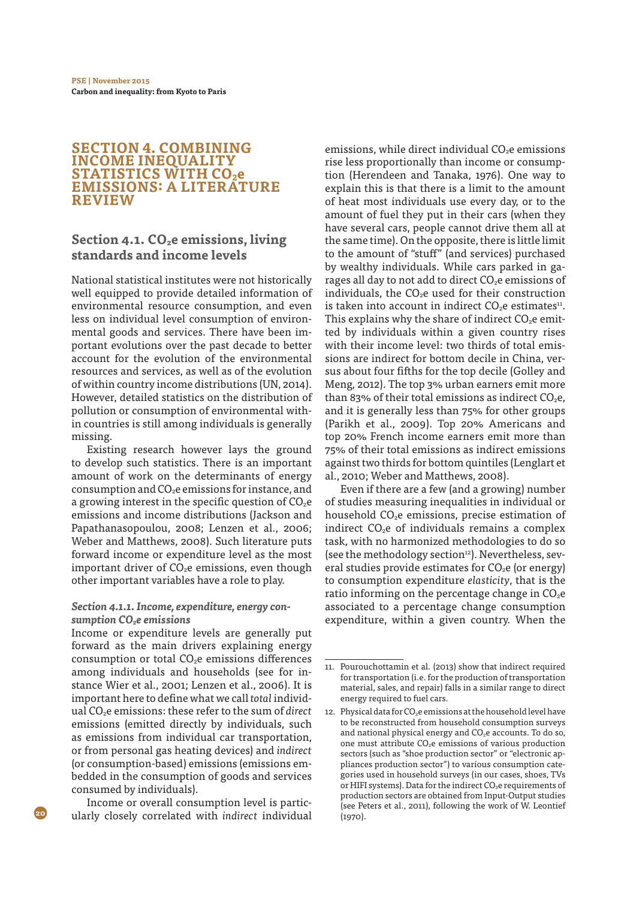# SECTION 4. COMBINING INCOME INEQUALITY STATISTICS WITH $CO_2e$ EMISSIONS: A LITERATURE REVIEW

## Section 4.1. $CO_2e$ emissions, living standards and income levels

National statistical institutes were not historically well equipped to provide detailed information of environmental resource consumption, and even less on individual level consumption of environmental goods and services. There have been important evolutions over the past decade to better account for the evolution of the environmental resources and services, as well as of the evolution of within country income distributions (UN, 2014). However, detailed statistics on the distribution of pollution or consumption of environmental within countries is still among individuals is generally missing.

Existing research however lays the ground to develop such statistics. There is an important amount of work on the determinants of energy consumption and $CO_2e$ emissions for instance, and a growing interest in the specific question of $CO_2e$ emissions and income distributions (Jackson and Papathanasopoulou, 2008; Lenzen et al., 2006; Weber and Matthews, 2008). Such literature puts forward income or expenditure level as the most important driver of $CO_2e$ emissions, even though other important variables have a role to play.

### *Section 4.1.1. Income, expenditure, energy consumption $CO_2e$ emissions*

Income or expenditure levels are generally put forward as the main drivers explaining energy consumption or total $CO_2e$ emissions differences among individuals and households (see for instance Wier et al., 2001; Lenzen et al., 2006). It is important here to define what we call *total* individual $CO_2e$ emissions: these refer to the sum of *direct* emissions (emitted directly by individuals, such as emissions from individual car transportation, or from personal gas heating devices) and *indirect* (or consumption-based) emissions (emissions embedded in the consumption of goods and services consumed by individuals).

Income or overall consumption level is particularly closely correlated with *indirect* individual emissions, while direct individual $CO_2e$ emissions rise less proportionally than income or consumption (Herendeen and Tanaka, 1976). One way to explain this is that there is a limit to the amount of heat most individuals use every day, or to the amount of fuel they put in their cars (when they have several cars, people cannot drive them all at the same time). On the opposite, there is little limit to the amount of "stuff" (and services) purchased by wealthy individuals. While cars parked in garages all day to not add to direct $CO_2e$ emissions of individuals, the $CO_2e$ used for their construction is taken into account in indirect $CO_2e$ estimates[11]. This explains why the share of indirect $CO_2e$ emitted by individuals within a given country rises with their income level: two thirds of total emissions are indirect for bottom decile in China, versus about four fifths for the top decile (Golley and Meng, 2012). The top 3% urban earners emit more than 83% of their total emissions as indirect $CO_2e$, and it is generally less than 75% for other groups (Parikh et al., 2009). Top 20% Americans and top 20% French income earners emit more than 75% of their total emissions as indirect emissions against two thirds for bottom quintiles (Lenglart et al., 2010; Weber and Matthews, 2008).

Even if there are a few (and a growing) number of studies measuring inequalities in individual or household $CO_2e$ emissions, precise estimation of indirect $CO_2e$ of individuals remains a complex task, with no harmonized methodologies to do so (see the methodology section[12]). Nevertheless, several studies provide estimates for $CO_2e$ (or energy) to consumption expenditure *elasticity*, that is the ratio informing on the percentage change in $CO_2e$ associated to a percentage change consumption expenditure, within a given country. When the

---

11. Pourouchottamin et al. (2013) show that indirect required for transportation (i.e. for the production of transportation material, sales, and repair) falls in a similar range to direct energy required to fuel cars.

12. Physical data for $CO_2e$ emissions at the household level have to be reconstructed from household consumption surveys and national physical energy and $CO_2e$ accounts. To do so, one must attribute $CO_2e$ emissions of various production sectors (such as "shoe production sector" or "electronic appliances production sector") to various consumption categories used in household surveys (in our cases, shoes, TVs or HIFI systems). Data for the indirect $CO_2e$ requirements of production sectors are obtained from Input-Output studies (see Peters et al., 2011), following the work of W. Leontief (1970).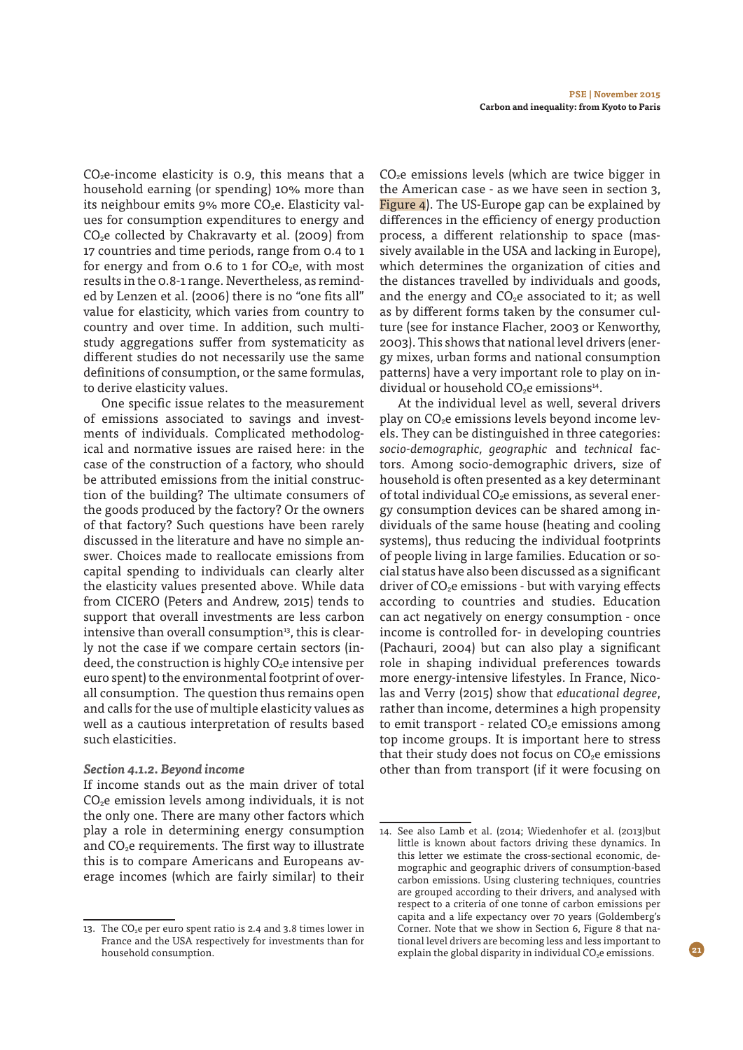$CO_2e$-income elasticity is 0.9, this means that a household earning (or spending) 10% more than its neighbour emits 9% more $CO_2e$. Elasticity values for consumption expenditures to energy and $CO_2e$ collected by Chakravarty et al. (2009) from 17 countries and time periods, range from 0.4 to 1 for energy and from 0.6 to 1 for $CO_2e$, with most results in the 0.8-1 range. Nevertheless, as reminded by Lenzen et al. (2006) there is no "one fits all" value for elasticity, which varies from country to country and over time. In addition, such multi-study aggregations suffer from systematicity as different studies do not necessarily use the same definitions of consumption, or the same formulas, to derive elasticity values.

One specific issue relates to the measurement of emissions associated to savings and investments of individuals. Complicated methodological and normative issues are raised here: in the case of the construction of a factory, who should be attributed emissions from the initial construction of the building? The ultimate consumers of the goods produced by the factory? Or the owners of that factory? Such questions have been rarely discussed in the literature and have no simple answer. Choices made to reallocate emissions from capital spending to individuals can clearly alter the elasticity values presented above. While data from CICERO (Peters and Andrew, 2015) tends to support that overall investments are less carbon intensive than overall consumption[13], this is clearly not the case if we compare certain sectors (indeed, the construction is highly $CO_2e$ intensive per euro spent) to the environmental footprint of overall consumption. The question thus remains open and calls for the use of multiple elasticity values as well as a cautious interpretation of results based such elasticities.

### *Section 4.1.2. Beyond income*

If income stands out as the main driver of total $CO_2e$ emission levels among individuals, it is not the only one. There are many other factors which play a role in determining energy consumption and $CO_2e$ requirements. The first way to illustrate this is to compare Americans and Europeans average incomes (which are fairly similar) to their $CO_2e$ emissions levels (which are twice bigger in the American case - as we have seen in section 3, Figure 4). The US-Europe gap can be explained by differences in the efficiency of energy production process, a different relationship to space (massively available in the USA and lacking in Europe), which determines the organization of cities and the distances travelled by individuals and goods, and the energy and $CO_2e$ associated to it; as well as by different forms taken by the consumer culture (see for instance Flacher, 2003 or Kenworthy, 2003). This shows that national level drivers (energy mixes, urban forms and national consumption patterns) have a very important role to play on individual or household $CO_2e$ emissions[14].

At the individual level as well, several drivers play on $CO_2e$ emissions levels beyond income levels. They can be distinguished in three categories: *socio-demographic*, *geographic* and *technical* factors. Among socio-demographic drivers, size of household is often presented as a key determinant of total individual $CO_2e$ emissions, as several energy consumption devices can be shared among individuals of the same house (heating and cooling systems), thus reducing the individual footprints of people living in large families. Education or social status have also been discussed as a significant driver of $CO_2e$ emissions - but with varying effects according to countries and studies. Education can act negatively on energy consumption - once income is controlled for- in developing countries (Pachauri, 2004) but can also play a significant role in shaping individual preferences towards more energy-intensive lifestyles. In France, Nicolas and Verry (2015) show that *educational degree*, rather than income, determines a high propensity to emit transport - related $CO_2e$ emissions among top income groups. It is important here to stress that their study does not focus on $CO_2e$ emissions other than from transport (if it were focusing on

---

13. The $CO_2e$ per euro spent ratio is 2.4 and 3.8 times lower in France and the USA respectively for investments than for household consumption.

14. See also Lamb et al. (2014; Wiedenhofer et al. (2013)but little is known about factors driving these dynamics. In this letter we estimate the cross-sectional economic, demographic and geographic drivers of consumption-based carbon emissions. Using clustering techniques, countries are grouped according to their drivers, and analysed with respect to a criteria of one tonne of carbon emissions per capita and a life expectancy over 70 years (Goldemberg's Corner. Note that we show in Section 6, Figure 8 that national level drivers are becoming less and less important to explain the global disparity in individual $CO_2e$ emissions.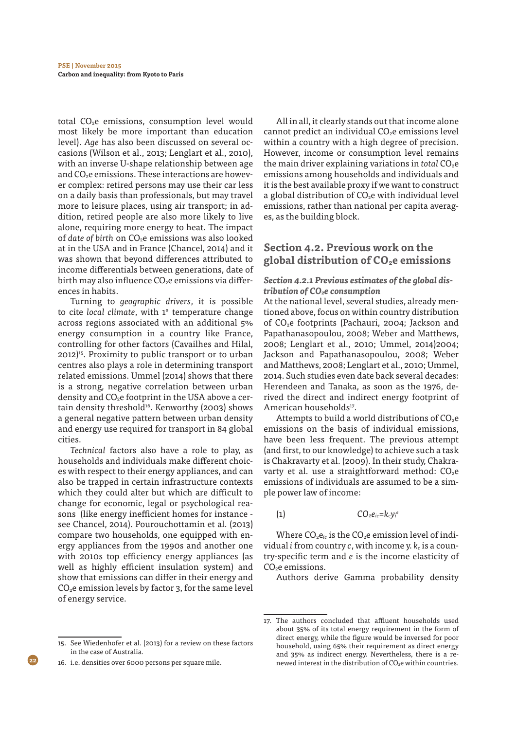total $CO_2e$ emissions, consumption level would most likely be more important than education level). *Age* has also been discussed on several occasions (Wilson et al., 2013; Lenglart et al., 2010), with an inverse U-shape relationship between age and $CO_2e$ emissions. These interactions are however complex: retired persons may use their car less on a daily basis than professionals, but may travel more to leisure places, using air transport; in addition, retired people are also more likely to live alone, requiring more energy to heat. The impact of *date of birth* on $CO_2e$ emissions was also looked at in the USA and in France (Chancel, 2014) and it was shown that beyond differences attributed to income differentials between generations, date of birth may also influence $CO_2e$ emissions via differences in habits.

Turning to *geographic drivers*, it is possible to cite *local climate*, with 1° temperature change across regions associated with an additional 5% energy consumption in a country like France, controlling for other factors (Cavailhes and Hilal, 2012)[15]. Proximity to public transport or to urban centres also plays a role in determining transport related emissions. Ummel (2014) shows that there is a strong, negative correlation between urban density and $CO_2e$ footprint in the USA above a certain density threshold[16]. Kenworthy (2003) shows a general negative pattern between urban density and energy use required for transport in 84 global cities.

*Technical* factors also have a role to play, as households and individuals make different choices with respect to their energy appliances, and can also be trapped in certain infrastructure contexts which they could alter but which are difficult to change for economic, legal or psychological reasons (like energy inefficient homes for instance - see Chancel, 2014). Pourouchottamin et al. (2013) compare two households, one equipped with energy appliances from the 1990s and another one with 2010s top efficiency energy appliances (as well as highly efficient insulation system) and show that emissions can differ in their energy and $CO_2e$ emission levels by factor 3, for the same level of energy service.

All in all, it clearly stands out that income alone cannot predict an individual $CO_2e$ emissions level within a country with a high degree of precision. However, income or consumption level remains the main driver explaining variations in *total* $CO_2e$ emissions among households and individuals and it is the best available proxy if we want to construct a global distribution of $CO_2e$ with individual level emissions, rather than national per capita averages, as the building block.

## Section 4.2. Previous work on the global distribution of $CO_2e$ emissions

### *Section 4.2.1 Previous estimates of the global distribution of $CO_2e$ consumption*

At the national level, several studies, already mentioned above, focus on within country distribution of $CO_2e$ footprints (Pachauri, 2004; Jackson and Papathanasopoulou, 2008; Weber and Matthews, 2008; Lenglart et al., 2010; Ummel, 2014)2004; Jackson and Papathanasopoulou, 2008; Weber and Matthews, 2008; Lenglart et al., 2010; Ummel, 2014. Such studies even date back several decades: Herendeen and Tanaka, as soon as the 1976, derived the direct and indirect energy footprint of American households[17].

Attempts to build a world distributions of $CO_2e$ emissions on the basis of individual emissions, have been less frequent. The previous attempt (and first, to our knowledge) to achieve such a task is Chakravarty et al. (2009). In their study, Chakravarty et al. use a straightforward method: $CO_2e$ emissions of individuals are assumed to be a simple power law of income:

$$CO_2e_{ic}=k_c y_i^e \qquad (1)$$

Where $CO_2e_{ic}$ is the $CO_2e$ emission level of individual *i* from country *c*, with income y. $k_c$ is a country-specific term and *e* is the income elasticity of $CO_2e$ emissions.

Authors derive Gamma probability density

---

15. See Wiedenhofer et al. (2013) for a review on these factors in the case of Australia.

16. i.e. densities over 6000 persons per square mile.

17. The authors concluded that affluent households used about 35% of its total energy requirement in the form of direct energy, while the figure would be inversed for poor household, using 65% their requirement as direct energy and 35% as indirect energy. Nevertheless, there is a renewed interest in the distribution of $CO_2e$ within countries.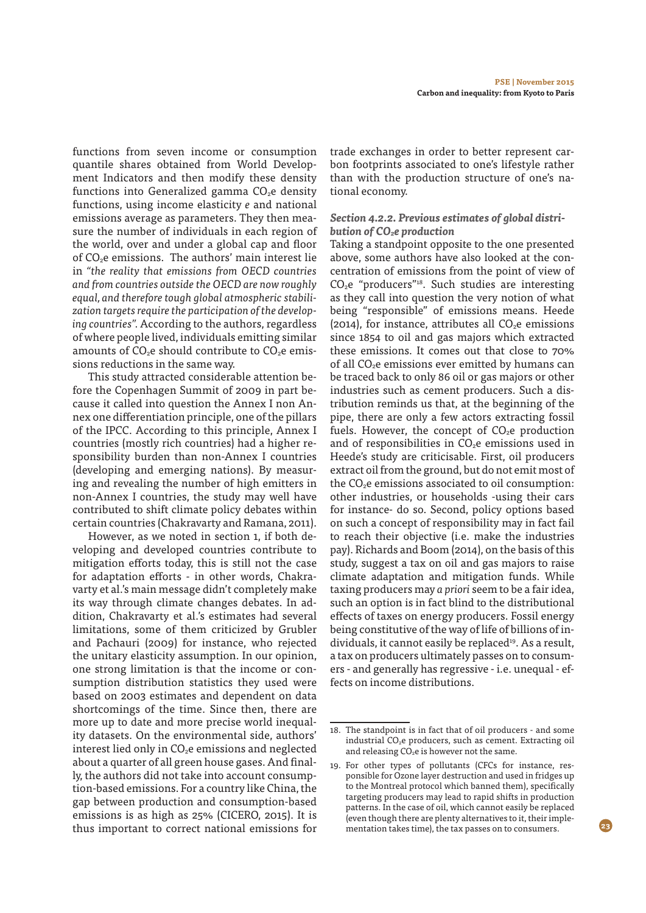functions from seven income or consumption quantile shares obtained from World Development Indicators and then modify these density functions into Generalized gamma $CO_2e$ density functions, using income elasticity *e* and national emissions average as parameters. They then measure the number of individuals in each region of the world, over and under a global cap and floor of $CO_2e$ emissions. The authors' main interest lie in *"the reality that emissions from OECD countries and from countries outside the OECD are now roughly equal, and therefore tough global atmospheric stabilization targets require the participation of the developing countries".* According to the authors, regardless of where people lived, individuals emitting similar amounts of $CO_2e$ should contribute to $CO_2e$ emissions reductions in the same way.

This study attracted considerable attention before the Copenhagen Summit of 2009 in part because it called into question the Annex I non Annex one differentiation principle, one of the pillars of the IPCC. According to this principle, Annex I countries (mostly rich countries) had a higher responsibility burden than non-Annex I countries (developing and emerging nations). By measuring and revealing the number of high emitters in non-Annex I countries, the study may well have contributed to shift climate policy debates within certain countries (Chakravarty and Ramana, 2011).

However, as we noted in section 1, if both developing and developed countries contribute to mitigation efforts today, this is still not the case for adaptation efforts - in other words, Chakravarty et al.'s main message didn't completely make its way through climate changes debates. In addition, Chakravarty et al.'s estimates had several limitations, some of them criticized by Grubler and Pachauri (2009) for instance, who rejected the unitary elasticity assumption. In our opinion, one strong limitation is that the income or consumption distribution statistics they used were based on 2003 estimates and dependent on data shortcomings of the time. Since then, there are more up to date and more precise world inequality datasets. On the environmental side, authors' interest lied only in $CO_2e$ emissions and neglected about a quarter of all green house gases. And finally, the authors did not take into account consumption-based emissions. For a country like China, the gap between production and consumption-based emissions is as high as 25% (CICERO, 2015). It is thus important to correct national emissions for trade exchanges in order to better represent carbon footprints associated to one's lifestyle rather than with the production structure of one's national economy.

### *Section 4.2.2. Previous estimates of global distribution of $CO_2e$ production*

Taking a standpoint opposite to the one presented above, some authors have also looked at the concentration of emissions from the point of view of $CO_2e$ "producers"[18]. Such studies are interesting as they call into question the very notion of what being "responsible" of emissions means. Heede (2014), for instance, attributes all $CO_2e$ emissions since 1854 to oil and gas majors which extracted these emissions. It comes out that close to 70% of all $CO_2e$ emissions ever emitted by humans can be traced back to only 86 oil or gas majors or other industries such as cement producers. Such a distribution reminds us that, at the beginning of the pipe, there are only a few actors extracting fossil fuels. However, the concept of $CO_2e$ production and of responsibilities in $CO_2e$ emissions used in Heede's study are criticisable. First, oil producers extract oil from the ground, but do not emit most of the $CO_2e$ emissions associated to oil consumption: other industries, or households -using their cars for instance- do so. Second, policy options based on such a concept of responsibility may in fact fail to reach their objective (i.e. make the industries pay). Richards and Boom (2014), on the basis of this study, suggest a tax on oil and gas majors to raise climate adaptation and mitigation funds. While taxing producers may *a priori* seem to be a fair idea, such an option is in fact blind to the distributional effects of taxes on energy producers. Fossil energy being constitutive of the way of life of billions of individuals, it cannot easily be replaced[19]. As a result, a tax on producers ultimately passes on to consumers - and generally has regressive - i.e. unequal - effects on income distributions.

---

18. The standpoint is in fact that of oil producers - and some industrial $CO_2e$ producers, such as cement. Extracting oil and releasing $CO_2e$ is however not the same.

19. For other types of pollutants (CFCs for instance, responsible for Ozone layer destruction and used in fridges up to the Montreal protocol which banned them), specifically targeting producers may lead to rapid shifts in production patterns. In the case of oil, which cannot easily be replaced (even though there are plenty alternatives to it, their implementation takes time), the tax passes on to consumers.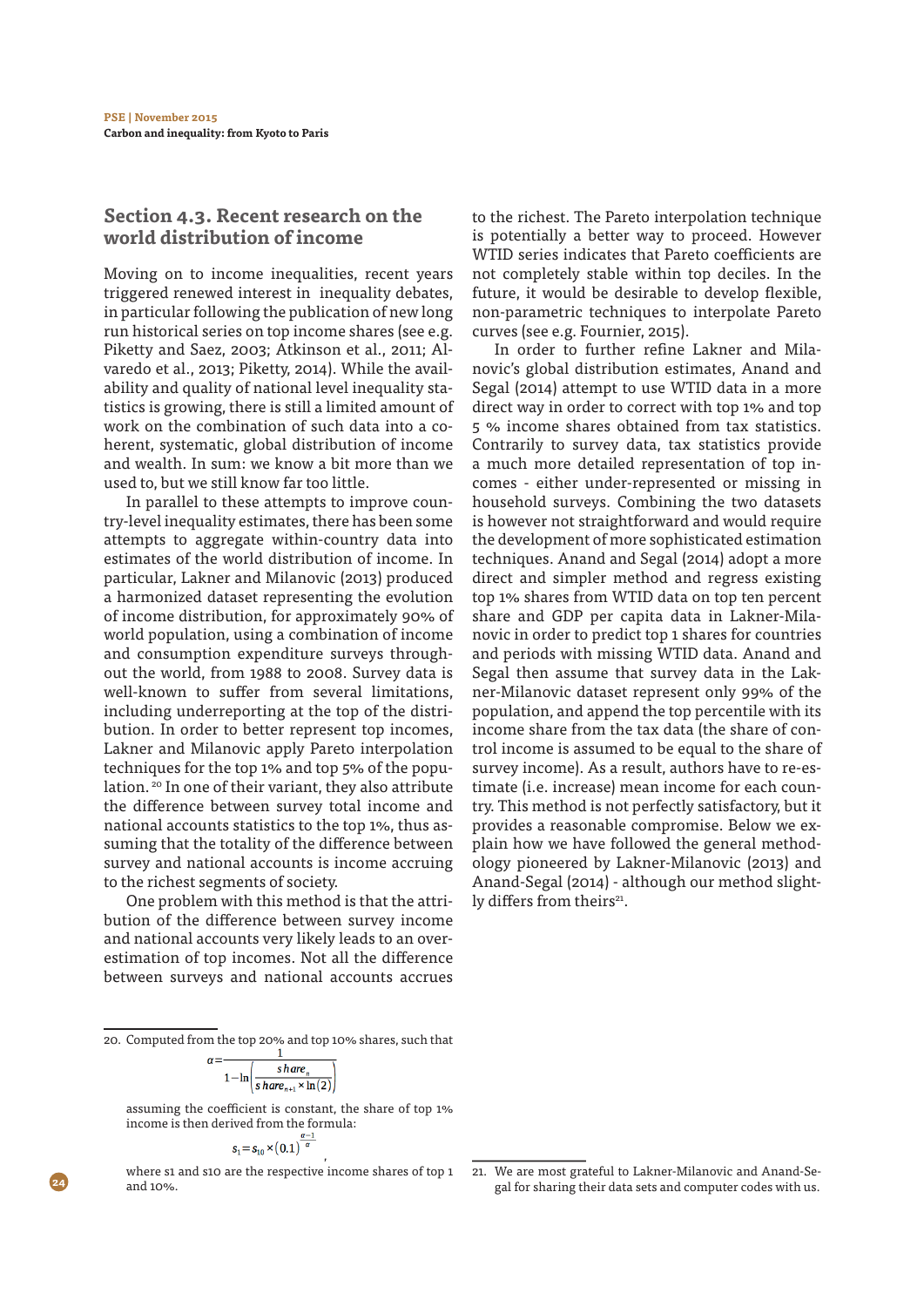## Section 4.3. Recent research on the world distribution of income

Moving on to income inequalities, recent years triggered renewed interest in inequality debates, in particular following the publication of new long run historical series on top income shares (see e.g. Piketty and Saez, 2003; Atkinson et al., 2011; Alvaredo et al., 2013; Piketty, 2014). While the availability and quality of national level inequality statistics is growing, there is still a limited amount of work on the combination of such data into a coherent, systematic, global distribution of income and wealth. In sum: we know a bit more than we used to, but we still know far too little.

In parallel to these attempts to improve country-level inequality estimates, there has been some attempts to aggregate within-country data into estimates of the world distribution of income. In particular, Lakner and Milanovic (2013) produced a harmonized dataset representing the evolution of income distribution, for approximately 90% of world population, using a combination of income and consumption expenditure surveys throughout the world, from 1988 to 2008. Survey data is well-known to suffer from several limitations, including underreporting at the top of the distribution. In order to better represent top incomes, Lakner and Milanovic apply Pareto interpolation techniques for the top 1% and top 5% of the population. [20] In one of their variant, they also attribute the difference between survey total income and national accounts statistics to the top 1%, thus assuming that the totality of the difference between survey and national accounts is income accruing to the richest segments of society.

One problem with this method is that the attribution of the difference between survey income and national accounts very likely leads to an overestimation of top incomes. Not all the difference between surveys and national accounts accrues to the richest. The Pareto interpolation technique is potentially a better way to proceed. However WTID series indicates that Pareto coefficients are not completely stable within top deciles. In the future, it would be desirable to develop flexible, non-parametric techniques to interpolate Pareto curves (see e.g. Fournier, 2015).

In order to further refine Lakner and Milanovic's global distribution estimates, Anand and Segal (2014) attempt to use WTID data in a more direct way in order to correct with top 1% and top 5 % income shares obtained from tax statistics. Contrarily to survey data, tax statistics provide a much more detailed representation of top incomes - either under-represented or missing in household surveys. Combining the two datasets is however not straightforward and would require the development of more sophisticated estimation techniques. Anand and Segal (2014) adopt a more direct and simpler method and regress existing top 1% shares from WTID data on top ten percent share and GDP per capita data in Lakner-Milanovic in order to predict top 1 shares for countries and periods with missing WTID data. Anand and Segal then assume that survey data in the Lakner-Milanovic dataset represent only 99% of the population, and append the top percentile with its income share from the tax data (the share of control income is assumed to be equal to the share of survey income). As a result, authors have to re-estimate (i.e. increase) mean income for each country. This method is not perfectly satisfactory, but it provides a reasonable compromise. Below we explain how we have followed the general methodology pioneered by Lakner-Milanovic (2013) and Anand-Segal (2014) - although our method slightly differs from theirs[21].

---

20. Computed from the top 20% and top 10% shares, such that

$$\alpha = \frac{1}{1 - \ln\left(\frac{share_n}{share_{n+1} \times \ln(2)}\right)}$$

assuming the coefficient is constant, the share of top 1% income is then derived from the formula:

$$s_1 = s_{10} \times (0.1)^{\frac{\alpha - 1}{\alpha}},$$

where s1 and s10 are the respective income shares of top 1 and 10%.

21. We are most grateful to Lakner-Milanovic and Anand-Segal for sharing their data sets and computer codes with us.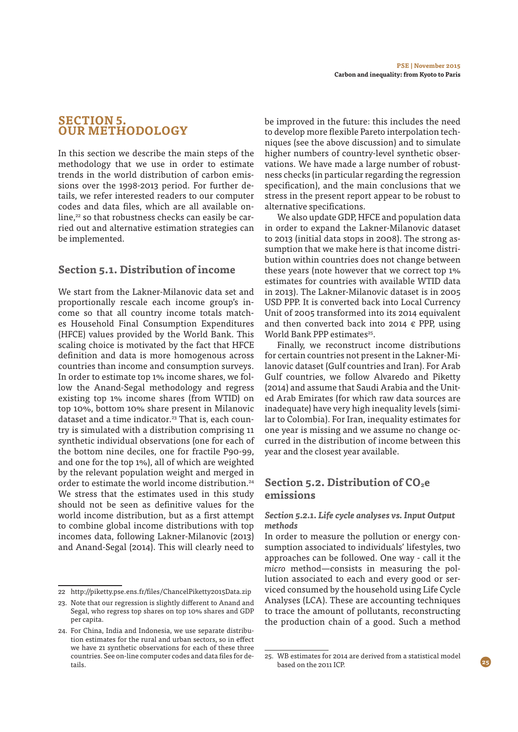# SECTION 5. OUR METHODOLOGY

In this section we describe the main steps of the methodology that we use in order to estimate trends in the world distribution of carbon emissions over the 1998-2013 period. For further details, we refer interested readers to our computer codes and data files, which are all available online,[22] so that robustness checks can easily be carried out and alternative estimation strategies can be implemented.

## Section 5.1. Distribution of income

We start from the Lakner-Milanovic data set and proportionally rescale each income group's income so that all country income totals matches Household Final Consumption Expenditures (HFCE) values provided by the World Bank. This scaling choice is motivated by the fact that HFCE definition and data is more homogenous across countries than income and consumption surveys. In order to estimate top 1% income shares, we follow the Anand-Segal methodology and regress existing top 1% income shares (from WTID) on top 10%, bottom 10% share present in Milanovic dataset and a time indicator.[23] That is, each country is simulated with a distribution comprising 11 synthetic individual observations (one for each of the bottom nine deciles, one for fractile P90-99, and one for the top 1%), all of which are weighted by the relevant population weight and merged in order to estimate the world income distribution.[24] We stress that the estimates used in this study should not be seen as definitive values for the world income distribution, but as a first attempt to combine global income distributions with top incomes data, following Lakner-Milanovic (2013) and Anand-Segal (2014). This will clearly need to be improved in the future: this includes the need to develop more flexible Pareto interpolation techniques (see the above discussion) and to simulate higher numbers of country-level synthetic observations. We have made a large number of robustness checks (in particular regarding the regression specification), and the main conclusions that we stress in the present report appear to be robust to alternative specifications.

We also update GDP, HFCE and population data in order to expand the Lakner-Milanovic dataset to 2013 (initial data stops in 2008). The strong assumption that we make here is that income distribution within countries does not change between these years (note however that we correct top 1% estimates for countries with available WTID data in 2013). The Lakner-Milanovic dataset is in 2005 USD PPP. It is converted back into Local Currency Unit of 2005 transformed into its 2014 equivalent and then converted back into 2014 € PPP, using World Bank PPP estimates[25].

Finally, we reconstruct income distributions for certain countries not present in the Lakner-Milanovic dataset (Gulf countries and Iran). For Arab Gulf countries, we follow Alvaredo and Piketty (2014) and assume that Saudi Arabia and the United Arab Emirates (for which raw data sources are inadequate) have very high inequality levels (similar to Colombia). For Iran, inequality estimates for one year is missing and we assume no change occurred in the distribution of income between this year and the closest year available.

## Section 5.2. Distribution of $CO_2e$ emissions

### *Section 5.2.1. Life cycle analyses vs. Input Output methods*

In order to measure the pollution or energy consumption associated to individuals' lifestyles, two approaches can be followed. One way - call it the *micro* method—consists in measuring the pollution associated to each and every good or serviced consumed by the household using Life Cycle Analyses (LCA). These are accounting techniques to trace the amount of pollutants, reconstructing the production chain of a good. Such a method

---

22 http://piketty.pse.ens.fr/files/ChancelPiketty2015Data.zip

23. Note that our regression is slightly different to Anand and Segal, who regress top shares on top 10% shares and GDP per capita.

24. For China, India and Indonesia, we use separate distribution estimates for the rural and urban sectors, so in effect we have 21 synthetic observations for each of these three countries. See on-line computer codes and data files for details.

25. WB estimates for 2014 are derived from a statistical model based on the 2011 ICP.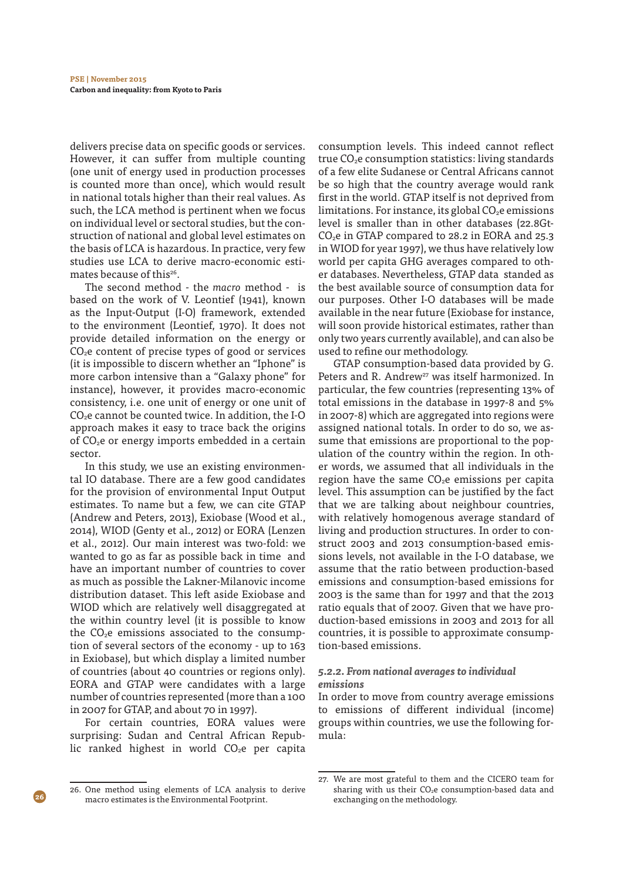delivers precise data on specific goods or services. However, it can suffer from multiple counting (one unit of energy used in production processes is counted more than once), which would result in national totals higher than their real values. As such, the LCA method is pertinent when we focus on individual level or sectoral studies, but the construction of national and global level estimates on the basis of LCA is hazardous. In practice, very few studies use LCA to derive macro-economic estimates because of this[26].

The second method - the *macro* method - is based on the work of V. Leontief (1941), known as the Input-Output (I-O) framework, extended to the environment (Leontief, 1970). It does not provide detailed information on the energy or $CO_2e$ content of precise types of good or services (it is impossible to discern whether an "Iphone" is more carbon intensive than a "Galaxy phone" for instance), however, it provides macro-economic consistency, i.e. one unit of energy or one unit of $CO_2e$ cannot be counted twice. In addition, the I-O approach makes it easy to trace back the origins of $CO_2e$ or energy imports embedded in a certain sector.

In this study, we use an existing environmental IO database. There are a few good candidates for the provision of environmental Input Output estimates. To name but a few, we can cite GTAP (Andrew and Peters, 2013), Exiobase (Wood et al., 2014), WIOD (Genty et al., 2012) or EORA (Lenzen et al., 2012). Our main interest was two-fold: we wanted to go as far as possible back in time and have an important number of countries to cover as much as possible the Lakner-Milanovic income distribution dataset. This left aside Exiobase and WIOD which are relatively well disaggregated at the within country level (it is possible to know the $CO_2e$ emissions associated to the consumption of several sectors of the economy - up to 163 in Exiobase), but which display a limited number of countries (about 40 countries or regions only). EORA and GTAP were candidates with a large number of countries represented (more than a 100 in 2007 for GTAP, and about 70 in 1997).

For certain countries, EORA values were surprising: Sudan and Central African Republic ranked highest in world $CO_2e$ per capita consumption levels. This indeed cannot reflect true $CO_2e$ consumption statistics: living standards of a few elite Sudanese or Central Africans cannot be so high that the country average would rank first in the world. GTAP itself is not deprived from limitations. For instance, its global $CO_2e$ emissions level is smaller than in other databases (22.8Gt-$CO_2e$ in GTAP compared to 28.2 in EORA and 25.3 in WIOD for year 1997), we thus have relatively low world per capita GHG averages compared to other databases. Nevertheless, GTAP data standed as the best available source of consumption data for our purposes. Other I-O databases will be made available in the near future (Exiobase for instance, will soon provide historical estimates, rather than only two years currently available), and can also be used to refine our methodology.

GTAP consumption-based data provided by G. Peters and R. Andrew[27] was itself harmonized. In particular, the few countries (representing 13% of total emissions in the database in 1997-8 and 5% in 2007-8) which are aggregated into regions were assigned national totals. In order to do so, we assume that emissions are proportional to the population of the country within the region. In other words, we assumed that all individuals in the region have the same $CO_2e$ emissions per capita level. This assumption can be justified by the fact that we are talking about neighbour countries, with relatively homogenous average standard of living and production structures. In order to construct 2003 and 2013 consumption-based emissions levels, not available in the I-O database, we assume that the ratio between production-based emissions and consumption-based emissions for 2003 is the same than for 1997 and that the 2013 ratio equals that of 2007. Given that we have production-based emissions in 2003 and 2013 for all countries, it is possible to approximate consumption-based emissions.

### *5.2.2. From national averages to individual emissions*

In order to move from country average emissions to emissions of different individual (income) groups within countries, we use the following formula:

26. One method using elements of LCA analysis to derive macro estimates is the Environmental Footprint.

27. We are most grateful to them and the CICERO team for sharing with us their $CO_2e$ consumption-based data and exchanging on the methodology.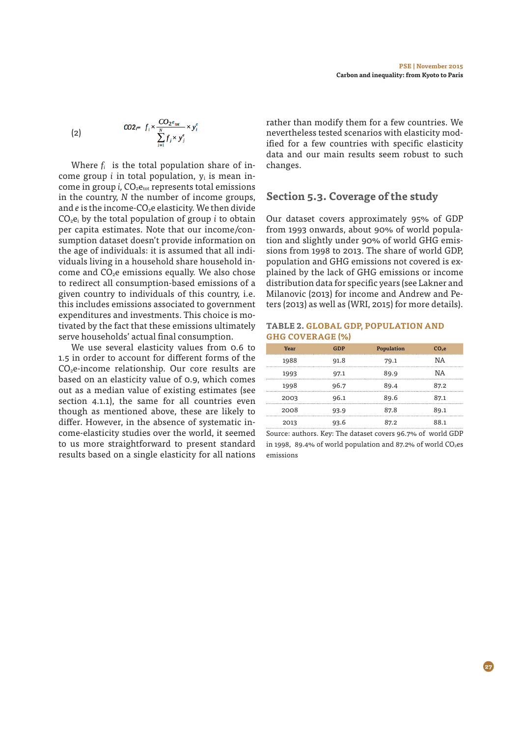(2)
$$CO2_i = f_i \times \frac{CO_{2e_{tot}}}{\sum_{i=1}^{N} f_i \times y_j^e} \times y_i^e$$

Where $f_i$ is the total population share of income group $i$ in total population, $y_i$ is mean income in group $i$, $CO_2e_{tot}$ represents total emissions in the country, $N$ the number of income groups, and $e$ is the income-$CO_2$e elasticity. We then divide $CO_2e_i$ by the total population of group $i$ to obtain per capita estimates. Note that our income/consumption dataset doesn't provide information on the age of individuals: it is assumed that all individuals living in a household share household income and $CO_2$e emissions equally. We also chose to redirect all consumption-based emissions of a given country to individuals of this country, i.e. this includes emissions associated to government expenditures and investments. This choice is motivated by the fact that these emissions ultimately serve households' actual final consumption.

We use several elasticity values from 0.6 to 1.5 in order to account for different forms of the $CO_2$e-income relationship. Our core results are based on an elasticity value of 0.9, which comes out as a median value of existing estimates (see section 4.1.1), the same for all countries even though as mentioned above, these are likely to differ. However, in the absence of systematic income-elasticity studies over the world, it seemed to us more straightforward to present standard results based on a single elasticity for all nations rather than modify them for a few countries. We nevertheless tested scenarios with elasticity modified for a few countries with specific elasticity data and our main results seem robust to such changes.

## Section 5.3. Coverage of the study

Our dataset covers approximately 95% of GDP from 1993 onwards, about 90% of world population and slightly under 90% of world GHG emissions from 1998 to 2013. The share of world GDP, population and GHG emissions not covered is explained by the lack of GHG emissions or income distribution data for specific years (see Lakner and Milanovic (2013) for income and Andrew and Peters (2013) as well as (WRI, 2015) for more details).

**TABLE 2. GLOBAL GDP, POPULATION AND GHG COVERAGE (%)**

| Year | GDP | Population | $CO_2$e |
|---|---|---|---|
| 1988 | 91.8 | 79.1 | NA |
| 1993 | 97.1 | 89.9 | NA |
| 1998 | 96.7 | 89.4 | 87.2 |
| 2003 | 96.1 | 89.6 | 87.1 |
| 2008 | 93.9 | 87.8 | 89.1 |
| 2013 | 93.6 | 87.2 | 88.1 |

Source: authors. Key: The dataset covers 96.7% of world GDP in 1998, 89.4% of world population and 87.2% of world $CO_2$es emissions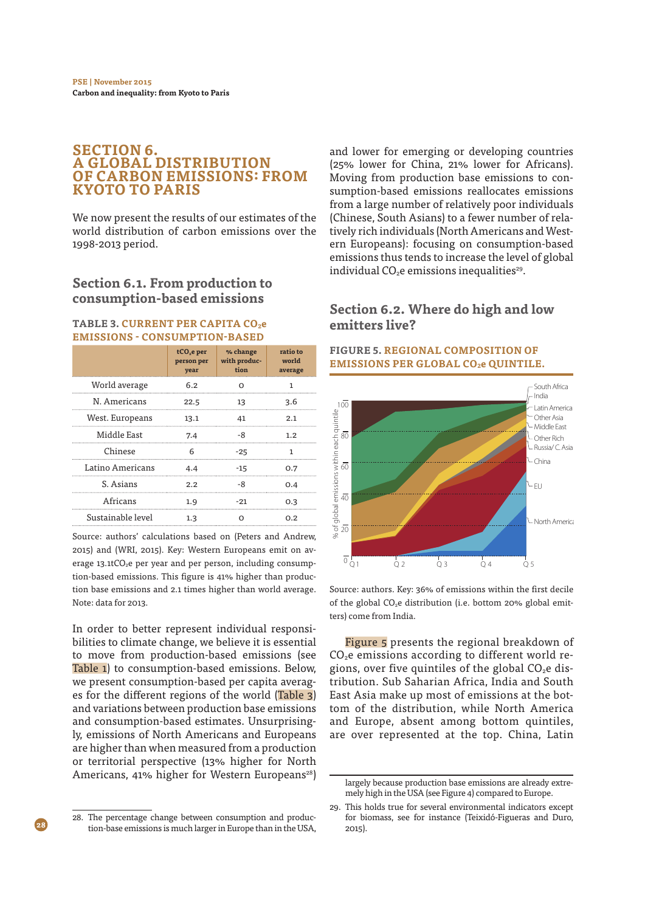# SECTION 6. A GLOBAL DISTRIBUTION OF CARBON EMISSIONS: FROM KYOTO TO PARIS

We now present the results of our estimates of the world distribution of carbon emissions over the 1998-2013 period.

## Section 6.1. From production to consumption-based emissions

### TABLE 3. CURRENT PER CAPITA $CO_2e$ EMISSIONS - CONSUMPTION-BASED

| | $tCO_2e$ per person per year | % change with production | ratio to world average |
|---|---|---|---|
| World average | 6.2 | 0 | 1 |
| N. Americans | 22.5 | 13 | 3.6 |
| West. Europeans | 13.1 | 41 | 2.1 |
| Middle East | 7.4 | -8 | 1.2 |
| Chinese | 6 | -25 | 1 |
| Latino Americans | 4.4 | -15 | 0.7 |
| S. Asians | 2.2 | -8 | 0.4 |
| Africans | 1.9 | -21 | 0.3 |
| Sustainable level | 1.3 | 0 | 0.2 |

Source: authors' calculations based on (Peters and Andrew, 2015) and (WRI, 2015). Key: Western Europeans emit on average 13.1$tCO_2e$ per year and per person, including consumption-based emissions. This figure is 41% higher than production base emissions and 2.1 times higher than world average. Note: data for 2013.

In order to better represent individual responsibilities to climate change, we believe it is essential to move from production-based emissions (see Table 1) to consumption-based emissions. Below, we present consumption-based per capita averages for the different regions of the world (Table 3) and variations between production base emissions and consumption-based estimates. Unsurprisingly, emissions of North Americans and Europeans are higher than when measured from a production or territorial perspective (13% higher for North Americans, 41% higher for Western Europeans[28]) and lower for emerging or developing countries (25% lower for China, 21% lower for Africans). Moving from production base emissions to consumption-based emissions reallocates emissions from a large number of relatively poor individuals (Chinese, South Asians) to a fewer number of relatively rich individuals (North Americans and Western Europeans): focusing on consumption-based emissions thus tends to increase the level of global individual $CO_2e$ emissions inequalities[29].

## Section 6.2. Where do high and low emitters live?

### FIGURE 5. REGIONAL COMPOSITION OF EMISSIONS PER GLOBAL $CO_2e$ QUINTILE.

Source: authors. Key: 36% of emissions within the first decile of the global $CO_2e$ distribution (i.e. bottom 20% global emitters) come from India.

Figure 5 presents the regional breakdown of $CO_2e$ emissions according to different world regions, over five quintiles of the global $CO_2e$ distribution. Sub Saharian Africa, India and South East Asia make up most of emissions at the bottom of the distribution, while North America and Europe, absent among bottom quintiles, are over represented at the top. China, Latin

---

28. The percentage change between consumption and production-base emissions is much larger in Europe than in the USA, largely because production base emissions are already extremely high in the USA (see Figure 4) compared to Europe.

29. This holds true for several environmental indicators except for biomass, see for instance (Teixidó-Figueras and Duro, 2015).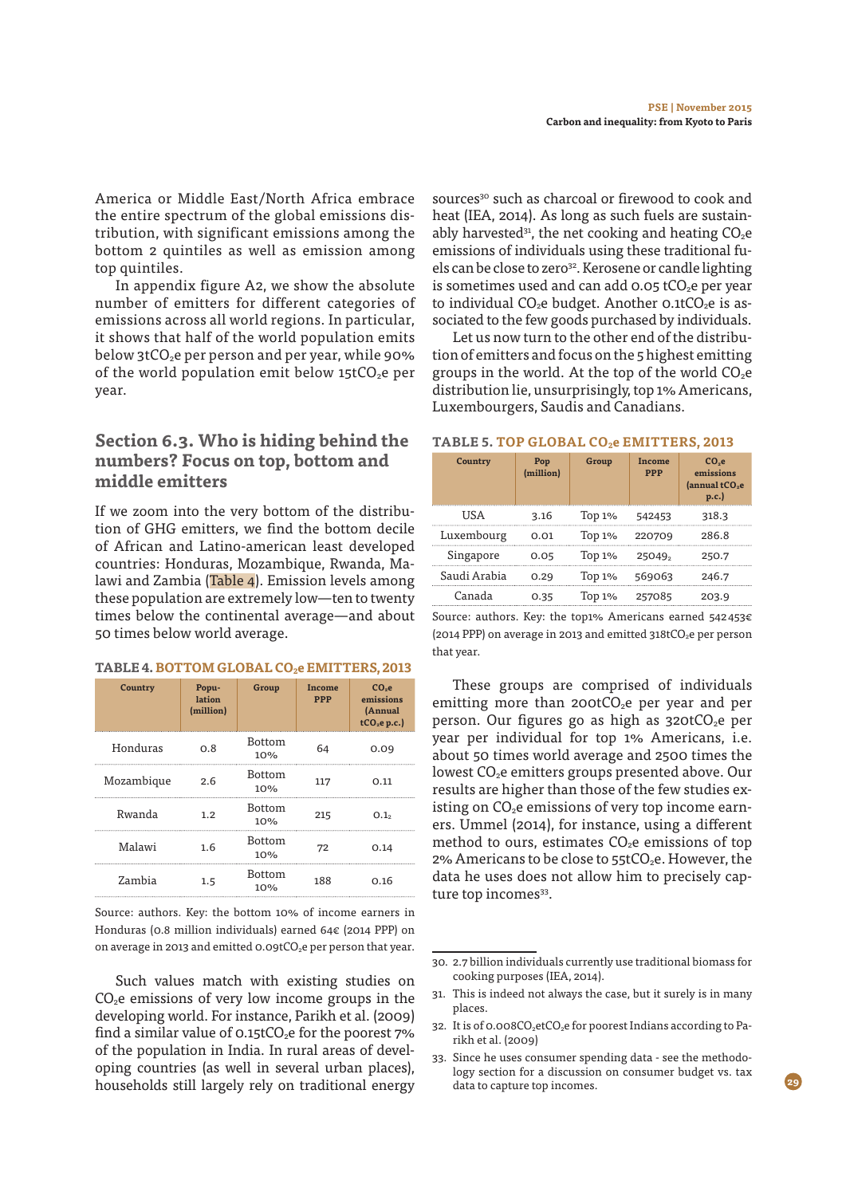America or Middle East/North Africa embrace the entire spectrum of the global emissions distribution, with significant emissions among the bottom 2 quintiles as well as emission among top quintiles.

In appendix figure A2, we show the absolute number of emitters for different categories of emissions across all world regions. In particular, it shows that half of the world population emits below 3t$CO_2$e per person and per year, while 90% of the world population emit below 15t$CO_2$e per year.

## Section 6.3. Who is hiding behind the numbers? Focus on top, bottom and middle emitters

If we zoom into the very bottom of the distribution of GHG emitters, we find the bottom decile of African and Latino-american least developed countries: Honduras, Mozambique, Rwanda, Malawi and Zambia (Table 4). Emission levels among these population are extremely low—ten to twenty times below the continental average—and about 50 times below world average.

**TABLE 4. BOTTOM GLOBAL $CO_2$e EMITTERS, 2013**

| Country | Population (million) | Group | Income PPP | $CO_2$e emissions (Annual t$CO_2$e p.c.) |
|---|---|---|---|---|
| Honduras | 0.8 | Bottom 10% | 64 | 0.09 |
| Mozambique | 2.6 | Bottom 10% | 117 | 0.11 |
| Rwanda | 1.2 | Bottom 10% | 215 | 0.12 |
| Malawi | 1.6 | Bottom 10% | 72 | 0.14 |
| Zambia | 1.5 | Bottom 10% | 188 | 0.16 |

Source: authors. Key: the bottom 10% of income earners in Honduras (0.8 million individuals) earned 64€ (2014 PPP) on on average in 2013 and emitted 0.09t$CO_2$e per person that year.

Such values match with existing studies on $CO_2$e emissions of very low income groups in the developing world. For instance, Parikh et al. (2009) find a similar value of 0.15t$CO_2$e for the poorest 7% of the population in India. In rural areas of developing countries (as well in several urban places), households still largely rely on traditional energy sources[30] such as charcoal or firewood to cook and heat (IEA, 2014). As long as such fuels are sustainably harvested[31], the net cooking and heating $CO_2$e emissions of individuals using these traditional fuels can be close to zero[32]. Kerosene or candle lighting is sometimes used and can add 0.05 t$CO_2$e per year to individual $CO_2$e budget. Another 0.1t$CO_2$e is associated to the few goods purchased by individuals.

Let us now turn to the other end of the distribution of emitters and focus on the 5 highest emitting groups in the world. At the top of the world $CO_2$e distribution lie, unsurprisingly, top 1% Americans, Luxembourgers, Saudis and Canadians.

**TABLE 5. TOP GLOBAL $CO_2$e EMITTERS, 2013**

| Country | Pop (million) | Group | Income PPP | $CO_2$e emissions (annual t$CO_2$e p.c.) |
|---|---|---|---|---|
| USA | 3.16 | Top 1% | 542453 | 318.3 |
| Luxembourg | 0.01 | Top 1% | 220709 | 286.8 |
| Singapore | 0.05 | Top 1% | 250492 | 250.7 |
| Saudi Arabia | 0.29 | Top 1% | 569063 | 246.7 |
| Canada | 0.35 | Top 1% | 257085 | 203.9 |

Source: authors. Key: the top1% Americans earned 542453€ (2014 PPP) on average in 2013 and emitted 318t$CO_2$e per person that year.

These groups are comprised of individuals emitting more than 200t$CO_2$e per year and per person. Our figures go as high as 320t$CO_2$e per year per individual for top 1% Americans, i.e. about 50 times world average and 2500 times the lowest $CO_2$e emitters groups presented above. Our results are higher than those of the few studies existing on $CO_2$e emissions of very top income earners. Ummel (2014), for instance, using a different method to ours, estimates $CO_2$e emissions of top 2% Americans to be close to 55t$CO_2$e. However, the data he uses does not allow him to precisely capture top incomes[33].

30. 2.7 billion individuals currently use traditional biomass for cooking purposes (IEA, 2014).

31. This is indeed not always the case, but it surely is in many places.

32. It is of 0.008$CO_2$et$CO_2$e for poorest Indians according to Parikh et al. (2009)

33. Since he uses consumer spending data - see the methodology section for a discussion on consumer budget vs. tax data to capture top incomes.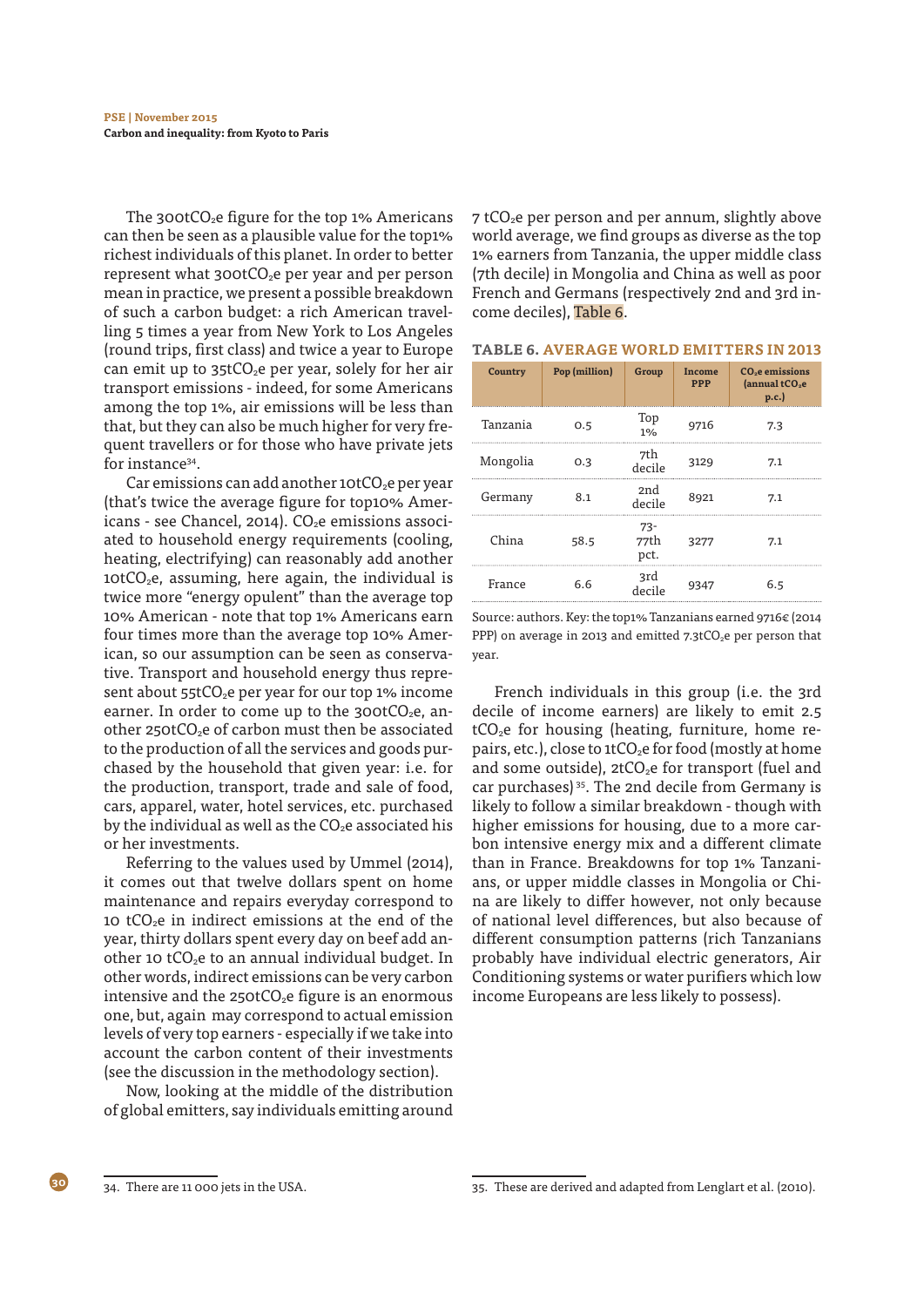The 300tCO$_2$e figure for the top 1% Americans can then be seen as a plausible value for the top1% richest individuals of this planet. In order to better represent what 300tCO$_2$e per year and per person mean in practice, we present a possible breakdown of such a carbon budget: a rich American travelling 5 times a year from New York to Los Angeles (round trips, first class) and twice a year to Europe can emit up to 35tCO$_2$e per year, solely for her air transport emissions - indeed, for some Americans among the top 1%, air emissions will be less than that, but they can also be much higher for very frequent travellers or for those who have private jets for instance[34].

Car emissions can add another 10tCO$_2$e per year (that's twice the average figure for top10% Americans - see Chancel, 2014). CO$_2$e emissions associated to household energy requirements (cooling, heating, electrifying) can reasonably add another 10tCO$_2$e, assuming, here again, the individual is twice more "energy opulent" than the average top 10% American - note that top 1% Americans earn four times more than the average top 10% American, so our assumption can be seen as conservative. Transport and household energy thus represent about 55tCO$_2$e per year for our top 1% income earner. In order to come up to the 300tCO$_2$e, another 250tCO$_2$e of carbon must then be associated to the production of all the services and goods purchased by the household that given year: i.e. for the production, transport, trade and sale of food, cars, apparel, water, hotel services, etc. purchased by the individual as well as the CO$_2$e associated his or her investments.

Referring to the values used by Ummel (2014), it comes out that twelve dollars spent on home maintenance and repairs everyday correspond to 10 tCO$_2$e in indirect emissions at the end of the year, thirty dollars spent every day on beef add another 10 tCO$_2$e to an annual individual budget. In other words, indirect emissions can be very carbon intensive and the 250tCO$_2$e figure is an enormous one, but, again may correspond to actual emission levels of very top earners - especially if we take into account the carbon content of their investments (see the discussion in the methodology section).

Now, looking at the middle of the distribution of global emitters, say individuals emitting around 7 tCO$_2$e per person and per annum, slightly above world average, we find groups as diverse as the top 1% earners from Tanzania, the upper middle class (7th decile) in Mongolia and China as well as poor French and Germans (respectively 2nd and 3rd income deciles), Table 6.

**TABLE 6. AVERAGE WORLD EMITTERS IN 2013**

| Country | Pop (million) | Group | Income PPP | CO$_2$e emissions (annual tCO$_2$e p.c.) |
|---|---|---|---|---|
| Tanzania | 0.5 | Top 1% | 9716 | 7.3 |
| Mongolia | 0.3 | 7th decile | 3129 | 7.1 |
| Germany | 8.1 | 2nd decile | 8921 | 7.1 |
| China | 58.5 | 73-77th pct. | 3277 | 7.1 |
| France | 6.6 | 3rd decile | 9347 | 6.5 |

Source: authors. Key: the top1% Tanzanians earned 9716€ (2014 PPP) on average in 2013 and emitted 7.3tCO$_2$e per person that year.

French individuals in this group (i.e. the 3rd decile of income earners) are likely to emit 2.5 tCO$_2$e for housing (heating, furniture, home repairs, etc.), close to 1tCO$_2$e for food (mostly at home and some outside), 2tCO$_2$e for transport (fuel and car purchases)[35]. The 2nd decile from Germany is likely to follow a similar breakdown - though with higher emissions for housing, due to a more carbon intensive energy mix and a different climate than in France. Breakdowns for top 1% Tanzanians, or upper middle classes in Mongolia or China are likely to differ however, not only because of national level differences, but also because of different consumption patterns (rich Tanzanians probably have individual electric generators, Air Conditioning systems or water purifiers which low income Europeans are less likely to possess).

34. There are 11 000 jets in the USA.

35. These are derived and adapted from Lenglart et al. (2010).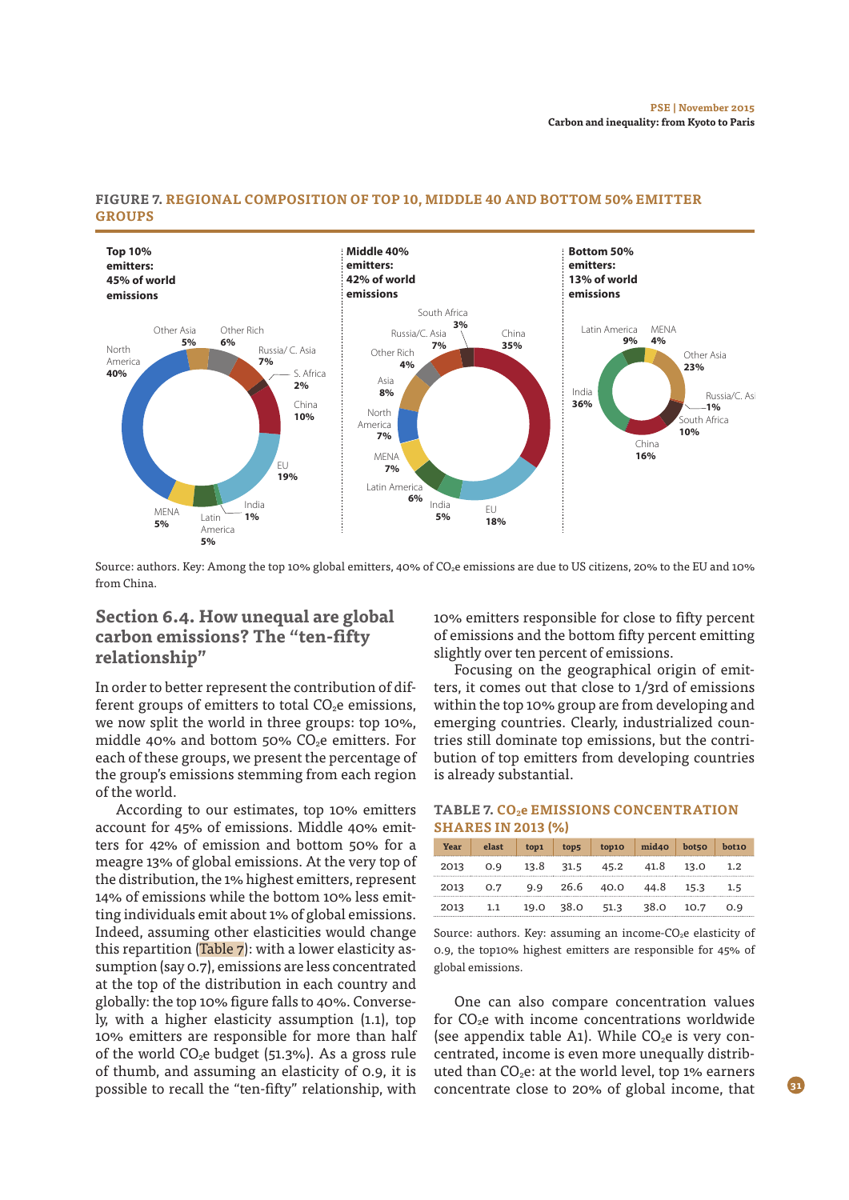**FIGURE 7. REGIONAL COMPOSITION OF TOP 10, MIDDLE 40 AND BOTTOM 50% EMITTER GROUPS**

**Top 10% emitters: 45% of world emissions**

Other Asia **5%**
Other Rich **6%**
North America **40%**
Russia/ C. Asia **7%**
S. Africa **2%**
China **10%**
EU **19%**
India **1%**
MENA **5%**
Latin America **5%**

**Middle 40% emitters: 42% of world emissions**

South Africa **3%**
Russia/C. Asia **7%**
China **35%**
Other Rich **4%**
Asia **8%**
North America **7%**
MENA **7%**
Latin America **6%**
India **5%**
EU **18%**

**Bottom 50% emitters: 13% of world emissions**

Latin America **9%**
MENA **4%**
Other Asia **23%**
India **36%**
Russia/C. Asi **1%**
South Africa **10%**
China **16%**

Source: authors. Key: Among the top 10% global emitters, 40% of $CO_2e$ emissions are due to US citizens, 20% to the EU and 10% from China.

## Section 6.4. How unequal are global carbon emissions? The "ten-fifty relationship"

In order to better represent the contribution of different groups of emitters to total $CO_2e$ emissions, we now split the world in three groups: top 10%, middle 40% and bottom 50% $CO_2e$ emitters. For each of these groups, we present the percentage of the group's emissions stemming from each region of the world.

According to our estimates, top 10% emitters account for 45% of emissions. Middle 40% emitters for 42% of emission and bottom 50% for a meagre 13% of global emissions. At the very top of the distribution, the 1% highest emitters, represent 14% of emissions while the bottom 10% less emitting individuals emit about 1% of global emissions. Indeed, assuming other elasticities would change this repartition (Table 7): with a lower elasticity assumption (say 0.7), emissions are less concentrated at the top of the distribution in each country and globally: the top 10% figure falls to 40%. Conversely, with a higher elasticity assumption (1.1), top 10% emitters are responsible for more than half of the world $CO_2e$ budget (51.3%). As a gross rule of thumb, and assuming an elasticity of 0.9, it is possible to recall the "ten-fifty" relationship, with 10% emitters responsible for close to fifty percent of emissions and the bottom fifty percent emitting slightly over ten percent of emissions.

Focusing on the geographical origin of emitters, it comes out that close to 1/3rd of emissions within the top 10% group are from developing and emerging countries. Clearly, industrialized countries still dominate top emissions, but the contribution of top emitters from developing countries is already substantial.

**TABLE 7. $CO_2e$ EMISSIONS CONCENTRATION SHARES IN 2013 (%)**

| Year | elast | top1 | top5 | top10 | mid40 | bot50 | bot10 |
|---|---|---|---|---|---|---|---|
| 2013 | 0.9 | 13.8 | 31.5 | 45.2 | 41.8 | 13.0 | 1.2 |
| 2013 | 0.7 | 9.9 | 26.6 | 40.0 | 44.8 | 15.3 | 1.5 |
| 2013 | 1.1 | 19.0 | 38.0 | 51.3 | 38.0 | 10.7 | 0.9 |

Source: authors. Key: assuming an income-$CO_2e$ elasticity of 0.9, the top10% highest emitters are responsible for 45% of global emissions.

One can also compare concentration values for $CO_2e$ with income concentrations worldwide (see appendix table A1). While $CO_2e$ is very concentrated, income is even more unequally distributed than $CO_2e$: at the world level, top 1% earners concentrate close to 20% of global income, that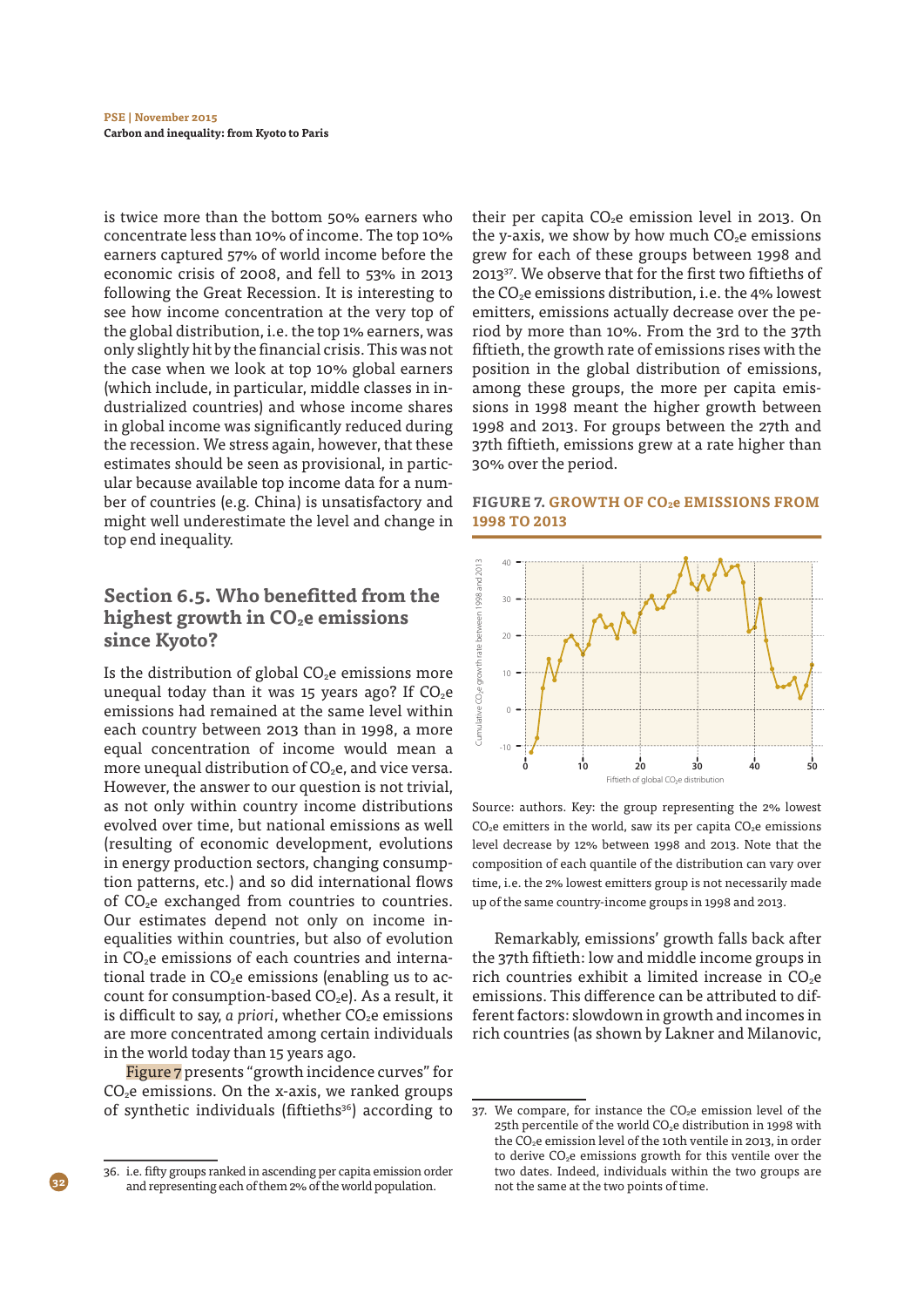is twice more than the bottom 50% earners who concentrate less than 10% of income. The top 10% earners captured 57% of world income before the economic crisis of 2008, and fell to 53% in 2013 following the Great Recession. It is interesting to see how income concentration at the very top of the global distribution, i.e. the top 1% earners, was only slightly hit by the financial crisis. This was not the case when we look at top 10% global earners (which include, in particular, middle classes in industrialized countries) and whose income shares in global income was significantly reduced during the recession. We stress again, however, that these estimates should be seen as provisional, in particular because available top income data for a number of countries (e.g. China) is unsatisfactory and might well underestimate the level and change in top end inequality.

## Section 6.5. Who benefitted from the highest growth in $CO_2e$ emissions since Kyoto?

Is the distribution of global $CO_2e$ emissions more unequal today than it was 15 years ago? If $CO_2e$ emissions had remained at the same level within each country between 2013 than in 1998, a more equal concentration of income would mean a more unequal distribution of $CO_2e$, and vice versa. However, the answer to our question is not trivial, as not only within country income distributions evolved over time, but national emissions as well (resulting of economic development, evolutions in energy production sectors, changing consumption patterns, etc.) and so did international flows of $CO_2e$ exchanged from countries to countries. Our estimates depend not only on income inequalities within countries, but also of evolution in $CO_2e$ emissions of each countries and international trade in $CO_2e$ emissions (enabling us to account for consumption-based $CO_2e$). As a result, it is difficult to say, *a priori*, whether $CO_2e$ emissions are more concentrated among certain individuals in the world today than 15 years ago.

Figure 7 presents "growth incidence curves" for $CO_2e$ emissions. On the x-axis, we ranked groups of synthetic individuals (fiftieths[36]) according to their per capita $CO_2e$ emission level in 2013. On the y-axis, we show by how much $CO_2e$ emissions grew for each of these groups between 1998 and 2013[37]. We observe that for the first two fiftieths of the $CO_2e$ emissions distribution, i.e. the 4% lowest emitters, emissions actually decrease over the period by more than 10%. From the 3rd to the 37th fiftieth, the growth rate of emissions rises with the position in the global distribution of emissions, among these groups, the more per capita emissions in 1998 meant the higher growth between 1998 and 2013. For groups between the 27th and 37th fiftieth, emissions grew at a rate higher than 30% over the period.

**FIGURE 7. GROWTH OF $CO_2e$ EMISSIONS FROM 1998 TO 2013**

Cumulative $CO_2e$ growth rate between 1998 and 2013
40
30
20
10
0
-10
0
10
20
30
40
50
Fiftieth of global $CO_2e$ distribution

Source: authors. Key: the group representing the 2% lowest $CO_2e$ emitters in the world, saw its per capita $CO_2e$ emissions level decrease by 12% between 1998 and 2013. Note that the composition of each quantile of the distribution can vary over time, i.e. the 2% lowest emitters group is not necessarily made up of the same country-income groups in 1998 and 2013.

Remarkably, emissions' growth falls back after the 37th fiftieth: low and middle income groups in rich countries exhibit a limited increase in $CO_2e$ emissions. This difference can be attributed to different factors: slowdown in growth and incomes in rich countries (as shown by Lakner and Milanovic,

---

36. i.e. fifty groups ranked in ascending per capita emission order and representing each of them 2% of the world population.

37. We compare, for instance the $CO_2e$ emission level of the 25th percentile of the world $CO_2e$ distribution in 1998 with the $CO_2e$ emission level of the 10th ventile in 2013, in order to derive $CO_2e$ emissions growth for this ventile over the two dates. Indeed, individuals within the two groups are not the same at the two points of time.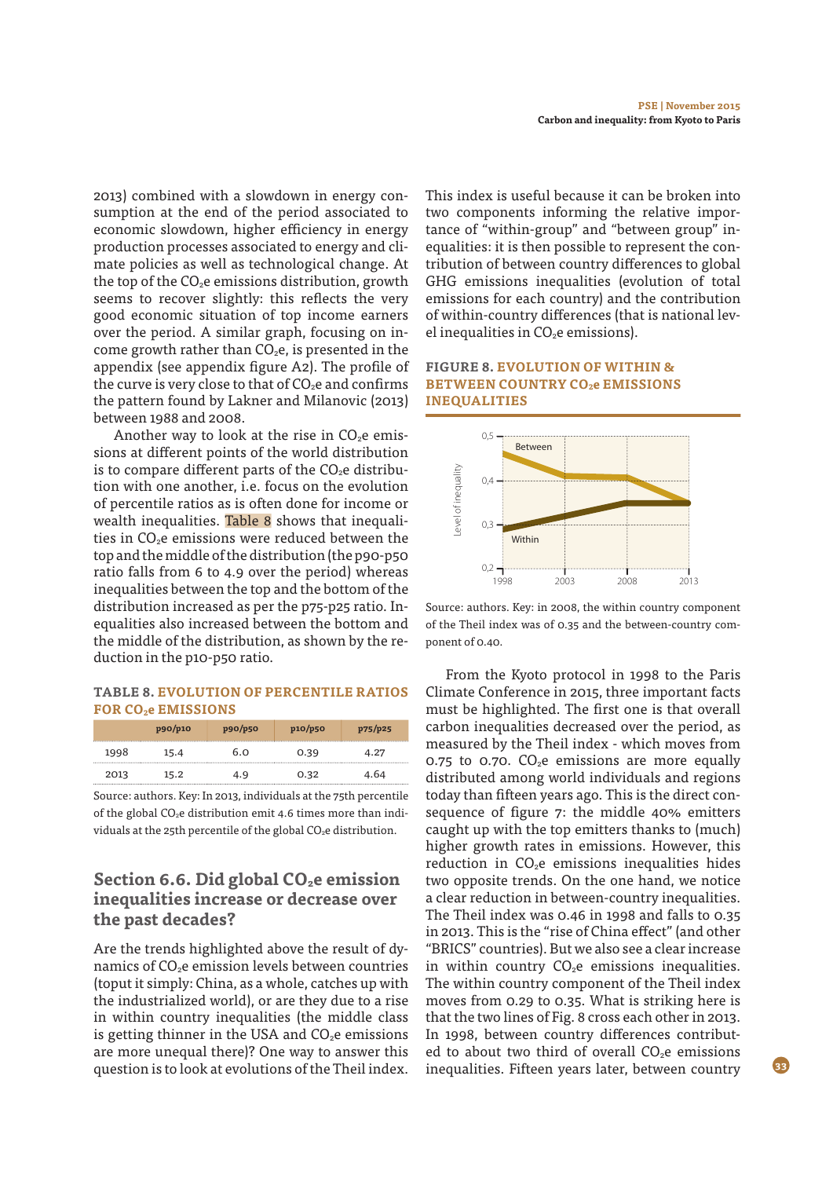2013) combined with a slowdown in energy consumption at the end of the period associated to economic slowdown, higher efficiency in energy production processes associated to energy and climate policies as well as technological change. At the top of the $CO_2e$ emissions distribution, growth seems to recover slightly: this reflects the very good economic situation of top income earners over the period. A similar graph, focusing on income growth rather than $CO_2e$, is presented in the appendix (see appendix figure A2). The profile of the curve is very close to that of $CO_2e$ and confirms the pattern found by Lakner and Milanovic (2013) between 1988 and 2008.

Another way to look at the rise in $CO_2e$ emissions at different points of the world distribution is to compare different parts of the $CO_2e$ distribution with one another, i.e. focus on the evolution of percentile ratios as is often done for income or wealth inequalities. Table 8 shows that inequalities in $CO_2e$ emissions were reduced between the top and the middle of the distribution (the p90-p50 ratio falls from 6 to 4.9 over the period) whereas inequalities between the top and the bottom of the distribution increased as per the p75-p25 ratio. Inequalities also increased between the bottom and the middle of the distribution, as shown by the reduction in the p10-p50 ratio.

**TABLE 8. EVOLUTION OF PERCENTILE RATIOS FOR $CO_2e$ EMISSIONS**

| | p90/p10 | p90/p50 | p10/p50 | p75/p25 |
|---|---|---|---|---|
| 1998 | 15.4 | 6.0 | 0.39 | 4.27 |
| 2013 | 15.2 | 4.9 | 0.32 | 4.64 |

Source: authors. Key: In 2013, individuals at the 75th percentile of the global $CO_2e$ distribution emit 4.6 times more than individuals at the 25th percentile of the global $CO_2e$ distribution.

## Section 6.6. Did global $CO_2e$ emission inequalities increase or decrease over the past decades?

Are the trends highlighted above the result of dynamics of $CO_2e$ emission levels between countries (toput it simply: China, as a whole, catches up with the industrialized world), or are they due to a rise in within country inequalities (the middle class is getting thinner in the USA and $CO_2e$ emissions are more unequal there)? One way to answer this question is to look at evolutions of the Theil index. This index is useful because it can be broken into two components informing the relative importance of "within-group" and "between group" inequalities: it is then possible to represent the contribution of between country differences to global GHG emissions inequalities (evolution of total emissions for each country) and the contribution of within-country differences (that is national level inequalities in $CO_2e$ emissions).

**FIGURE 8. EVOLUTION OF WITHIN & BETWEEN COUNTRY $CO_2e$ EMISSIONS INEQUALITIES**

Level of inequality
0,5
0,4
0,3
0,2
Between
Within
1998
2003
2008
2013

Source: authors. Key: in 2008, the within country component of the Theil index was of 0.35 and the between-country component of 0.40.

From the Kyoto protocol in 1998 to the Paris Climate Conference in 2015, three important facts must be highlighted. The first one is that overall carbon inequalities decreased over the period, as measured by the Theil index - which moves from 0.75 to 0.70. $CO_2e$ emissions are more equally distributed among world individuals and regions today than fifteen years ago. This is the direct consequence of figure 7: the middle 40% emitters caught up with the top emitters thanks to (much) higher growth rates in emissions. However, this reduction in $CO_2e$ emissions inequalities hides two opposite trends. On the one hand, we notice a clear reduction in between-country inequalities. The Theil index was 0.46 in 1998 and falls to 0.35 in 2013. This is the "rise of China effect" (and other "BRICS" countries). But we also see a clear increase in within country $CO_2e$ emissions inequalities. The within country component of the Theil index moves from 0.29 to 0.35. What is striking here is that the two lines of Fig. 8 cross each other in 2013. In 1998, between country differences contributed to about two third of overall $CO_2e$ emissions inequalities. Fifteen years later, between country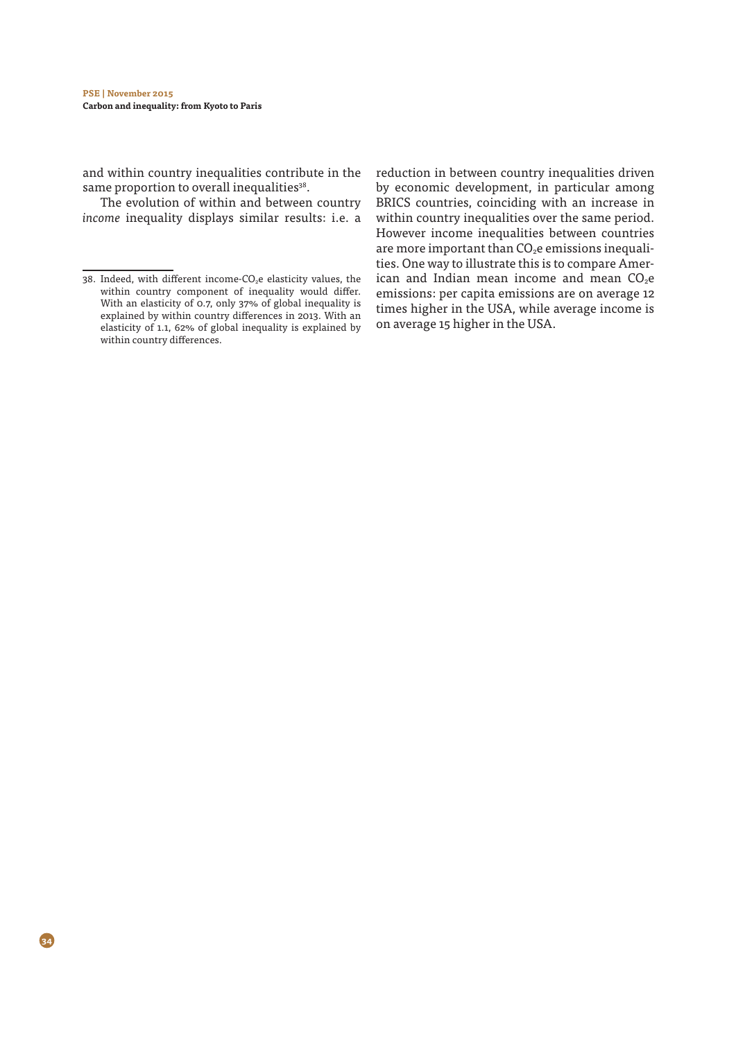and within country inequalities contribute in the same proportion to overall inequalities[38].

The evolution of within and between country *income* inequality displays similar results: i.e. a reduction in between country inequalities driven by economic development, in particular among BRICS countries, coinciding with an increase in within country inequalities over the same period. However income inequalities between countries are more important than $CO_2e$ emissions inequalities. One way to illustrate this is to compare American and Indian mean income and mean $CO_2e$ emissions: per capita emissions are on average 12 times higher in the USA, while average income is on average 15 higher in the USA.

38. Indeed, with different income-$CO_2e$ elasticity values, the within country component of inequality would differ. With an elasticity of 0.7, only 37% of global inequality is explained by within country differences in 2013. With an elasticity of 1.1, 62% of global inequality is explained by within country differences.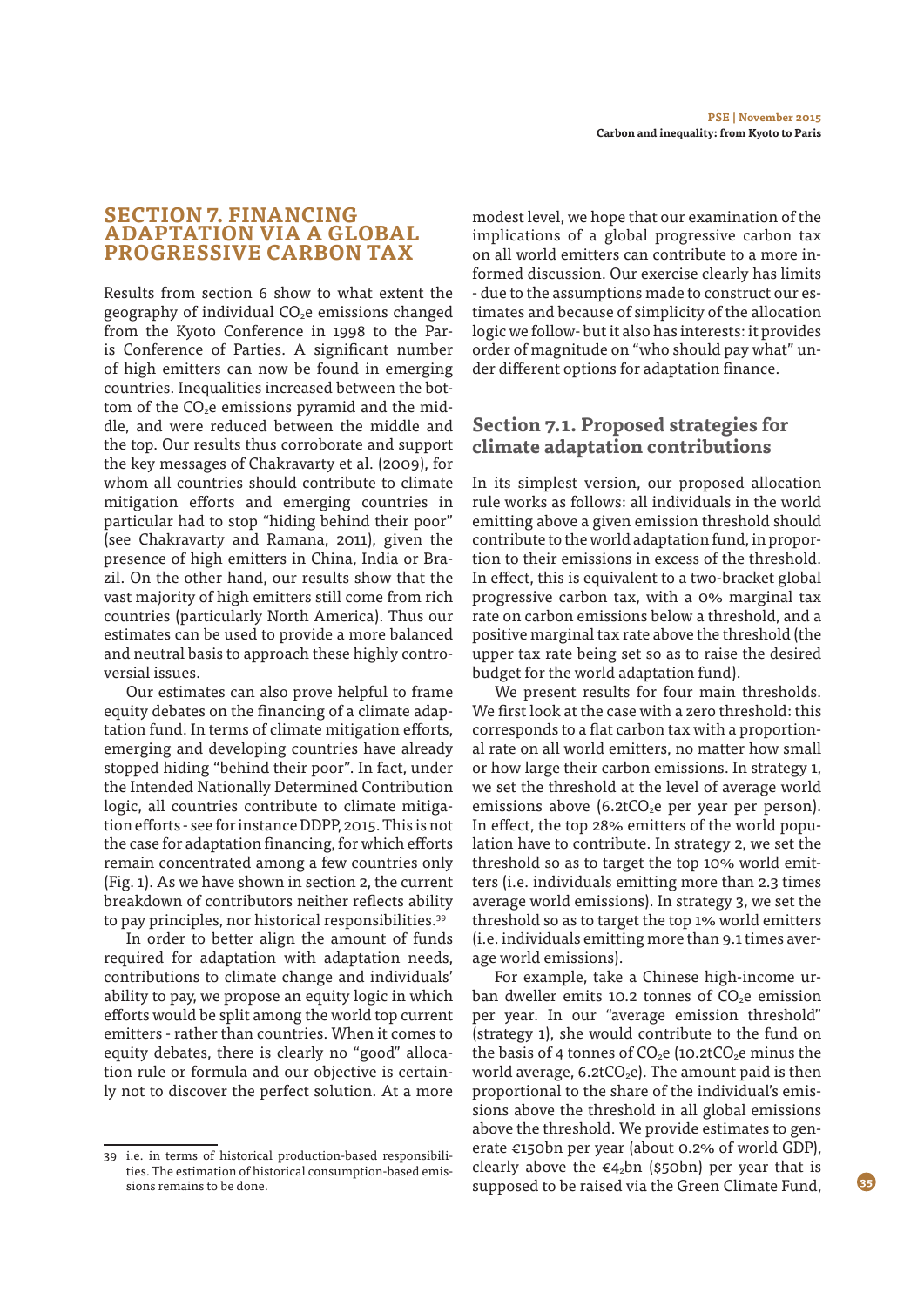# SECTION 7. FINANCING ADAPTATION VIA A GLOBAL PROGRESSIVE CARBON TAX

Results from section 6 show to what extent the geography of individual $CO_2e$ emissions changed from the Kyoto Conference in 1998 to the Paris Conference of Parties. A significant number of high emitters can now be found in emerging countries. Inequalities increased between the bottom of the $CO_2e$ emissions pyramid and the middle, and were reduced between the middle and the top. Our results thus corroborate and support the key messages of Chakravarty et al. (2009), for whom all countries should contribute to climate mitigation efforts and emerging countries in particular had to stop "hiding behind their poor" (see Chakravarty and Ramana, 2011), given the presence of high emitters in China, India or Brazil. On the other hand, our results show that the vast majority of high emitters still come from rich countries (particularly North America). Thus our estimates can be used to provide a more balanced and neutral basis to approach these highly controversial issues.

Our estimates can also prove helpful to frame equity debates on the financing of a climate adaptation fund. In terms of climate mitigation efforts, emerging and developing countries have already stopped hiding "behind their poor". In fact, under the Intended Nationally Determined Contribution logic, all countries contribute to climate mitigation efforts - see for instance DDPP, 2015. This is not the case for adaptation financing, for which efforts remain concentrated among a few countries only (Fig. 1). As we have shown in section 2, the current breakdown of contributors neither reflects ability to pay principles, nor historical responsibilities.[39]

In order to better align the amount of funds required for adaptation with adaptation needs, contributions to climate change and individuals' ability to pay, we propose an equity logic in which efforts would be split among the world top current emitters - rather than countries. When it comes to equity debates, there is clearly no "good" allocation rule or formula and our objective is certainly not to discover the perfect solution. At a more modest level, we hope that our examination of the implications of a global progressive carbon tax on all world emitters can contribute to a more informed discussion. Our exercise clearly has limits - due to the assumptions made to construct our estimates and because of simplicity of the allocation logic we follow- but it also has interests: it provides order of magnitude on "who should pay what" under different options for adaptation finance.

## Section 7.1. Proposed strategies for climate adaptation contributions

In its simplest version, our proposed allocation rule works as follows: all individuals in the world emitting above a given emission threshold should contribute to the world adaptation fund, in proportion to their emissions in excess of the threshold. In effect, this is equivalent to a two-bracket global progressive carbon tax, with a 0% marginal tax rate on carbon emissions below a threshold, and a positive marginal tax rate above the threshold (the upper tax rate being set so as to raise the desired budget for the world adaptation fund).

We present results for four main thresholds. We first look at the case with a zero threshold: this corresponds to a flat carbon tax with a proportional rate on all world emitters, no matter how small or how large their carbon emissions. In strategy 1, we set the threshold at the level of average world emissions above (6.2t$CO_2e$ per year per person). In effect, the top 28% emitters of the world population have to contribute. In strategy 2, we set the threshold so as to target the top 10% world emitters (i.e. individuals emitting more than 2.3 times average world emissions). In strategy 3, we set the threshold so as to target the top 1% world emitters (i.e. individuals emitting more than 9.1 times average world emissions).

For example, take a Chinese high-income urban dweller emits 10.2 tonnes of $CO_2e$ emission per year. In our "average emission threshold" (strategy 1), she would contribute to the fund on the basis of 4 tonnes of $CO_2e$ (10.2t$CO_2e$ minus the world average, 6.2t$CO_2e$). The amount paid is then proportional to the share of the individual's emissions above the threshold in all global emissions above the threshold. We provide estimates to generate €150bn per year (about 0.2% of world GDP), clearly above the €42bn ($50bn) per year that is supposed to be raised via the Green Climate Fund,

39 i.e. in terms of historical production-based responsibilities. The estimation of historical consumption-based emissions remains to be done.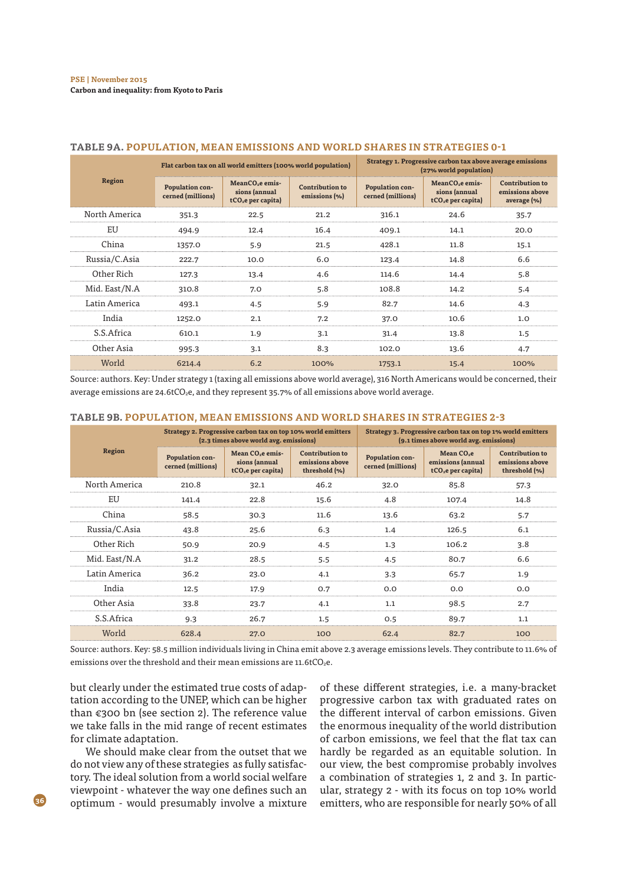## TABLE 9A. POPULATION, MEAN EMISSIONS AND WORLD SHARES IN STRATEGIES 0-1

| Region | Flat carbon tax on all world emitters (100% world population) | | | Strategy 1. Progressive carbon tax above average emissions (27% world population) | | |
|---|---|---|---|---|---|---|
| | Population concerned (millions) | Mean$CO_2$e emissions (annual t$CO_2$e per capita) | Contribution to emissions (%) | Population concerned (millions) | Mean$CO_2$e emissions (annual t$CO_2$e per capita) | Contribution to emissions above average (%) |
| North America | 351.3 | 22.5 | 21.2 | 316.1 | 24.6 | 35.7 |
| EU | 494.9 | 12.4 | 16.4 | 409.1 | 14.1 | 20.0 |
| China | 1357.0 | 5.9 | 21.5 | 428.1 | 11.8 | 15.1 |
| Russia/C.Asia | 222.7 | 10.0 | 6.0 | 123.4 | 14.8 | 6.6 |
| Other Rich | 127.3 | 13.4 | 4.6 | 114.6 | 14.4 | 5.8 |
| Mid. East/N.A | 310.8 | 7.0 | 5.8 | 108.8 | 14.2 | 5.4 |
| Latin America | 493.1 | 4.5 | 5.9 | 82.7 | 14.6 | 4.3 |
| India | 1252.0 | 2.1 | 7.2 | 37.0 | 10.6 | 1.0 |
| S.S.Africa | 610.1 | 1.9 | 3.1 | 31.4 | 13.8 | 1.5 |
| Other Asia | 995.3 | 3.1 | 8.3 | 102.0 | 13.6 | 4.7 |
| World | 6214.4 | 6.2 | 100% | 1753.1 | 15.4 | 100% |

Source: authors. Key: Under strategy 1 (taxing all emissions above world average), 316 North Americans would be concerned, their average emissions are 24.6t$CO_2$e, and they represent 35.7% of all emissions above world average.

## TABLE 9B. POPULATION, MEAN EMISSIONS AND WORLD SHARES IN STRATEGIES 2-3

| Region | Strategy 2. Progressive carbon tax on top 10% world emitters (2.3 times above world avg. emissions) | | | Strategy 3. Progressive carbon tax on top 1% world emitters (9.1 times above world avg. emissions) | | |
|---|---|---|---|---|---|---|
| | Population concerned (millions) | Mean $CO_2$e emissions (annual t$CO_2$e per capita) | Contribution to emissions above threshold (%) | Population concerned (millions) | Mean $CO_2$e emissions (annual t$CO_2$e per capita) | Contribution to emissions above threshold (%) |
| North America | 210.8 | 32.1 | 46.2 | 32.0 | 85.8 | 57.3 |
| EU | 141.4 | 22.8 | 15.6 | 4.8 | 107.4 | 14.8 |
| China | 58.5 | 30.3 | 11.6 | 13.6 | 63.2 | 5.7 |
| Russia/C.Asia | 43.8 | 25.6 | 6.3 | 1.4 | 126.5 | 6.1 |
| Other Rich | 50.9 | 20.9 | 4.5 | 1.3 | 106.2 | 3.8 |
| Mid. East/N.A | 31.2 | 28.5 | 5.5 | 4.5 | 80.7 | 6.6 |
| Latin America | 36.2 | 23.0 | 4.1 | 3.3 | 65.7 | 1.9 |
| India | 12.5 | 17.9 | 0.7 | 0.0 | 0.0 | 0.0 |
| Other Asia | 33.8 | 23.7 | 4.1 | 1.1 | 98.5 | 2.7 |
| S.S.Africa | 9.3 | 26.7 | 1.5 | 0.5 | 89.7 | 1.1 |
| World | 628.4 | 27.0 | 100 | 62.4 | 82.7 | 100 |

Source: authors. Key: 58.5 million individuals living in China emit above 2.3 average emissions levels. They contribute to 11.6% of emissions over the threshold and their mean emissions are 11.6t$CO_2$e.

but clearly under the estimated true costs of adaptation according to the UNEP, which can be higher than €300 bn (see section 2). The reference value we take falls in the mid range of recent estimates for climate adaptation.

We should make clear from the outset that we do not view any of these strategies as fully satisfactory. The ideal solution from a world social welfare viewpoint - whatever the way one defines such an optimum - would presumably involve a mixture of these different strategies, i.e. a many-bracket progressive carbon tax with graduated rates on the different interval of carbon emissions. Given the enormous inequality of the world distribution of carbon emissions, we feel that the flat tax can hardly be regarded as an equitable solution. In our view, the best compromise probably involves a combination of strategies 1, 2 and 3. In particular, strategy 2 - with its focus on top 10% world emitters, who are responsible for nearly 50% of all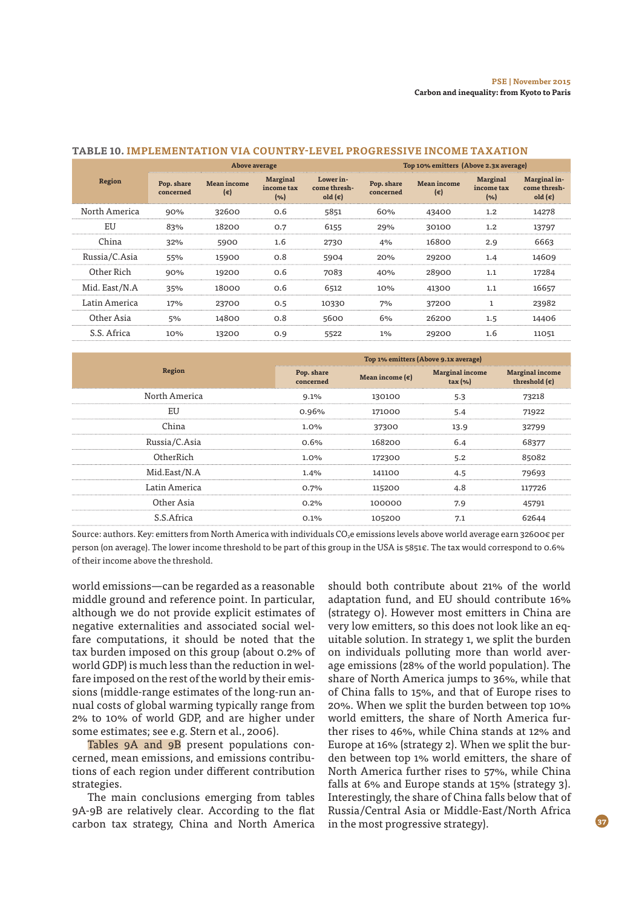## TABLE 10. IMPLEMENTATION VIA COUNTRY-LEVEL PROGRESSIVE INCOME TAXATION

| Region | Above average | | | | Top 10% emitters (Above 2.3x average) | | | |
|---|---|---|---|---|---|---|---|---|
| | Pop. share concerned | Mean income (€) | Marginal income tax (%) | Lower income threshold (€) | Pop. share concerned | Mean income (€) | Marginal income tax (%) | Marginal income threshold (€) |
| North America | 90% | 32600 | 0.6 | 5851 | 60% | 43400 | 1.2 | 14278 |
| EU | 83% | 18200 | 0.7 | 6155 | 29% | 30100 | 1.2 | 13797 |
| China | 32% | 5900 | 1.6 | 2730 | 4% | 16800 | 2.9 | 6663 |
| Russia/C.Asia | 55% | 15900 | 0.8 | 5904 | 20% | 29200 | 1.4 | 14609 |
| Other Rich | 90% | 19200 | 0.6 | 7083 | 40% | 28900 | 1.1 | 17284 |
| Mid. East/N.A | 35% | 18000 | 0.6 | 6512 | 10% | 41300 | 1.1 | 16657 |
| Latin America | 17% | 23700 | 0.5 | 10330 | 7% | 37200 | 1 | 23982 |
| Other Asia | 5% | 14800 | 0.8 | 5600 | 6% | 26200 | 1.5 | 14406 |
| S.S. Africa | 10% | 13200 | 0.9 | 5522 | 1% | 29200 | 1.6 | 11051 |

| Region | Top 1% emitters (Above 9.1x average) | | | |
|---|---|---|---|---|
| | Pop. share concerned | Mean income (€) | Marginal income tax (%) | Marginal income threshold (€) |
| North America | 9.1% | 130100 | 5.3 | 73218 |
| EU | 0.96% | 171000 | 5.4 | 71922 |
| China | 1.0% | 37300 | 13.9 | 32799 |
| Russia/C.Asia | 0.6% | 168200 | 6.4 | 68377 |
| OtherRich | 1.0% | 172300 | 5.2 | 85082 |
| Mid.East/N.A | 1.4% | 141100 | 4.5 | 79693 |
| Latin America | 0.7% | 115200 | 4.8 | 117726 |
| Other Asia | 0.2% | 100000 | 7.9 | 45791 |
| S.S.Africa | 0.1% | 105200 | 7.1 | 62644 |

Source: authors. Key: emitters from North America with individuals $CO_2e$ emissions levels above world average earn 32600€ per person (on average). The lower income threshold to be part of this group in the USA is 5851€. The tax would correspond to 0.6% of their income above the threshold.

world emissions—can be regarded as a reasonable middle ground and reference point. In particular, although we do not provide explicit estimates of negative externalities and associated social welfare computations, it should be noted that the tax burden imposed on this group (about 0.2% of world GDP) is much less than the reduction in welfare imposed on the rest of the world by their emissions (middle-range estimates of the long-run annual costs of global warming typically range from 2% to 10% of world GDP, and are higher under some estimates; see e.g. Stern et al., 2006).

Tables 9A and 9B present populations concerned, mean emissions, and emissions contributions of each region under different contribution strategies.

The main conclusions emerging from tables 9A-9B are relatively clear. According to the flat carbon tax strategy, China and North America should both contribute about 21% of the world adaptation fund, and EU should contribute 16% (strategy 0). However most emitters in China are very low emitters, so this does not look like an equitable solution. In strategy 1, we split the burden on individuals polluting more than world average emissions (28% of the world population). The share of North America jumps to 36%, while that of China falls to 15%, and that of Europe rises to 20%. When we split the burden between top 10% world emitters, the share of North America further rises to 46%, while China stands at 12% and Europe at 16% (strategy 2). When we split the burden between top 1% world emitters, the share of North America further rises to 57%, while China falls at 6% and Europe stands at 15% (strategy 3). Interestingly, the share of China falls below that of Russia/Central Asia or Middle-East/North Africa in the most progressive strategy).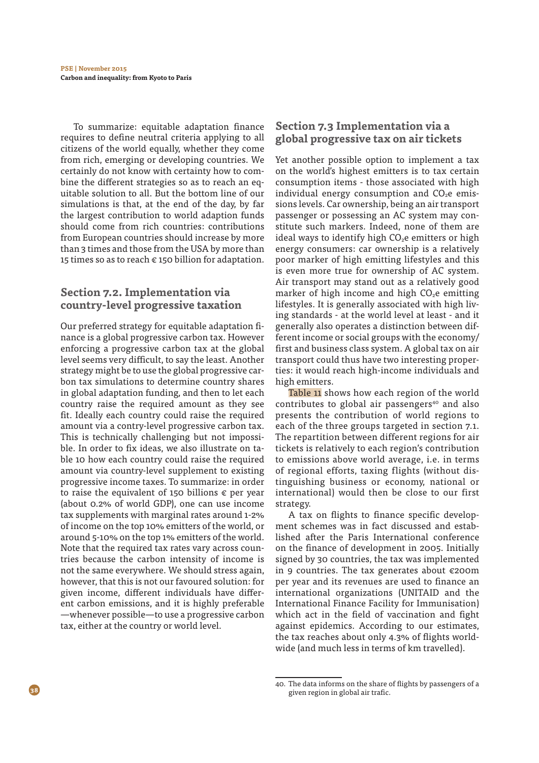To summarize: equitable adaptation finance requires to define neutral criteria applying to all citizens of the world equally, whether they come from rich, emerging or developing countries. We certainly do not know with certainty how to combine the different strategies so as to reach an equitable solution to all. But the bottom line of our simulations is that, at the end of the day, by far the largest contribution to world adaption funds should come from rich countries: contributions from European countries should increase by more than 3 times and those from the USA by more than 15 times so as to reach € 150 billion for adaptation.

## Section 7.2. Implementation via country-level progressive taxation

Our preferred strategy for equitable adaptation finance is a global progressive carbon tax. However enforcing a progressive carbon tax at the global level seems very difficult, to say the least. Another strategy might be to use the global progressive carbon tax simulations to determine country shares in global adaptation funding, and then to let each country raise the required amount as they see fit. Ideally each country could raise the required amount via a contry-level progressive carbon tax. This is technically challenging but not impossible. In order to fix ideas, we also illustrate on table 10 how each country could raise the required amount via country-level supplement to existing progressive income taxes. To summarize: in order to raise the equivalent of 150 billions € per year (about 0.2% of world GDP), one can use income tax supplements with marginal rates around 1-2% of income on the top 10% emitters of the world, or around 5-10% on the top 1% emitters of the world. Note that the required tax rates vary across countries because the carbon intensity of income is not the same everywhere. We should stress again, however, that this is not our favoured solution: for given income, different individuals have different carbon emissions, and it is highly preferable —whenever possible—to use a progressive carbon tax, either at the country or world level.

## Section 7.3 Implementation via a global progressive tax on air tickets

Yet another possible option to implement a tax on the world's highest emitters is to tax certain consumption items - those associated with high individual energy consumption and $CO_2e$ emissions levels. Car ownership, being an air transport passenger or possessing an AC system may constitute such markers. Indeed, none of them are ideal ways to identify high $CO_2e$ emitters or high energy consumers: car ownership is a relatively poor marker of high emitting lifestyles and this is even more true for ownership of AC system. Air transport may stand out as a relatively good marker of high income and high $CO_2e$ emitting lifestyles. It is generally associated with high living standards - at the world level at least - and it generally also operates a distinction between different income or social groups with the economy/first and business class system. A global tax on air transport could thus have two interesting properties: it would reach high-income individuals and high emitters.

Table 11 shows how each region of the world contributes to global air passengers[40] and also presents the contribution of world regions to each of the three groups targeted in section 7.1. The repartition between different regions for air tickets is relatively to each region's contribution to emissions above world average, i.e. in terms of regional efforts, taxing flights (without distinguishing business or economy, national or international) would then be close to our first strategy.

A tax on flights to finance specific development schemes was in fact discussed and established after the Paris International conference on the finance of development in 2005. Initially signed by 30 countries, the tax was implemented in 9 countries. The tax generates about €200m per year and its revenues are used to finance an international organizations (UNITAID and the International Finance Facility for Immunisation) which act in the field of vaccination and fight against epidemics. According to our estimates, the tax reaches about only 4.3% of flights worldwide (and much less in terms of km travelled).

40. The data informs on the share of flights by passengers of a given region in global air trafic.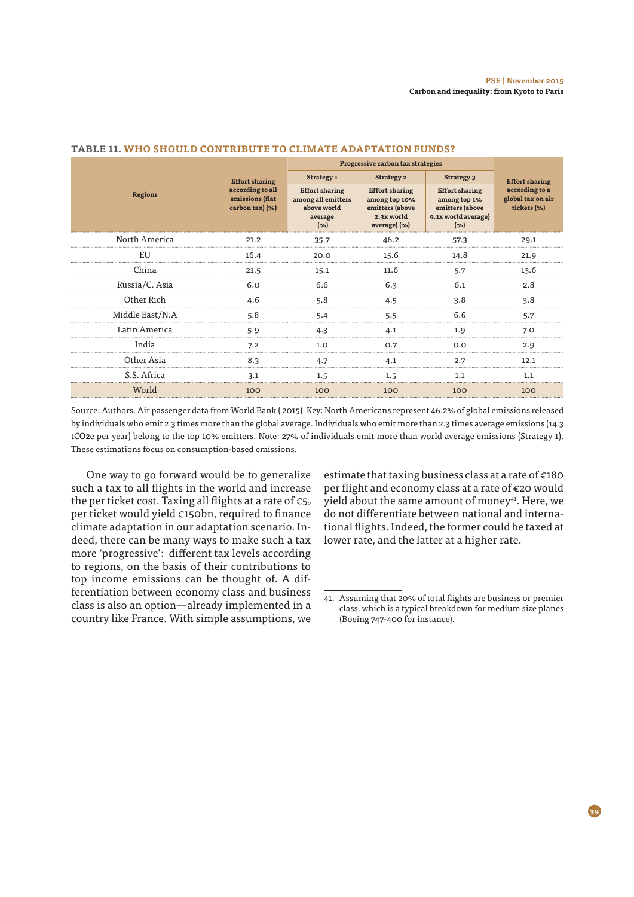**TABLE 11. WHO SHOULD CONTRIBUTE TO CLIMATE ADAPTATION FUNDS?**

| Regions | Effort sharing according to all emissions (flat carbon tax) (%) | Progressive carbon tax strategies | | | Effort sharing according to a global tax on air tickets (%) |
|---|---|---|---|---|---|
| | | Strategy 1 | Strategy 2 | Strategy 3 | |
| | | Effort sharing among all emitters above world average (%) | Effort sharing among top 10% emitters (above 2.3x world average) (%) | Effort sharing among top 1% emitters (above 9.1x world average) (%) | |
| North America | 21.2 | 35.7 | 46.2 | 57.3 | 29.1 |
| EU | 16.4 | 20.0 | 15.6 | 14.8 | 21.9 |
| China | 21.5 | 15.1 | 11.6 | 5.7 | 13.6 |
| Russia/C. Asia | 6.0 | 6.6 | 6.3 | 6.1 | 2.8 |
| Other Rich | 4.6 | 5.8 | 4.5 | 3.8 | 3.8 |
| Middle East/N.A | 5.8 | 5.4 | 5.5 | 6.6 | 5.7 |
| Latin America | 5.9 | 4.3 | 4.1 | 1.9 | 7.0 |
| India | 7.2 | 1.0 | 0.7 | 0.0 | 2.9 |
| Other Asia | 8.3 | 4.7 | 4.1 | 2.7 | 12.1 |
| S.S. Africa | 3.1 | 1.5 | 1.5 | 1.1 | 1.1 |
| World | 100 | 100 | 100 | 100 | 100 |

Source: Authors. Air passenger data from World Bank ( 2015). Key: North Americans represent 46.2% of global emissions released by individuals who emit 2.3 times more than the global average. Individuals who emit more than 2.3 times average emissions (14.3 tCO2e per year) belong to the top 10% emitters. Note: 27% of individuals emit more than world average emissions (Strategy 1). These estimations focus on consumption-based emissions.

One way to go forward would be to generalize such a tax to all flights in the world and increase the per ticket cost. Taxing all flights at a rate of €52 per ticket would yield €150bn, required to finance climate adaptation in our adaptation scenario. Indeed, there can be many ways to make such a tax more 'progressive': different tax levels according to regions, on the basis of their contributions to top income emissions can be thought of. A differentiation between economy class and business class is also an option—already implemented in a country like France. With simple assumptions, we estimate that taxing business class at a rate of €180 per flight and economy class at a rate of €20 would yield about the same amount of money[41]. Here, we do not differentiate between national and international flights. Indeed, the former could be taxed at lower rate, and the latter at a higher rate.

41. Assuming that 20% of total flights are business or premier class, which is a typical breakdown for medium size planes (Boeing 747-400 for instance).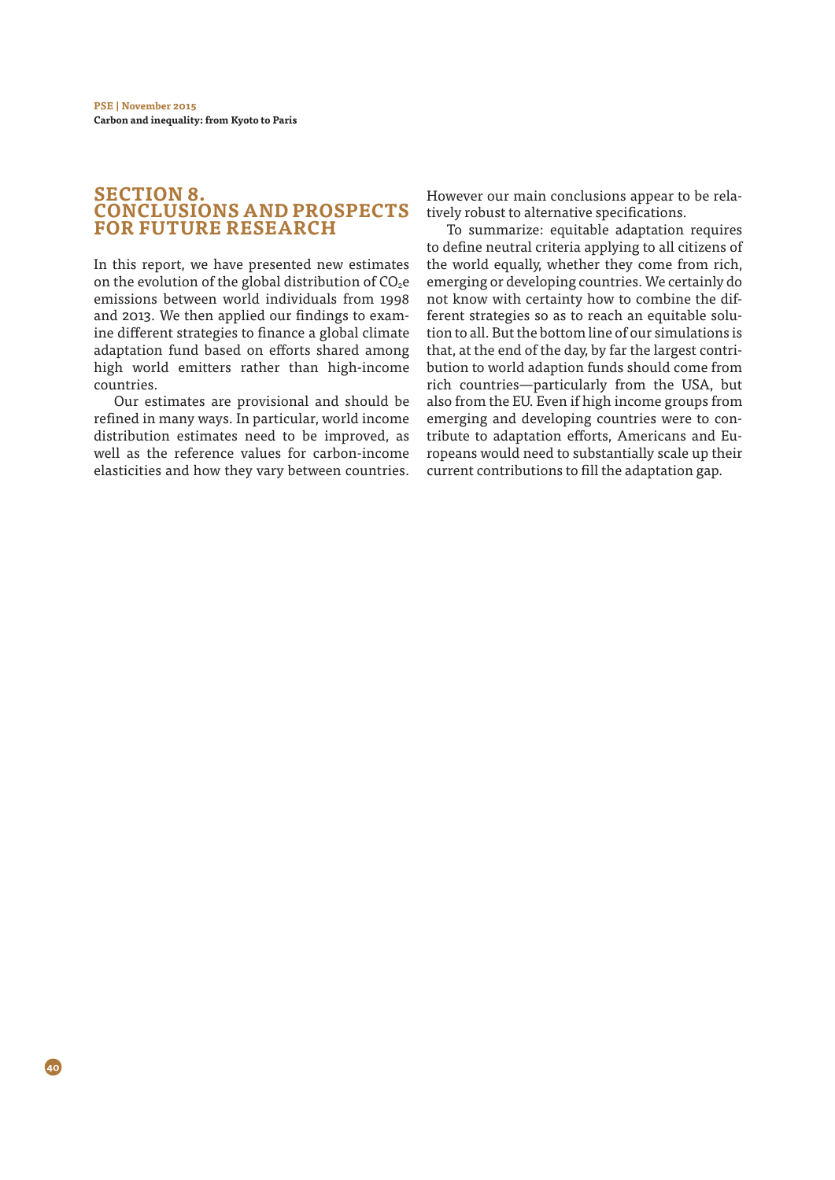## SECTION 8. CONCLUSIONS AND PROSPECTS FOR FUTURE RESEARCH

In this report, we have presented new estimates on the evolution of the global distribution of $CO_2e$ emissions between world individuals from 1998 and 2013. We then applied our findings to examine different strategies to finance a global climate adaptation fund based on efforts shared among high world emitters rather than high-income countries.

Our estimates are provisional and should be refined in many ways. In particular, world income distribution estimates need to be improved, as well as the reference values for carbon-income elasticities and how they vary between countries. However our main conclusions appear to be relatively robust to alternative specifications.

To summarize: equitable adaptation requires to define neutral criteria applying to all citizens of the world equally, whether they come from rich, emerging or developing countries. We certainly do not know with certainty how to combine the different strategies so as to reach an equitable solution to all. But the bottom line of our simulations is that, at the end of the day, by far the largest contribution to world adaption funds should come from rich countries—particularly from the USA, but also from the EU. Even if high income groups from emerging and developing countries were to contribute to adaptation efforts, Americans and Europeans would need to substantially scale up their current contributions to fill the adaptation gap.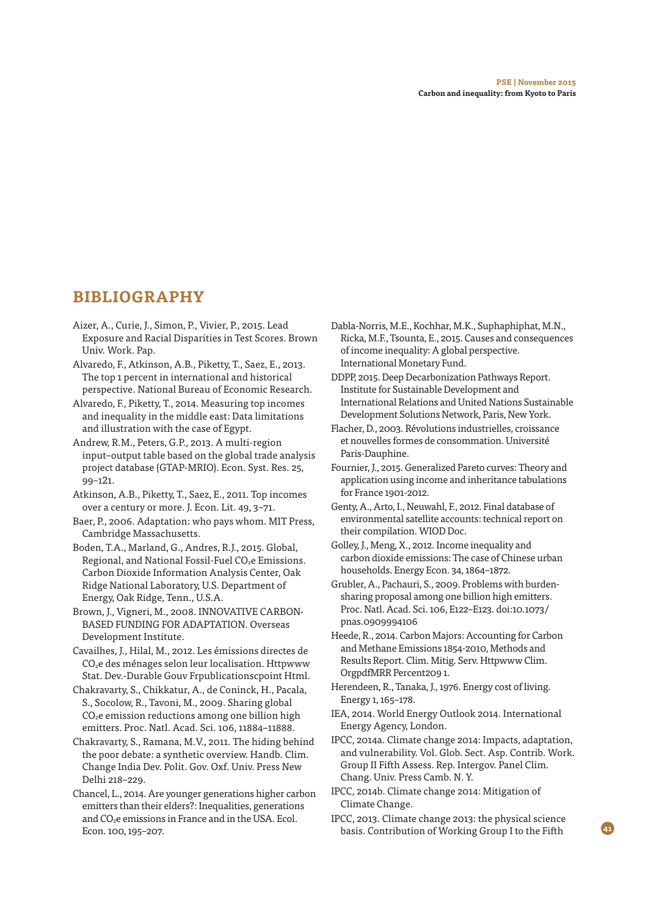## BIBLIOGRAPHY

Aizer, A., Curie, J., Simon, P., Vivier, P., 2015. Lead Exposure and Racial Disparities in Test Scores. Brown Univ. Work. Pap.

Alvaredo, F., Atkinson, A.B., Piketty, T., Saez, E., 2013. The top 1 percent in international and historical perspective. National Bureau of Economic Research.

Alvaredo, F., Piketty, T., 2014. Measuring top incomes and inequality in the middle east: Data limitations and illustration with the case of Egypt.

Andrew, R.M., Peters, G.P., 2013. A multi-region input–output table based on the global trade analysis project database (GTAP-MRIO). Econ. Syst. Res. 25, 99–121.

Atkinson, A.B., Piketty, T., Saez, E., 2011. Top incomes over a century or more. J. Econ. Lit. 49, 3–71.

Baer, P., 2006. Adaptation: who pays whom. MIT Press, Cambridge Massachusetts.

Boden, T.A., Marland, G., Andres, R.J., 2015. Global, Regional, and National Fossil-Fuel $CO_2e$ Emissions. Carbon Dioxide Information Analysis Center, Oak Ridge National Laboratory, U.S. Department of Energy, Oak Ridge, Tenn., U.S.A.

Brown, J., Vigneri, M., 2008. INNOVATIVE CARBON-BASED FUNDING FOR ADAPTATION. Overseas Development Institute.

Cavailhes, J., Hilal, M., 2012. Les émissions directes de $CO_2e$ des ménages selon leur localisation. Httpwww Stat. Dev.-Durable Gouv Frpublicationscpoint Html.

Chakravarty, S., Chikkatur, A., de Coninck, H., Pacala, S., Socolow, R., Tavoni, M., 2009. Sharing global $CO_2e$ emission reductions among one billion high emitters. Proc. Natl. Acad. Sci. 106, 11884–11888.

Chakravarty, S., Ramana, M.V., 2011. The hiding behind the poor debate: a synthetic overview. Handb. Clim. Change India Dev. Polit. Gov. Oxf. Univ. Press New Delhi 218–229.

Chancel, L., 2014. Are younger generations higher carbon emitters than their elders?: Inequalities, generations and $CO_2e$ emissions in France and in the USA. Ecol. Econ. 100, 195–207.

Dabla-Norris, M.E., Kochhar, M.K., Suphaphiphat, M.N., Ricka, M.F., Tsounta, E., 2015. Causes and consequences of income inequality: A global perspective. International Monetary Fund.

DDPP, 2015. Deep Decarbonization Pathways Report. Institute for Sustainable Development and International Relations and United Nations Sustainable Development Solutions Network, Paris, New York.

Flacher, D., 2003. Révolutions industrielles, croissance et nouvelles formes de consommation. Université Paris-Dauphine.

Fournier, J., 2015. Generalized Pareto curves: Theory and application using income and inheritance tabulations for France 1901-2012.

Genty, A., Arto, I., Neuwahl, F., 2012. Final database of environmental satellite accounts: technical report on their compilation. WIOD Doc.

Golley, J., Meng, X., 2012. Income inequality and carbon dioxide emissions: The case of Chinese urban households. Energy Econ. 34, 1864–1872.

Grubler, A., Pachauri, S., 2009. Problems with burden-sharing proposal among one billion high emitters. Proc. Natl. Acad. Sci. 106, E122–E123. doi:10.1073/pnas.0909994106

Heede, R., 2014. Carbon Majors: Accounting for Carbon and Methane Emissions 1854-2010, Methods and Results Report. Clim. Mitig. Serv. Httpwww Clim. OrgpdfMRR Percent209 1.

Herendeen, R., Tanaka, J., 1976. Energy cost of living. Energy 1, 165–178.

IEA, 2014. World Energy Outlook 2014. International Energy Agency, London.

IPCC, 2014a. Climate change 2014: Impacts, adaptation, and vulnerability. Vol. Glob. Sect. Asp. Contrib. Work. Group II Fifth Assess. Rep. Intergov. Panel Clim. Chang. Univ. Press Camb. N. Y.

IPCC, 2014b. Climate change 2014: Mitigation of Climate Change.

IPCC, 2013. Climate change 2013: the physical science basis. Contribution of Working Group I to the Fifth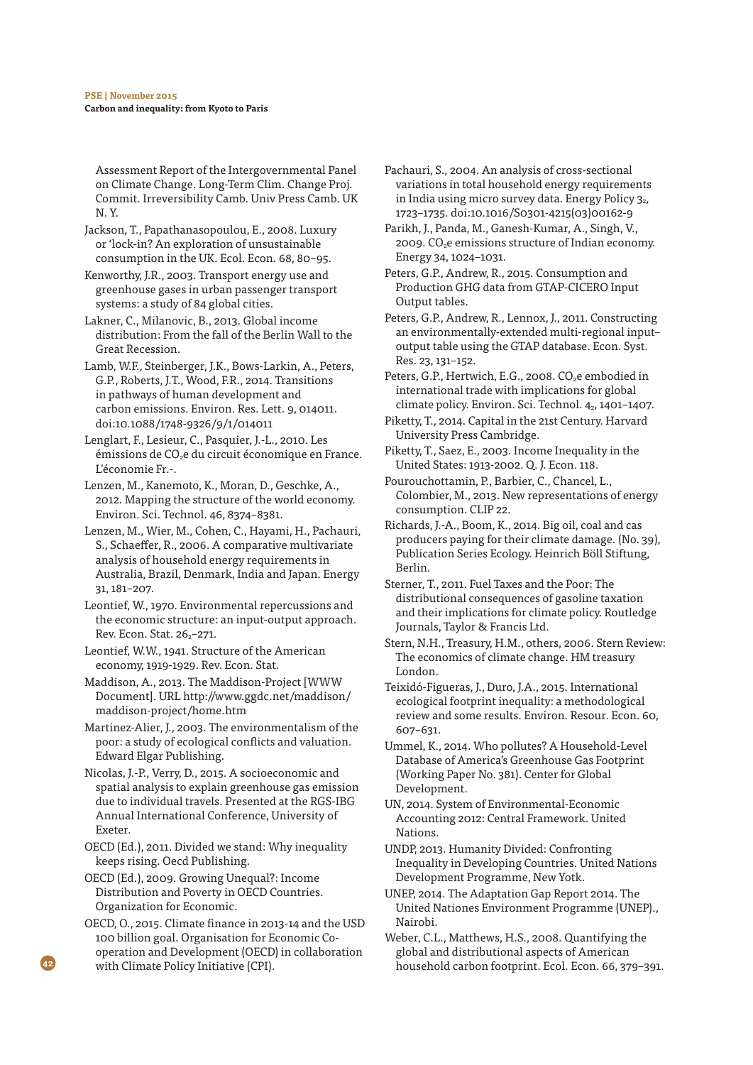Assessment Report of the Intergovernmental Panel on Climate Change. Long-Term Clim. Change Proj. Commit. Irreversibility Camb. Univ Press Camb. UK N. Y.

Jackson, T., Papathanasopoulou, E., 2008. Luxury or 'lock-in? An exploration of unsustainable consumption in the UK. Ecol. Econ. 68, 80–95.

Kenworthy, J.R., 2003. Transport energy use and greenhouse gases in urban passenger transport systems: a study of 84 global cities.

Lakner, C., Milanovic, B., 2013. Global income distribution: From the fall of the Berlin Wall to the Great Recession.

Lamb, W.F., Steinberger, J.K., Bows-Larkin, A., Peters, G.P., Roberts, J.T., Wood, F.R., 2014. Transitions in pathways of human development and carbon emissions. Environ. Res. Lett. 9, 014011. doi:10.1088/1748-9326/9/1/014011

Lenglart, F., Lesieur, C., Pasquier, J.-L., 2010. Les émissions de $CO_2e$ du circuit économique en France. L'économie Fr.-.

Lenzen, M., Kanemoto, K., Moran, D., Geschke, A., 2012. Mapping the structure of the world economy. Environ. Sci. Technol. 46, 8374–8381.

Lenzen, M., Wier, M., Cohen, C., Hayami, H., Pachauri, S., Schaeffer, R., 2006. A comparative multivariate analysis of household energy requirements in Australia, Brazil, Denmark, India and Japan. Energy 31, 181–207.

Leontief, W., 1970. Environmental repercussions and the economic structure: an input-output approach. Rev. Econ. Stat. $26_2$–271.

Leontief, W.W., 1941. Structure of the American economy, 1919-1929. Rev. Econ. Stat.

Maddison, A., 2013. The Maddison-Project [WWW Document]. URL http://www.ggdc.net/maddison/maddison-project/home.htm

Martinez-Alier, J., 2003. The environmentalism of the poor: a study of ecological conflicts and valuation. Edward Elgar Publishing.

Nicolas, J.-P., Verry, D., 2015. A socioeconomic and spatial analysis to explain greenhouse gas emission due to individual travels. Presented at the RGS-IBG Annual International Conference, University of Exeter.

OECD (Ed.), 2011. Divided we stand: Why inequality keeps rising. Oecd Publishing.

OECD (Ed.), 2009. Growing Unequal?: Income Distribution and Poverty in OECD Countries. Organization for Economic.

OECD, O., 2015. Climate finance in 2013-14 and the USD 100 billion goal. Organisation for Economic Co-operation and Development (OECD) in collaboration with Climate Policy Initiative (CPI).

Pachauri, S., 2004. An analysis of cross-sectional variations in total household energy requirements in India using micro survey data. Energy Policy $3_2$, 1723–1735. doi:10.1016/S0301-4215(03)00162-9

Parikh, J., Panda, M., Ganesh-Kumar, A., Singh, V., 2009. $CO_2e$ emissions structure of Indian economy. Energy 34, 1024–1031.

Peters, G.P., Andrew, R., 2015. Consumption and Production GHG data from GTAP-CICERO Input Output tables.

Peters, G.P., Andrew, R., Lennox, J., 2011. Constructing an environmentally-extended multi-regional input–output table using the GTAP database. Econ. Syst. Res. 23, 131–152.

Peters, G.P., Hertwich, E.G., 2008. $CO_2e$ embodied in international trade with implications for global climate policy. Environ. Sci. Technol. $4_2$, 1401–1407.

Piketty, T., 2014. Capital in the 21st Century. Harvard University Press Cambridge.

Piketty, T., Saez, E., 2003. Income Inequality in the United States: 1913-2002. Q. J. Econ. 118.

Pourouchottamin, P., Barbier, C., Chancel, L., Colombier, M., 2013. New representations of energy consumption. CLIP 22.

Richards, J.-A., Boom, K., 2014. Big oil, coal and cas producers paying for their climate damage. (No. 39), Publication Series Ecology. Heinrich Böll Stiftung, Berlin.

Sterner, T., 2011. Fuel Taxes and the Poor: The distributional consequences of gasoline taxation and their implications for climate policy. Routledge Journals, Taylor & Francis Ltd.

Stern, N.H., Treasury, H.M., others, 2006. Stern Review: The economics of climate change. HM treasury London.

Teixidó-Figueras, J., Duro, J.A., 2015. International ecological footprint inequality: a methodological review and some results. Environ. Resour. Econ. 60, 607–631.

Ummel, K., 2014. Who pollutes? A Household-Level Database of America's Greenhouse Gas Footprint (Working Paper No. 381). Center for Global Development.

UN, 2014. System of Environmental-Economic Accounting 2012: Central Framework. United Nations.

UNDP, 2013. Humanity Divided: Confronting Inequality in Developing Countries. United Nations Development Programme, New Yotk.

UNEP, 2014. The Adaptation Gap Report 2014. The United Nationes Environment Programme (UNEP)., Nairobi.

Weber, C.L., Matthews, H.S., 2008. Quantifying the global and distributional aspects of American household carbon footprint. Ecol. Econ. 66, 379–391.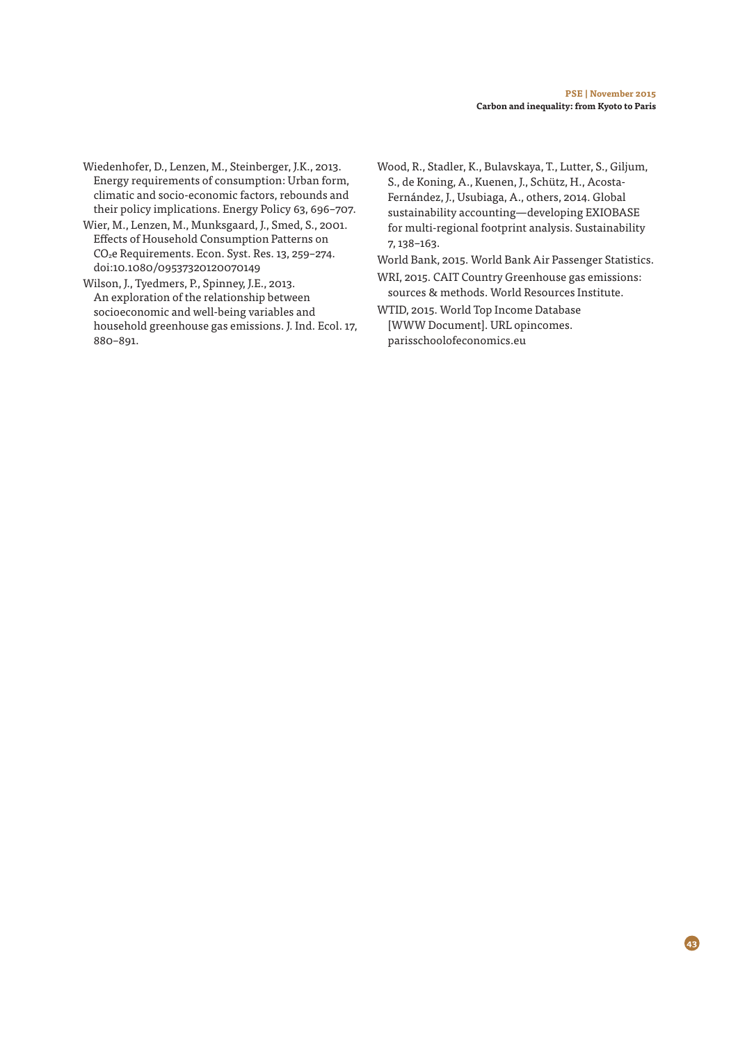Wiedenhofer, D., Lenzen, M., Steinberger, J.K., 2013. Energy requirements of consumption: Urban form, climatic and socio-economic factors, rebounds and their policy implications. Energy Policy 63, 696–707.

Wier, M., Lenzen, M., Munksgaard, J., Smed, S., 2001. Effects of Household Consumption Patterns on $CO_2$e Requirements. Econ. Syst. Res. 13, 259–274. doi:10.1080/09537320120070149

Wilson, J., Tyedmers, P., Spinney, J.E., 2013. An exploration of the relationship between socioeconomic and well-being variables and household greenhouse gas emissions. J. Ind. Ecol. 17, 880–891.

Wood, R., Stadler, K., Bulavskaya, T., Lutter, S., Giljum, S., de Koning, A., Kuenen, J., Schütz, H., Acosta-Fernández, J., Usubiaga, A., others, 2014. Global sustainability accounting—developing EXIOBASE for multi-regional footprint analysis. Sustainability 7, 138–163.

World Bank, 2015. World Bank Air Passenger Statistics.

WRI, 2015. CAIT Country Greenhouse gas emissions: sources & methods. World Resources Institute.

WTID, 2015. World Top Income Database [WWW Document]. URL opincomes.parisschoolofeconomics.eu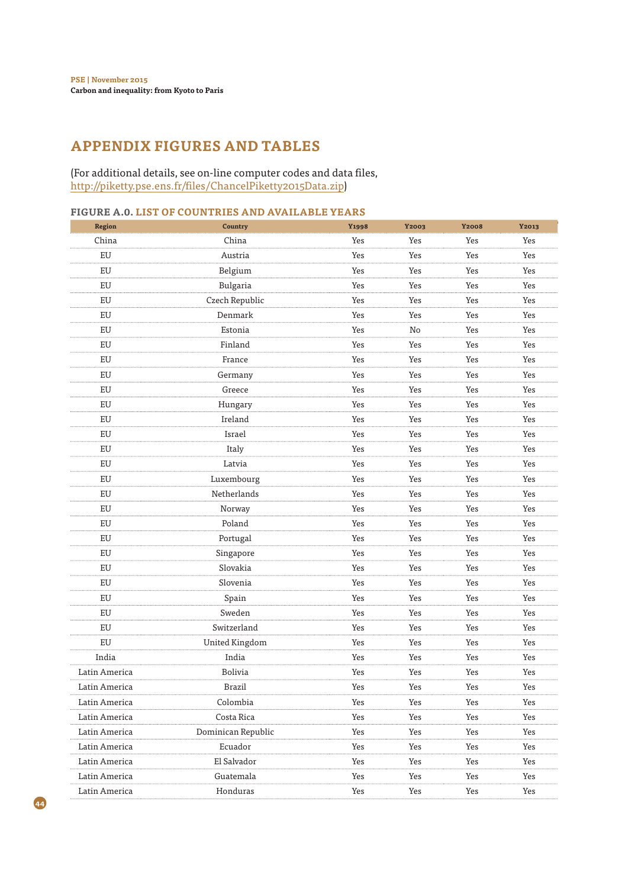# APPENDIX FIGURES AND TABLES

(For additional details, see on-line computer codes and data files, http://piketty.pse.ens.fr/files/ChancelPiketty2015Data.zip)

### FIGURE A.0. LIST OF COUNTRIES AND AVAILABLE YEARS

| Region | Country | Y1998 | Y2003 | Y2008 | Y2013 |
|---|---|---|---|---|---|
| China | China | Yes | Yes | Yes | Yes |
| EU | Austria | Yes | Yes | Yes | Yes |
| EU | Belgium | Yes | Yes | Yes | Yes |
| EU | Bulgaria | Yes | Yes | Yes | Yes |
| EU | Czech Republic | Yes | Yes | Yes | Yes |
| EU | Denmark | Yes | Yes | Yes | Yes |
| EU | Estonia | Yes | No | Yes | Yes |
| EU | Finland | Yes | Yes | Yes | Yes |
| EU | France | Yes | Yes | Yes | Yes |
| EU | Germany | Yes | Yes | Yes | Yes |
| EU | Greece | Yes | Yes | Yes | Yes |
| EU | Hungary | Yes | Yes | Yes | Yes |
| EU | Ireland | Yes | Yes | Yes | Yes |
| EU | Israel | Yes | Yes | Yes | Yes |
| EU | Italy | Yes | Yes | Yes | Yes |
| EU | Latvia | Yes | Yes | Yes | Yes |
| EU | Luxembourg | Yes | Yes | Yes | Yes |
| EU | Netherlands | Yes | Yes | Yes | Yes |
| EU | Norway | Yes | Yes | Yes | Yes |
| EU | Poland | Yes | Yes | Yes | Yes |
| EU | Portugal | Yes | Yes | Yes | Yes |
| EU | Singapore | Yes | Yes | Yes | Yes |
| EU | Slovakia | Yes | Yes | Yes | Yes |
| EU | Slovenia | Yes | Yes | Yes | Yes |
| EU | Spain | Yes | Yes | Yes | Yes |
| EU | Sweden | Yes | Yes | Yes | Yes |
| EU | Switzerland | Yes | Yes | Yes | Yes |
| EU | United Kingdom | Yes | Yes | Yes | Yes |
| India | India | Yes | Yes | Yes | Yes |
| Latin America | Bolivia | Yes | Yes | Yes | Yes |
| Latin America | Brazil | Yes | Yes | Yes | Yes |
| Latin America | Colombia | Yes | Yes | Yes | Yes |
| Latin America | Costa Rica | Yes | Yes | Yes | Yes |
| Latin America | Dominican Republic | Yes | Yes | Yes | Yes |
| Latin America | Ecuador | Yes | Yes | Yes | Yes |
| Latin America | El Salvador | Yes | Yes | Yes | Yes |
| Latin America | Guatemala | Yes | Yes | Yes | Yes |
| Latin America | Honduras | Yes | Yes | Yes | Yes |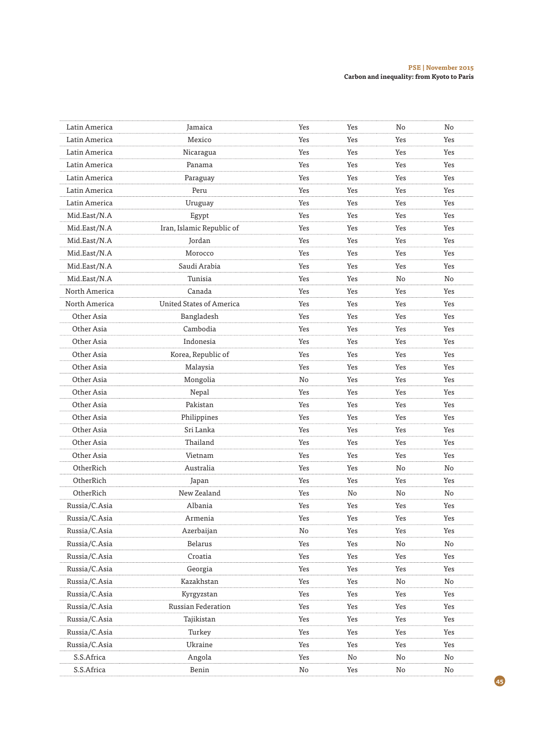| | | | | | |
|---|---|---|---|---|---|
| Latin America | Jamaica | Yes | Yes | No | No |
| Latin America | Mexico | Yes | Yes | Yes | Yes |
| Latin America | Nicaragua | Yes | Yes | Yes | Yes |
| Latin America | Panama | Yes | Yes | Yes | Yes |
| Latin America | Paraguay | Yes | Yes | Yes | Yes |
| Latin America | Peru | Yes | Yes | Yes | Yes |
| Latin America | Uruguay | Yes | Yes | Yes | Yes |
| Mid.East/N.A | Egypt | Yes | Yes | Yes | Yes |
| Mid.East/N.A | Iran, Islamic Republic of | Yes | Yes | Yes | Yes |
| Mid.East/N.A | Jordan | Yes | Yes | Yes | Yes |
| Mid.East/N.A | Morocco | Yes | Yes | Yes | Yes |
| Mid.East/N.A | Saudi Arabia | Yes | Yes | Yes | Yes |
| Mid.East/N.A | Tunisia | Yes | Yes | No | No |
| North America | Canada | Yes | Yes | Yes | Yes |
| North America | United States of America | Yes | Yes | Yes | Yes |
| Other Asia | Bangladesh | Yes | Yes | Yes | Yes |
| Other Asia | Cambodia | Yes | Yes | Yes | Yes |
| Other Asia | Indonesia | Yes | Yes | Yes | Yes |
| Other Asia | Korea, Republic of | Yes | Yes | Yes | Yes |
| Other Asia | Malaysia | Yes | Yes | Yes | Yes |
| Other Asia | Mongolia | No | Yes | Yes | Yes |
| Other Asia | Nepal | Yes | Yes | Yes | Yes |
| Other Asia | Pakistan | Yes | Yes | Yes | Yes |
| Other Asia | Philippines | Yes | Yes | Yes | Yes |
| Other Asia | Sri Lanka | Yes | Yes | Yes | Yes |
| Other Asia | Thailand | Yes | Yes | Yes | Yes |
| Other Asia | Vietnam | Yes | Yes | Yes | Yes |
| OtherRich | Australia | Yes | Yes | No | No |
| OtherRich | Japan | Yes | Yes | Yes | Yes |
| OtherRich | New Zealand | Yes | No | No | No |
| Russia/C.Asia | Albania | Yes | Yes | Yes | Yes |
| Russia/C.Asia | Armenia | Yes | Yes | Yes | Yes |
| Russia/C.Asia | Azerbaijan | No | Yes | Yes | Yes |
| Russia/C.Asia | Belarus | Yes | Yes | No | No |
| Russia/C.Asia | Croatia | Yes | Yes | Yes | Yes |
| Russia/C.Asia | Georgia | Yes | Yes | Yes | Yes |
| Russia/C.Asia | Kazakhstan | Yes | Yes | No | No |
| Russia/C.Asia | Kyrgyzstan | Yes | Yes | Yes | Yes |
| Russia/C.Asia | Russian Federation | Yes | Yes | Yes | Yes |
| Russia/C.Asia | Tajikistan | Yes | Yes | Yes | Yes |
| Russia/C.Asia | Turkey | Yes | Yes | Yes | Yes |
| Russia/C.Asia | Ukraine | Yes | Yes | Yes | Yes |
| S.S.Africa | Angola | Yes | No | No | No |
| S.S.Africa | Benin | No | Yes | No | No |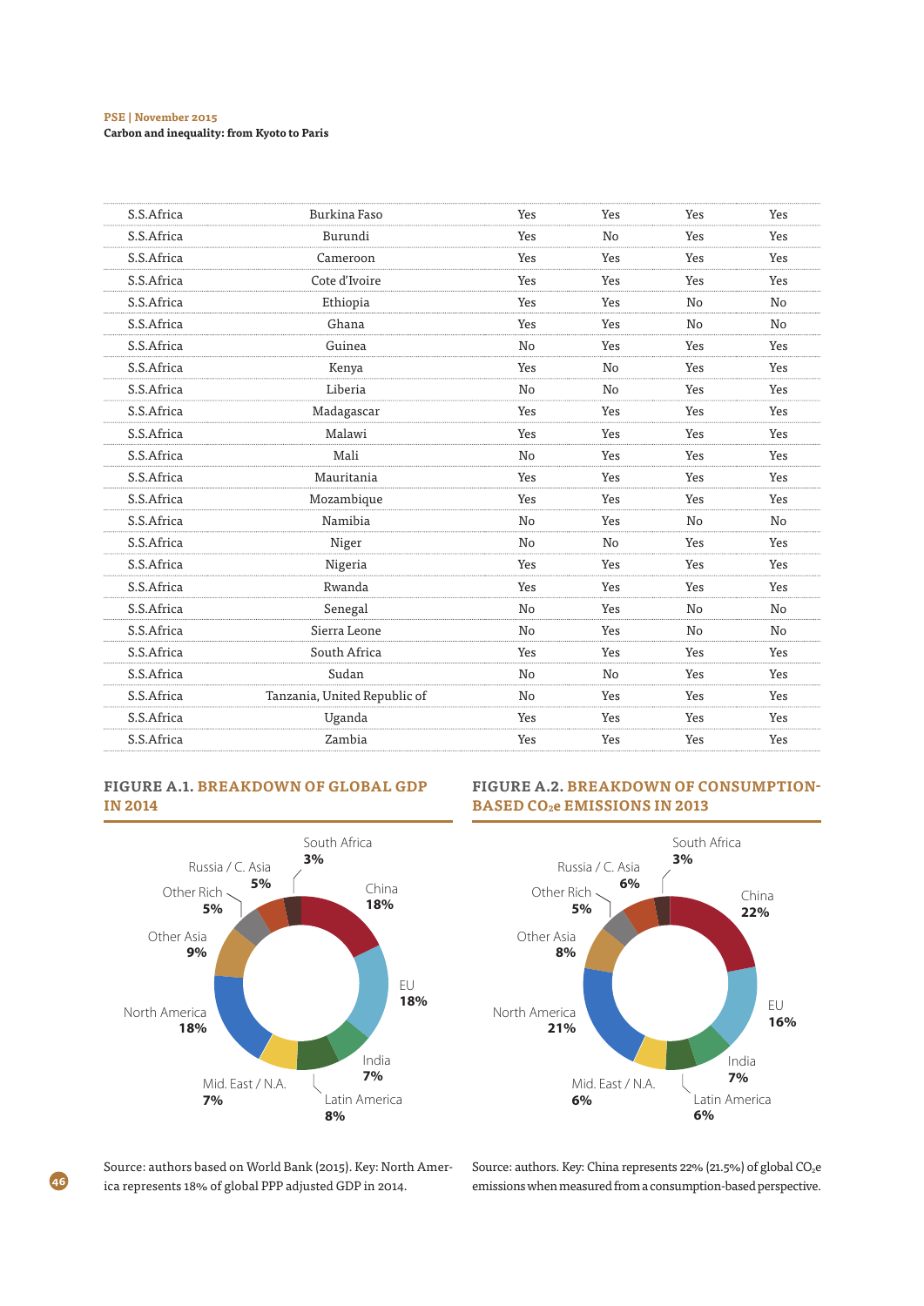| | | | | | |
|---|---|---|---|---|---|
| S.S.Africa | Burkina Faso | Yes | Yes | Yes | Yes |
| S.S.Africa | Burundi | Yes | No | Yes | Yes |
| S.S.Africa | Cameroon | Yes | Yes | Yes | Yes |
| S.S.Africa | Cote d'Ivoire | Yes | Yes | Yes | Yes |
| S.S.Africa | Ethiopia | Yes | Yes | No | No |
| S.S.Africa | Ghana | Yes | Yes | No | No |
| S.S.Africa | Guinea | No | Yes | Yes | Yes |
| S.S.Africa | Kenya | Yes | No | Yes | Yes |
| S.S.Africa | Liberia | No | No | Yes | Yes |
| S.S.Africa | Madagascar | Yes | Yes | Yes | Yes |
| S.S.Africa | Malawi | Yes | Yes | Yes | Yes |
| S.S.Africa | Mali | No | Yes | Yes | Yes |
| S.S.Africa | Mauritania | Yes | Yes | Yes | Yes |
| S.S.Africa | Mozambique | Yes | Yes | Yes | Yes |
| S.S.Africa | Namibia | No | Yes | No | No |
| S.S.Africa | Niger | No | No | Yes | Yes |
| S.S.Africa | Nigeria | Yes | Yes | Yes | Yes |
| S.S.Africa | Rwanda | Yes | Yes | Yes | Yes |
| S.S.Africa | Senegal | No | Yes | No | No |
| S.S.Africa | Sierra Leone | No | Yes | No | No |
| S.S.Africa | South Africa | Yes | Yes | Yes | Yes |
| S.S.Africa | Sudan | No | No | Yes | Yes |
| S.S.Africa | Tanzania, United Republic of | No | Yes | Yes | Yes |
| S.S.Africa | Uganda | Yes | Yes | Yes | Yes |
| S.S.Africa | Zambia | Yes | Yes | Yes | Yes |

### FIGURE A.1. BREAKDOWN OF GLOBAL GDP IN 2014

South Africa 3%
Russia / C. Asia 5%
Other Rich 5%
Other Asia 9%
North America 18%
Mid. East / N.A. 7%
Latin America 8%
India 7%
EU 18%
China 18%

Source: authors based on World Bank (2015). Key: North America represents 18% of global PPP adjusted GDP in 2014.

### FIGURE A.2. BREAKDOWN OF CONSUMPTION-BASED $CO_2e$ EMISSIONS IN 2013

South Africa 3%
Russia / C. Asia 6%
Other Rich 5%
Other Asia 8%
North America 21%
Mid. East / N.A. 6%
Latin America 6%
India 7%
EU 16%
China 22%

Source: authors. Key: China represents 22% (21.5%) of global $CO_2e$ emissions when measured from a consumption-based perspective.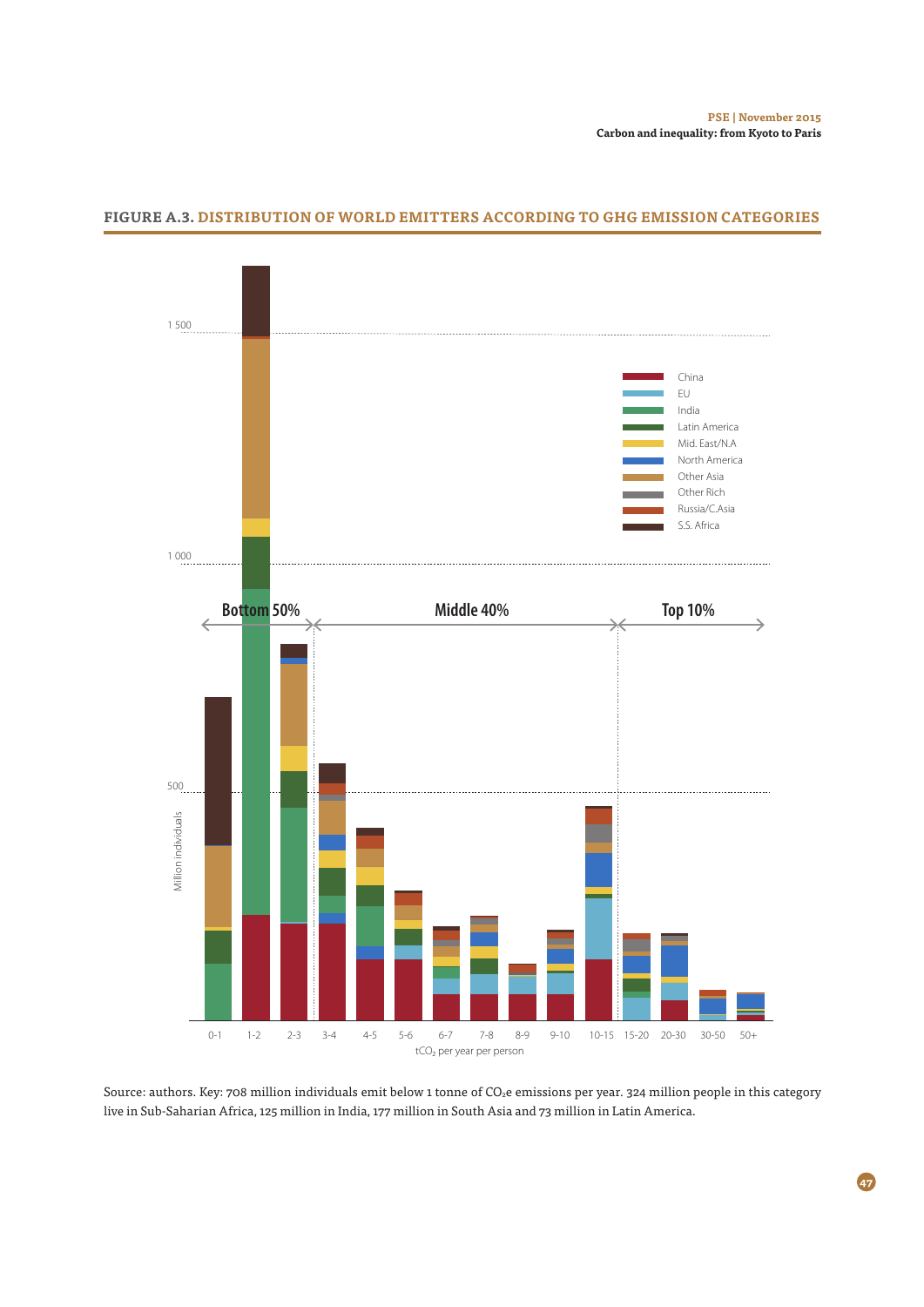## FIGURE A.3. DISTRIBUTION OF WORLD EMITTERS ACCORDING TO GHG EMISSION CATEGORIES

1 500
1 000
500
Million individuals

Bottom 50%
Middle 40%
Top 10%

China
EU
India
Latin America
Mid. East/N.A
North America
Other Asia
Other Rich
Russia/C.Asia
S.S. Africa

0-1 1-2 2-3 3-4 4-5 5-6 6-7 7-8 8-9 9-10 10-15 15-20 20-30 30-50 50+

$tCO_2$ per year per person

Source: authors. Key: 708 million individuals emit below 1 tonne of $CO_2e$ emissions per year. 324 million people in this category live in Sub-Saharian Africa, 125 million in India, 177 million in South Asia and 73 million in Latin America.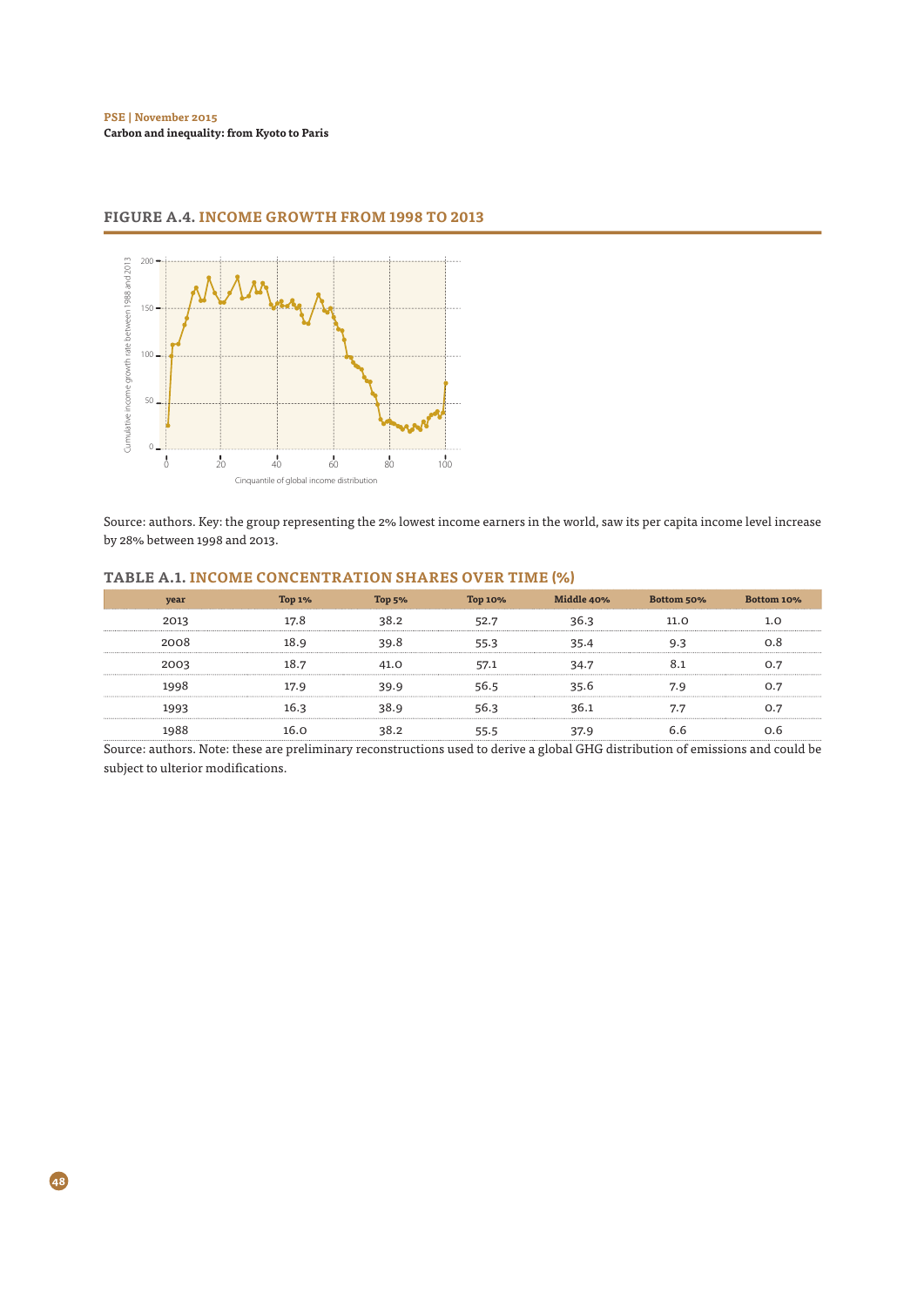## FIGURE A.4. INCOME GROWTH FROM 1998 TO 2013

200
150
100
50
0
Cumulative income growth rate between 1988 and 2013
0
20
40
60
80
100
Cinquantile of global income distribution

Source: authors. Key: the group representing the 2% lowest income earners in the world, saw its per capita income level increase by 28% between 1998 and 2013.

## TABLE A.1. INCOME CONCENTRATION SHARES OVER TIME (%)

| year | Top 1% | Top 5% | Top 10% | Middle 40% | Bottom 50% | Bottom 10% |
|---|---|---|---|---|---|---|
| 2013 | 17.8 | 38.2 | 52.7 | 36.3 | 11.0 | 1.0 |
| 2008 | 18.9 | 39.8 | 55.3 | 35.4 | 9.3 | 0.8 |
| 2003 | 18.7 | 41.0 | 57.1 | 34.7 | 8.1 | 0.7 |
| 1998 | 17.9 | 39.9 | 56.5 | 35.6 | 7.9 | 0.7 |
| 1993 | 16.3 | 38.9 | 56.3 | 36.1 | 7.7 | 0.7 |
| 1988 | 16.0 | 38.2 | 55.5 | 37.9 | 6.6 | 0.6 |

Source: authors. Note: these are preliminary reconstructions used to derive a global GHG distribution of emissions and could be subject to ulterior modifications.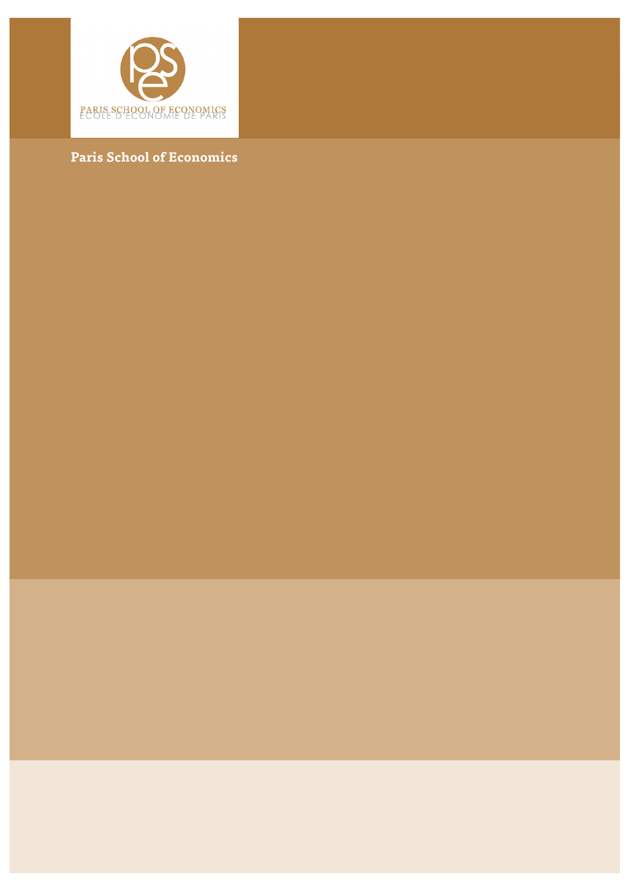PARIS SCHOOL OF ECONOMICS
ECOLE D'ECONOMIE DE PARIS

**Paris School of Economics**